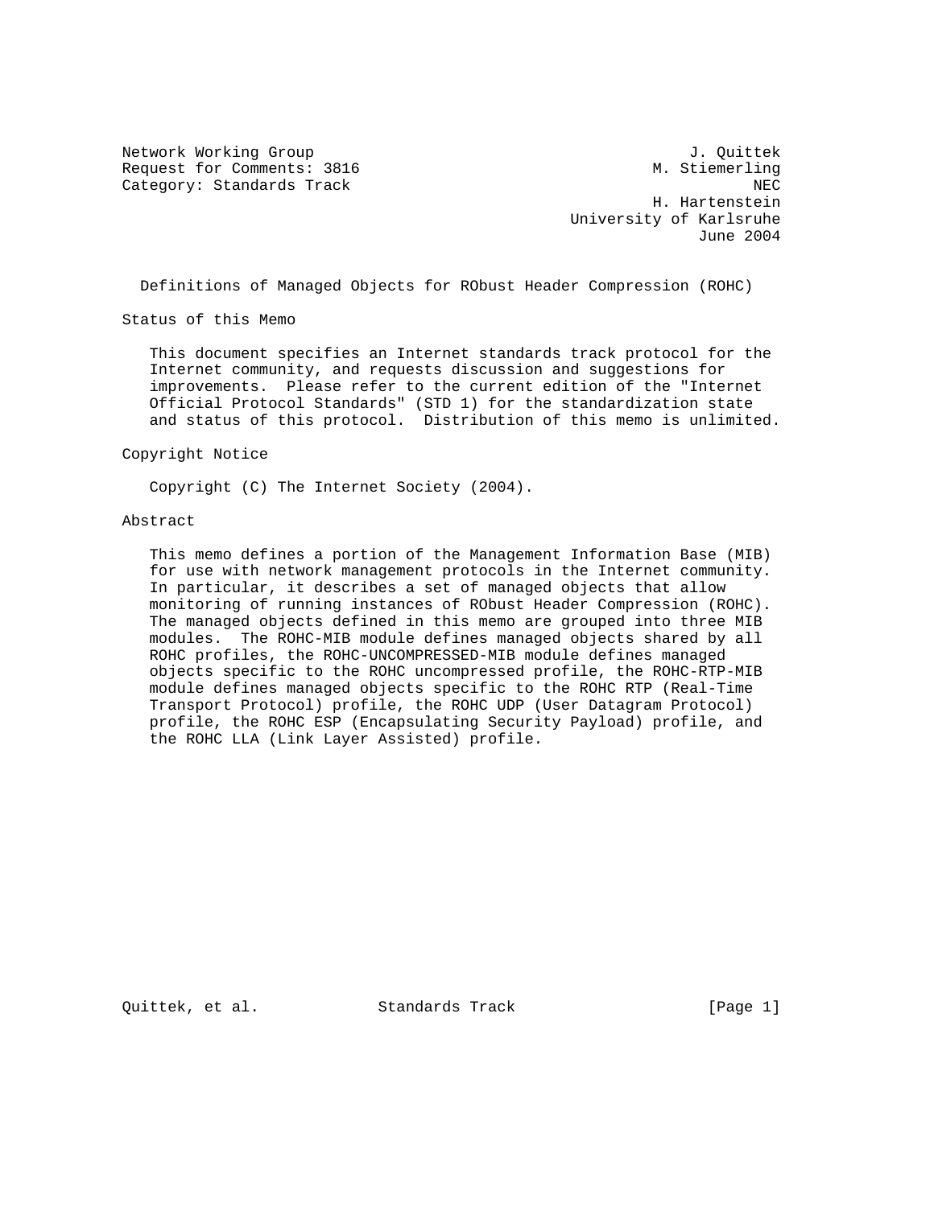Network Working Group J. Quittek
Request for Comments: 3816 M. Stiemerling
Category: Standards Track NEC
H. Hartenstein
University of Karlsruhe
June 2004

# Definitions of Managed Objects for RObust Header Compression (ROHC)

## Status of this Memo

This document specifies an Internet standards track protocol for the Internet community, and requests discussion and suggestions for improvements. Please refer to the current edition of the "Internet Official Protocol Standards" (STD 1) for the standardization state and status of this protocol. Distribution of this memo is unlimited.

## Copyright Notice

Copyright (C) The Internet Society (2004).

## Abstract

This memo defines a portion of the Management Information Base (MIB) for use with network management protocols in the Internet community. In particular, it describes a set of managed objects that allow monitoring of running instances of RObust Header Compression (ROHC). The managed objects defined in this memo are grouped into three MIB modules. The ROHC-MIB module defines managed objects shared by all ROHC profiles, the ROHC-UNCOMPRESSED-MIB module defines managed objects specific to the ROHC uncompressed profile, the ROHC-RTP-MIB module defines managed objects specific to the ROHC RTP (Real-Time Transport Protocol) profile, the ROHC UDP (User Datagram Protocol) profile, the ROHC ESP (Encapsulating Security Payload) profile, and the ROHC LLA (Link Layer Assisted) profile.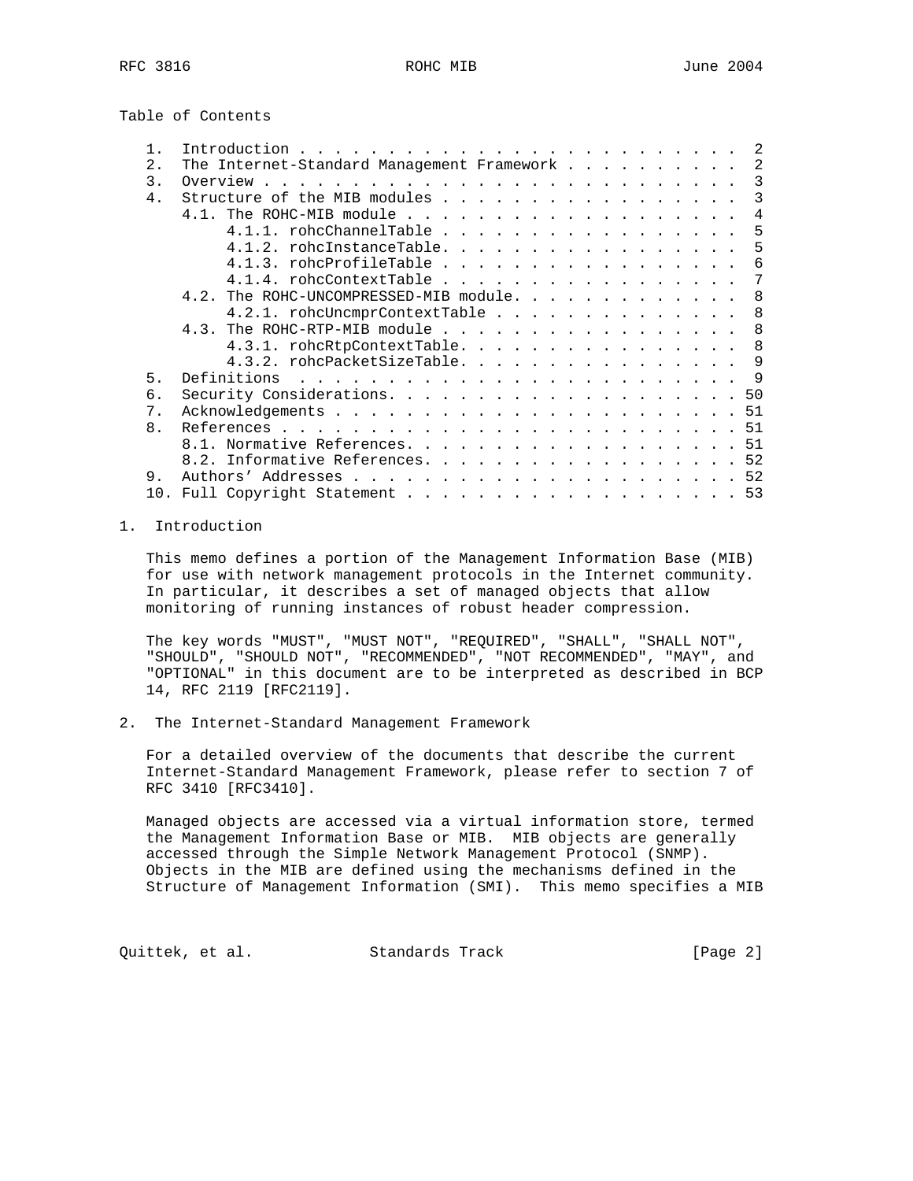Table of Contents

```
   1.  Introduction . . . . . . . . . . . . . . . . . . . . . . . . .  2
   2.  The Internet-Standard Management Framework . . . . . . . . . .  2
   3.  Overview . . . . . . . . . . . . . . . . . . . . . . . . . . .  3
   4.  Structure of the MIB modules . . . . . . . . . . . . . . . . .  3
       4.1. The ROHC-MIB module . . . . . . . . . . . . . . . . . . .  4
            4.1.1. rohcChannelTable . . . . . . . . . . . . . . . . .  5
            4.1.2. rohcInstanceTable. . . . . . . . . . . . . . . . .  5
            4.1.3. rohcProfileTable . . . . . . . . . . . . . . . . .  6
            4.1.4. rohcContextTable . . . . . . . . . . . . . . . . .  7
       4.2. The ROHC-UNCOMPRESSED-MIB module. . . . . . . . . . . . .  8
            4.2.1. rohcUncmprContextTable . . . . . . . . . . . . . .  8
       4.3. The ROHC-RTP-MIB module . . . . . . . . . . . . . . . . .  8
            4.3.1. rohcRtpContextTable. . . . . . . . . . . . . . . .  8
            4.3.2. rohcPacketSizeTable. . . . . . . . . . . . . . . .  9
   5.  Definitions  . . . . . . . . . . . . . . . . . . . . . . . . .  9
   6.  Security Considerations. . . . . . . . . . . . . . . . . . . . 50
   7.  Acknowledgements . . . . . . . . . . . . . . . . . . . . . . . 51
   8.  References . . . . . . . . . . . . . . . . . . . . . . . . . . 51
       8.1. Normative References. . . . . . . . . . . . . . . . . . . 51
       8.2. Informative References. . . . . . . . . . . . . . . . . . 52
   9.  Authors' Addresses . . . . . . . . . . . . . . . . . . . . . . 52
   10. Full Copyright Statement . . . . . . . . . . . . . . . . . . . 53
```

## 1. Introduction

This memo defines a portion of the Management Information Base (MIB) for use with network management protocols in the Internet community. In particular, it describes a set of managed objects that allow monitoring of running instances of robust header compression.

The key words "MUST", "MUST NOT", "REQUIRED", "SHALL", "SHALL NOT", "SHOULD", "SHOULD NOT", "RECOMMENDED", "NOT RECOMMENDED", "MAY", and "OPTIONAL" in this document are to be interpreted as described in BCP 14, RFC 2119 [RFC2119].

## 2. The Internet-Standard Management Framework

For a detailed overview of the documents that describe the current Internet-Standard Management Framework, please refer to section 7 of RFC 3410 [RFC3410].

Managed objects are accessed via a virtual information store, termed the Management Information Base or MIB. MIB objects are generally accessed through the Simple Network Management Protocol (SNMP). Objects in the MIB are defined using the mechanisms defined in the Structure of Management Information (SMI). This memo specifies a MIB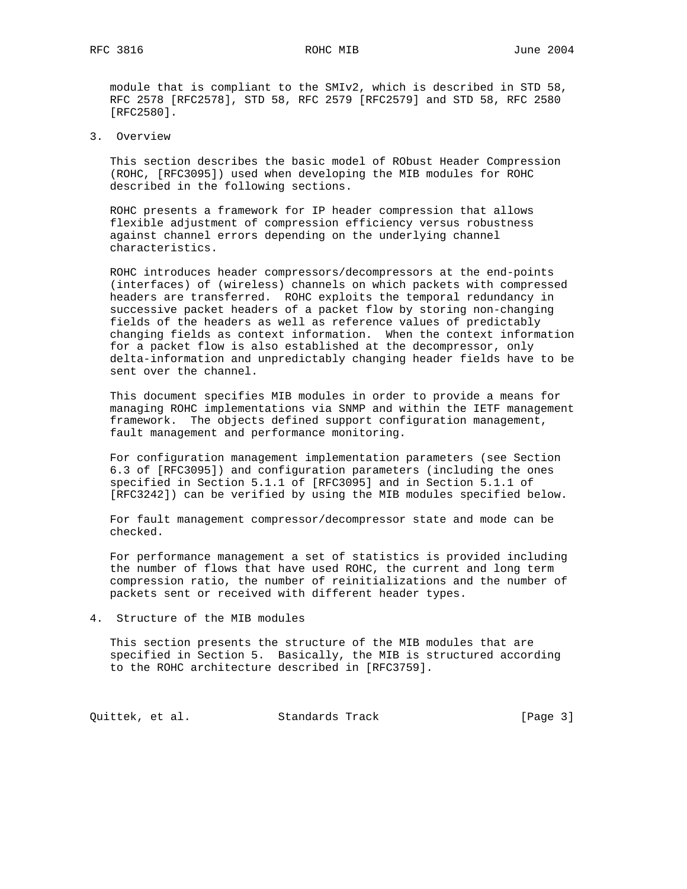module that is compliant to the SMIv2, which is described in STD 58, RFC 2578 [RFC2578], STD 58, RFC 2579 [RFC2579] and STD 58, RFC 2580 [RFC2580].

## 3. Overview

This section describes the basic model of RObust Header Compression (ROHC, [RFC3095]) used when developing the MIB modules for ROHC described in the following sections.

ROHC presents a framework for IP header compression that allows flexible adjustment of compression efficiency versus robustness against channel errors depending on the underlying channel characteristics.

ROHC introduces header compressors/decompressors at the end-points (interfaces) of (wireless) channels on which packets with compressed headers are transferred. ROHC exploits the temporal redundancy in successive packet headers of a packet flow by storing non-changing fields of the headers as well as reference values of predictably changing fields as context information. When the context information for a packet flow is also established at the decompressor, only delta-information and unpredictably changing header fields have to be sent over the channel.

This document specifies MIB modules in order to provide a means for managing ROHC implementations via SNMP and within the IETF management framework. The objects defined support configuration management, fault management and performance monitoring.

For configuration management implementation parameters (see Section 6.3 of [RFC3095]) and configuration parameters (including the ones specified in Section 5.1.1 of [RFC3095] and in Section 5.1.1 of [RFC3242]) can be verified by using the MIB modules specified below.

For fault management compressor/decompressor state and mode can be checked.

For performance management a set of statistics is provided including the number of flows that have used ROHC, the current and long term compression ratio, the number of reinitializations and the number of packets sent or received with different header types.

## 4. Structure of the MIB modules

This section presents the structure of the MIB modules that are specified in Section 5. Basically, the MIB is structured according to the ROHC architecture described in [RFC3759].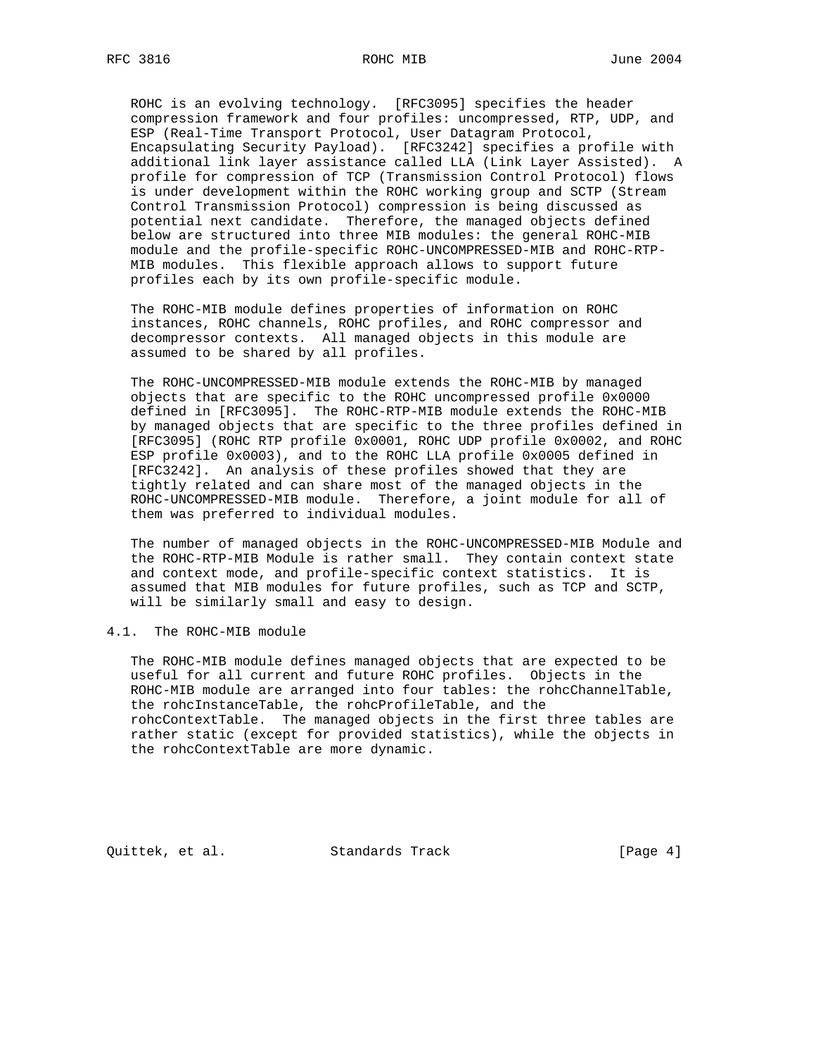ROHC is an evolving technology. [RFC3095] specifies the header compression framework and four profiles: uncompressed, RTP, UDP, and ESP (Real-Time Transport Protocol, User Datagram Protocol, Encapsulating Security Payload). [RFC3242] specifies a profile with additional link layer assistance called LLA (Link Layer Assisted). A profile for compression of TCP (Transmission Control Protocol) flows is under development within the ROHC working group and SCTP (Stream Control Transmission Protocol) compression is being discussed as potential next candidate. Therefore, the managed objects defined below are structured into three MIB modules: the general ROHC-MIB module and the profile-specific ROHC-UNCOMPRESSED-MIB and ROHC-RTP-MIB modules. This flexible approach allows to support future profiles each by its own profile-specific module.

The ROHC-MIB module defines properties of information on ROHC instances, ROHC channels, ROHC profiles, and ROHC compressor and decompressor contexts. All managed objects in this module are assumed to be shared by all profiles.

The ROHC-UNCOMPRESSED-MIB module extends the ROHC-MIB by managed objects that are specific to the ROHC uncompressed profile 0x0000 defined in [RFC3095]. The ROHC-RTP-MIB module extends the ROHC-MIB by managed objects that are specific to the three profiles defined in [RFC3095] (ROHC RTP profile 0x0001, ROHC UDP profile 0x0002, and ROHC ESP profile 0x0003), and to the ROHC LLA profile 0x0005 defined in [RFC3242]. An analysis of these profiles showed that they are tightly related and can share most of the managed objects in the ROHC-UNCOMPRESSED-MIB module. Therefore, a joint module for all of them was preferred to individual modules.

The number of managed objects in the ROHC-UNCOMPRESSED-MIB Module and the ROHC-RTP-MIB Module is rather small. They contain context state and context mode, and profile-specific context statistics. It is assumed that MIB modules for future profiles, such as TCP and SCTP, will be similarly small and easy to design.

## 4.1. The ROHC-MIB module

The ROHC-MIB module defines managed objects that are expected to be useful for all current and future ROHC profiles. Objects in the ROHC-MIB module are arranged into four tables: the rohcChannelTable, the rohcInstanceTable, the rohcProfileTable, and the rohcContextTable. The managed objects in the first three tables are rather static (except for provided statistics), while the objects in the rohcContextTable are more dynamic.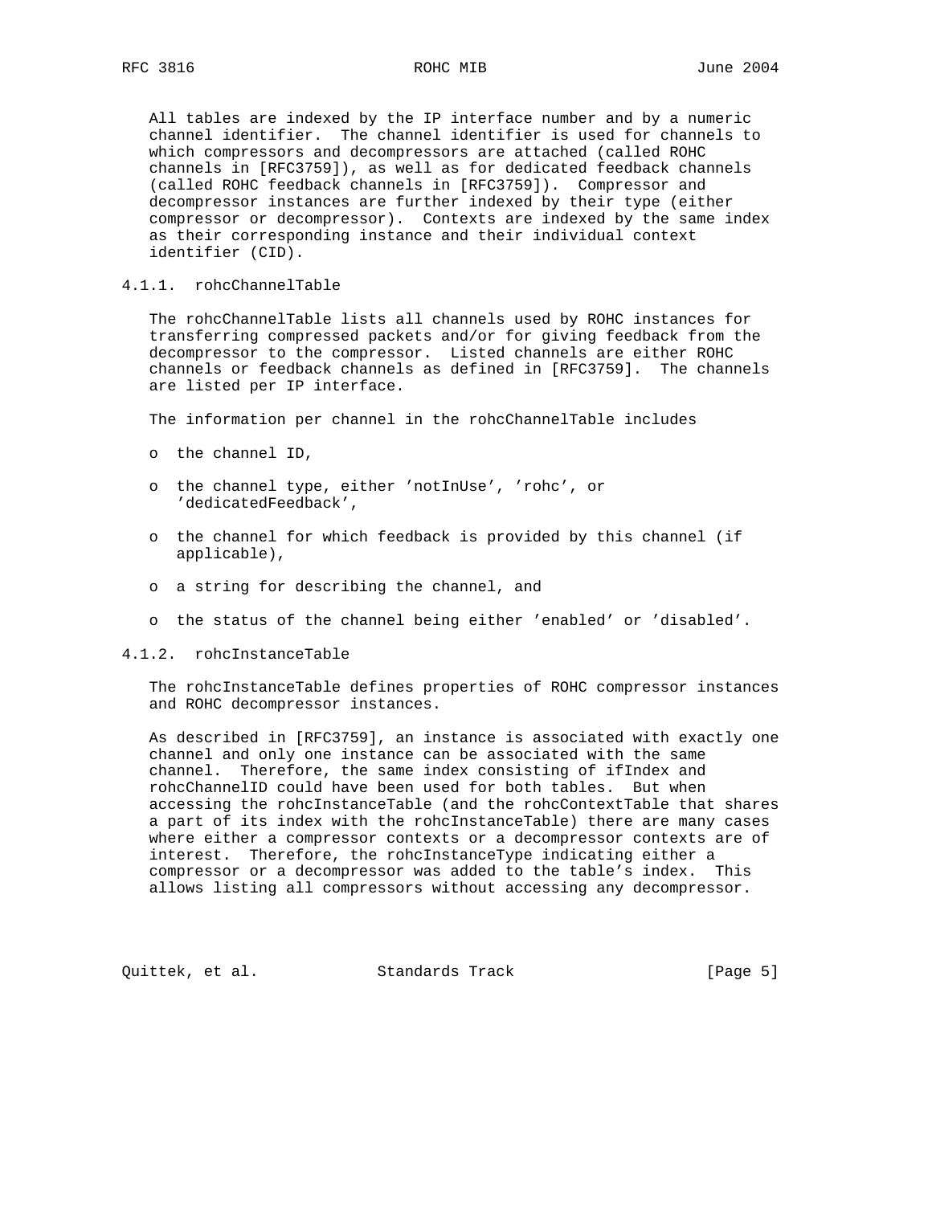All tables are indexed by the IP interface number and by a numeric channel identifier. The channel identifier is used for channels to which compressors and decompressors are attached (called ROHC channels in [RFC3759]), as well as for dedicated feedback channels (called ROHC feedback channels in [RFC3759]). Compressor and decompressor instances are further indexed by their type (either compressor or decompressor). Contexts are indexed by the same index as their corresponding instance and their individual context identifier (CID).

### 4.1.1. rohcChannelTable

The rohcChannelTable lists all channels used by ROHC instances for transferring compressed packets and/or for giving feedback from the decompressor to the compressor. Listed channels are either ROHC channels or feedback channels as defined in [RFC3759]. The channels are listed per IP interface.

The information per channel in the rohcChannelTable includes

- the channel ID,
- the channel type, either 'notInUse', 'rohc', or 'dedicatedFeedback',
- the channel for which feedback is provided by this channel (if applicable),
- a string for describing the channel, and
- the status of the channel being either 'enabled' or 'disabled'.

### 4.1.2. rohcInstanceTable

The rohcInstanceTable defines properties of ROHC compressor instances and ROHC decompressor instances.

As described in [RFC3759], an instance is associated with exactly one channel and only one instance can be associated with the same channel. Therefore, the same index consisting of ifIndex and rohcChannelID could have been used for both tables. But when accessing the rohcInstanceTable (and the rohcContextTable that shares a part of its index with the rohcInstanceTable) there are many cases where either a compressor contexts or a decompressor contexts are of interest. Therefore, the rohcInstanceType indicating either a compressor or a decompressor was added to the table's index. This allows listing all compressors without accessing any decompressor.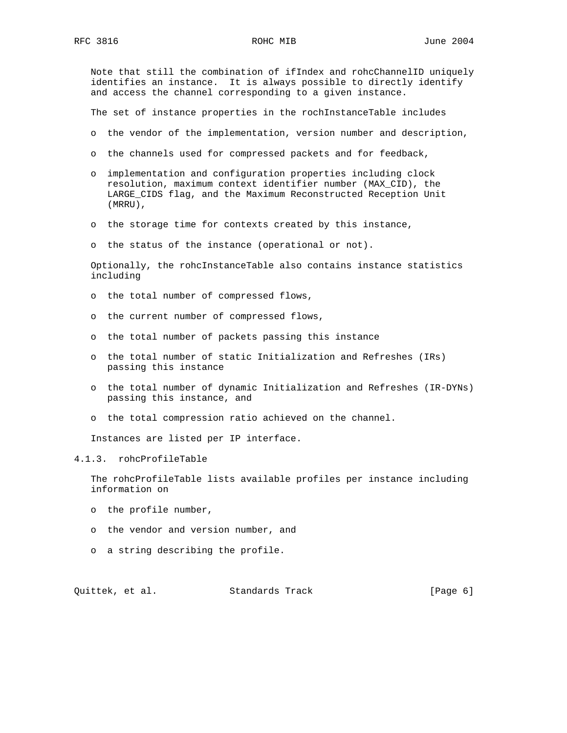Note that still the combination of ifIndex and rohcChannelID uniquely identifies an instance. It is always possible to directly identify and access the channel corresponding to a given instance.

The set of instance properties in the rochInstanceTable includes

- the vendor of the implementation, version number and description,
- the channels used for compressed packets and for feedback,
- implementation and configuration properties including clock resolution, maximum context identifier number (MAX_CID), the LARGE_CIDS flag, and the Maximum Reconstructed Reception Unit (MRRU),
- the storage time for contexts created by this instance,
- the status of the instance (operational or not).

Optionally, the rohcInstanceTable also contains instance statistics including

- the total number of compressed flows,
- the current number of compressed flows,
- the total number of packets passing this instance
- the total number of static Initialization and Refreshes (IRs) passing this instance
- the total number of dynamic Initialization and Refreshes (IR-DYNs) passing this instance, and
- the total compression ratio achieved on the channel.

Instances are listed per IP interface.

### 4.1.3. rohcProfileTable

The rohcProfileTable lists available profiles per instance including information on

- the profile number,
- the vendor and version number, and
- a string describing the profile.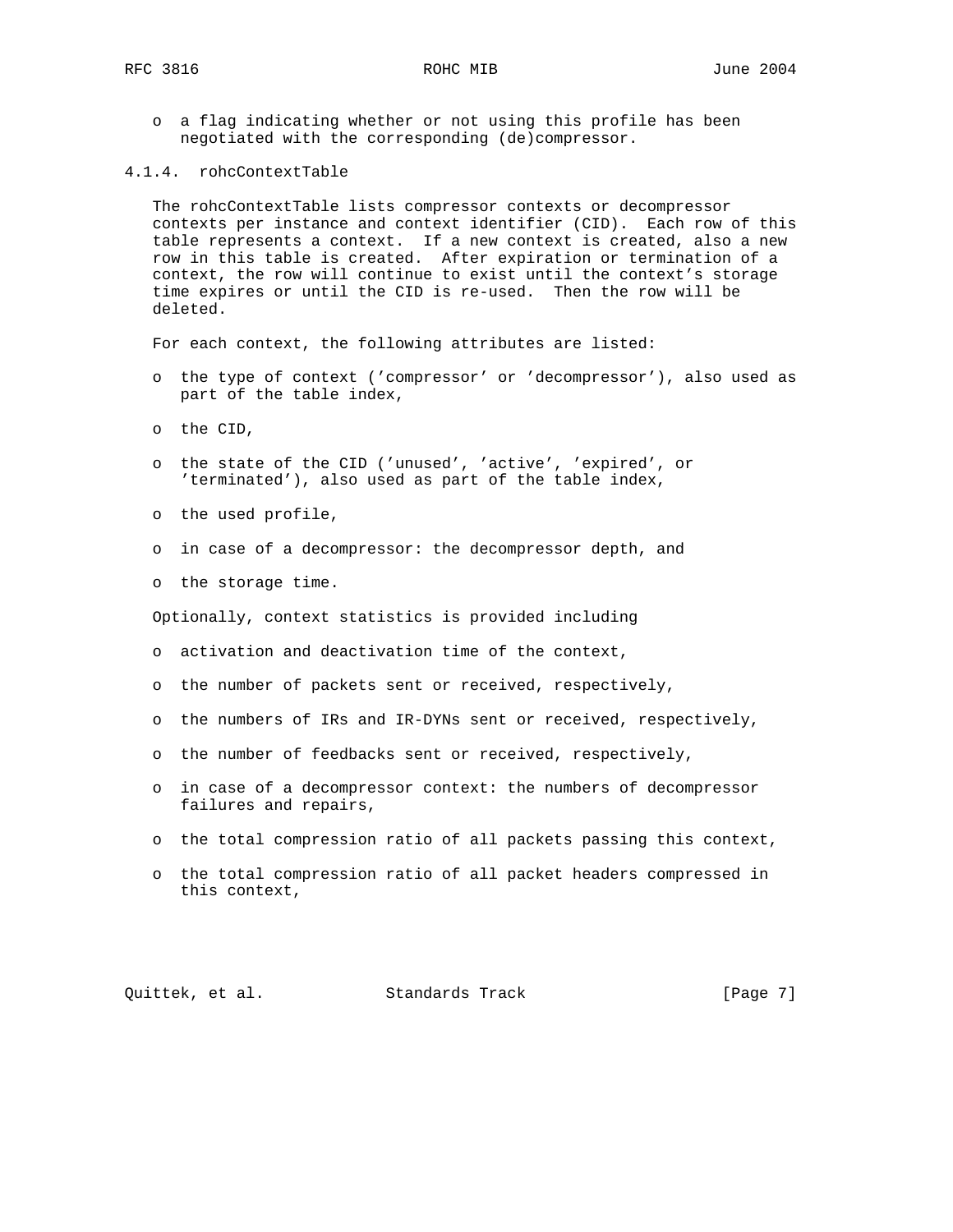- a flag indicating whether or not using this profile has been negotiated with the corresponding (de)compressor.

#### 4.1.4. rohcContextTable

The rohcContextTable lists compressor contexts or decompressor contexts per instance and context identifier (CID). Each row of this table represents a context. If a new context is created, also a new row in this table is created. After expiration or termination of a context, the row will continue to exist until the context's storage time expires or until the CID is re-used. Then the row will be deleted.

For each context, the following attributes are listed:

- the type of context ('compressor' or 'decompressor'), also used as part of the table index,
- the CID,
- the state of the CID ('unused', 'active', 'expired', or 'terminated'), also used as part of the table index,
- the used profile,
- in case of a decompressor: the decompressor depth, and
- the storage time.

Optionally, context statistics is provided including

- activation and deactivation time of the context,
- the number of packets sent or received, respectively,
- the numbers of IRs and IR-DYNs sent or received, respectively,
- the number of feedbacks sent or received, respectively,
- in case of a decompressor context: the numbers of decompressor failures and repairs,
- the total compression ratio of all packets passing this context,
- the total compression ratio of all packet headers compressed in this context,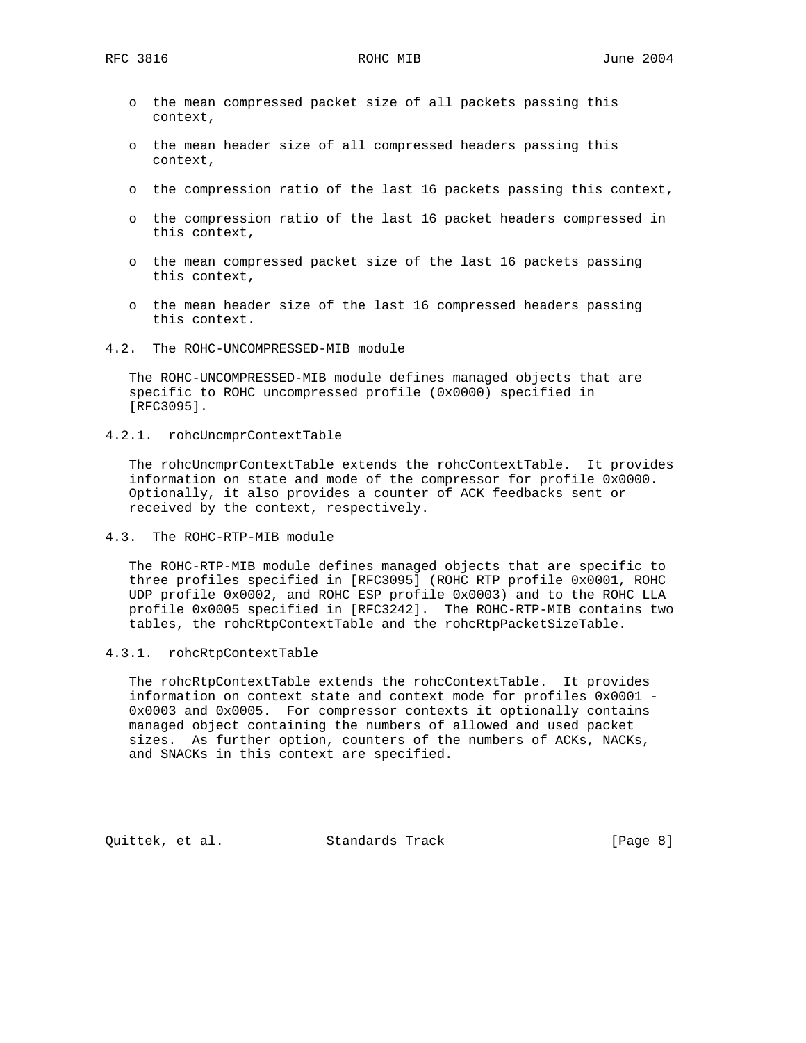- the mean compressed packet size of all packets passing this context,

- the mean header size of all compressed headers passing this context,

- the compression ratio of the last 16 packets passing this context,

- the compression ratio of the last 16 packet headers compressed in this context,

- the mean compressed packet size of the last 16 packets passing this context,

- the mean header size of the last 16 compressed headers passing this context.

### 4.2. The ROHC-UNCOMPRESSED-MIB module

The ROHC-UNCOMPRESSED-MIB module defines managed objects that are specific to ROHC uncompressed profile (0x0000) specified in [RFC3095].

#### 4.2.1. rohcUncmprContextTable

The rohcUncmprContextTable extends the rohcContextTable. It provides information on state and mode of the compressor for profile 0x0000. Optionally, it also provides a counter of ACK feedbacks sent or received by the context, respectively.

### 4.3. The ROHC-RTP-MIB module

The ROHC-RTP-MIB module defines managed objects that are specific to three profiles specified in [RFC3095] (ROHC RTP profile 0x0001, ROHC UDP profile 0x0002, and ROHC ESP profile 0x0003) and to the ROHC LLA profile 0x0005 specified in [RFC3242]. The ROHC-RTP-MIB contains two tables, the rohcRtpContextTable and the rohcRtpPacketSizeTable.

#### 4.3.1. rohcRtpContextTable

The rohcRtpContextTable extends the rohcContextTable. It provides information on context state and context mode for profiles 0x0001 - 0x0003 and 0x0005. For compressor contexts it optionally contains managed object containing the numbers of allowed and used packet sizes. As further option, counters of the numbers of ACKs, NACKs, and SNACKs in this context are specified.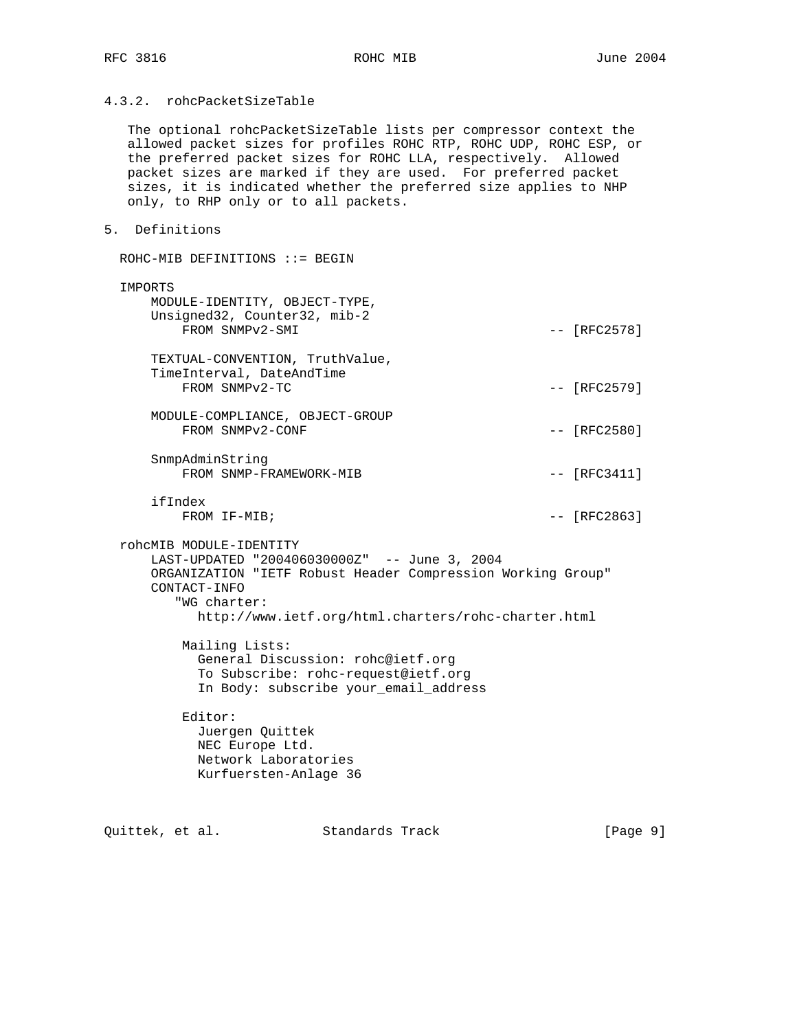#### 4.3.2. rohcPacketSizeTable

The optional rohcPacketSizeTable lists per compressor context the allowed packet sizes for profiles ROHC RTP, ROHC UDP, ROHC ESP, or the preferred packet sizes for ROHC LLA, respectively. Allowed packet sizes are marked if they are used. For preferred packet sizes, it is indicated whether the preferred size applies to NHP only, to RHP only or to all packets.

## 5. Definitions

```
ROHC-MIB DEFINITIONS ::= BEGIN

IMPORTS
    MODULE-IDENTITY, OBJECT-TYPE,
    Unsigned32, Counter32, mib-2
        FROM SNMPv2-SMI                               -- [RFC2578]

    TEXTUAL-CONVENTION, TruthValue,
    TimeInterval, DateAndTime
        FROM SNMPv2-TC                                -- [RFC2579]

    MODULE-COMPLIANCE, OBJECT-GROUP
        FROM SNMPv2-CONF                              -- [RFC2580]

    SnmpAdminString
        FROM SNMP-FRAMEWORK-MIB                       -- [RFC3411]

    ifIndex
        FROM IF-MIB;                                  -- [RFC2863]

rohcMIB MODULE-IDENTITY
    LAST-UPDATED "200406030000Z"  -- June 3, 2004
    ORGANIZATION "IETF Robust Header Compression Working Group"
    CONTACT-INFO
       "WG charter:
          http://www.ietf.org/html.charters/rohc-charter.html

        Mailing Lists:
          General Discussion: rohc@ietf.org
          To Subscribe: rohc-request@ietf.org
          In Body: subscribe your_email_address

        Editor:
          Juergen Quittek
          NEC Europe Ltd.
          Network Laboratories
          Kurfuersten-Anlage 36
```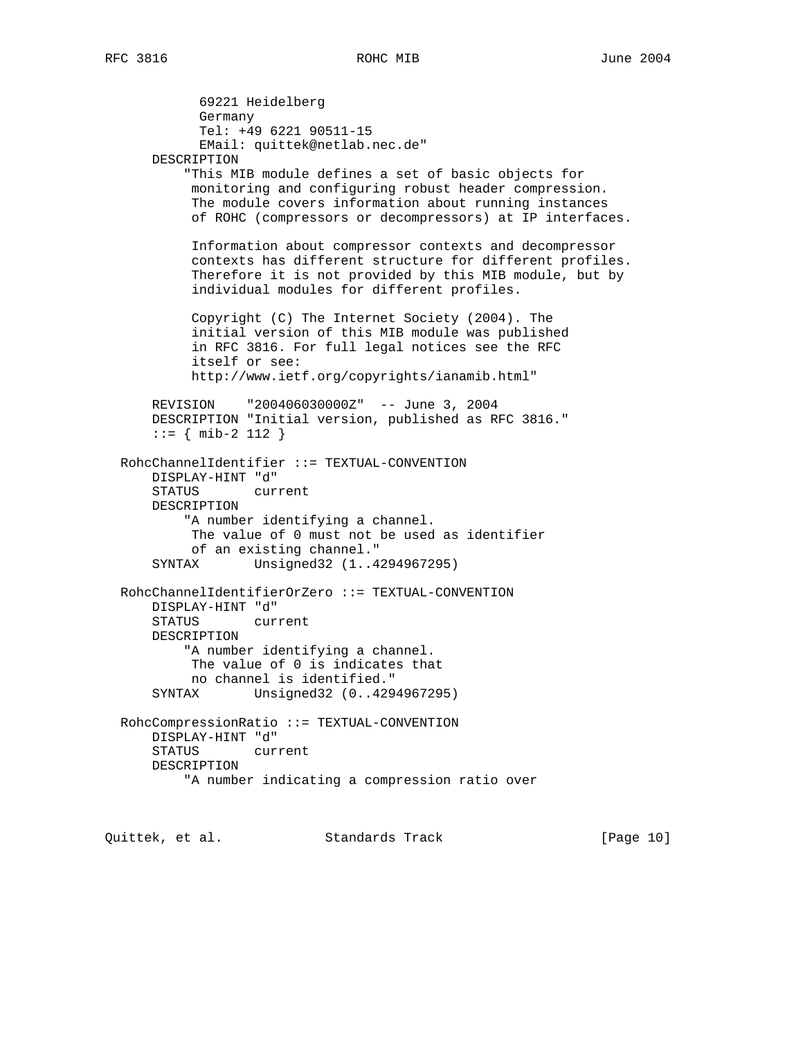```
            69221 Heidelberg
            Germany
            Tel: +49 6221 90511-15
            EMail: quittek@netlab.nec.de"
      DESCRIPTION
          "This MIB module defines a set of basic objects for
           monitoring and configuring robust header compression.
           The module covers information about running instances
           of ROHC (compressors or decompressors) at IP interfaces.

           Information about compressor contexts and decompressor
           contexts has different structure for different profiles.
           Therefore it is not provided by this MIB module, but by
           individual modules for different profiles.

           Copyright (C) The Internet Society (2004). The
           initial version of this MIB module was published
           in RFC 3816. For full legal notices see the RFC
           itself or see:
           http://www.ietf.org/copyrights/ianamib.html"

      REVISION    "200406030000Z"  -- June 3, 2004
      DESCRIPTION "Initial version, published as RFC 3816."
      ::= { mib-2 112 }

  RohcChannelIdentifier ::= TEXTUAL-CONVENTION
      DISPLAY-HINT "d"
      STATUS       current
      DESCRIPTION
          "A number identifying a channel.
           The value of 0 must not be used as identifier
           of an existing channel."
      SYNTAX       Unsigned32 (1..4294967295)

  RohcChannelIdentifierOrZero ::= TEXTUAL-CONVENTION
      DISPLAY-HINT "d"
      STATUS       current
      DESCRIPTION
          "A number identifying a channel.
           The value of 0 is indicates that
           no channel is identified."
      SYNTAX       Unsigned32 (0..4294967295)

  RohcCompressionRatio ::= TEXTUAL-CONVENTION
      DISPLAY-HINT "d"
      STATUS       current
      DESCRIPTION
          "A number indicating a compression ratio over
```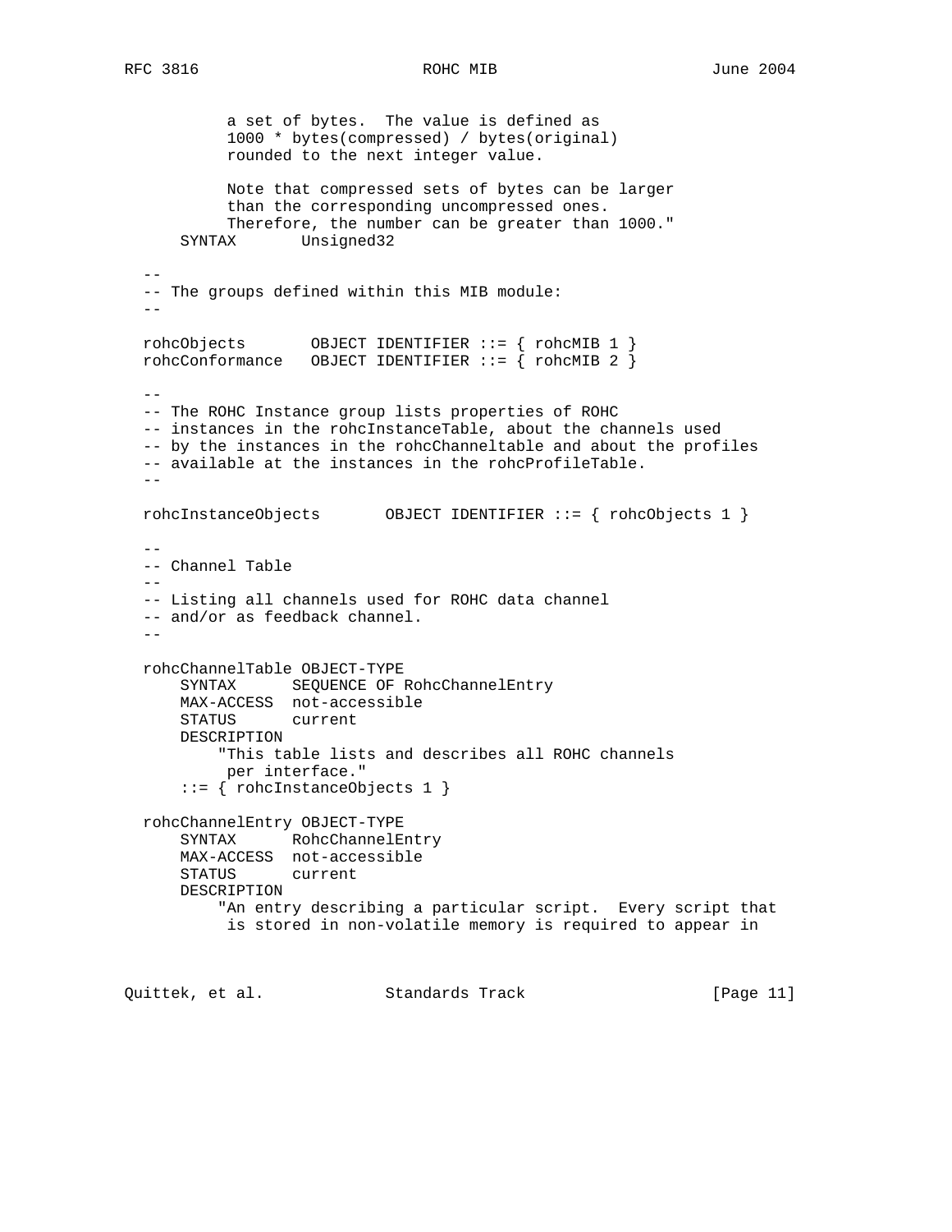```
           a set of bytes.  The value is defined as
           1000 * bytes(compressed) / bytes(original)
           rounded to the next integer value.

           Note that compressed sets of bytes can be larger
           than the corresponding uncompressed ones.
           Therefore, the number can be greater than 1000."
      SYNTAX       Unsigned32

  --
  -- The groups defined within this MIB module:
  --

  rohcObjects       OBJECT IDENTIFIER ::= { rohcMIB 1 }
  rohcConformance   OBJECT IDENTIFIER ::= { rohcMIB 2 }

  --
  -- The ROHC Instance group lists properties of ROHC
  -- instances in the rohcInstanceTable, about the channels used
  -- by the instances in the rohcChanneltable and about the profiles
  -- available at the instances in the rohcProfileTable.
  --

  rohcInstanceObjects       OBJECT IDENTIFIER ::= { rohcObjects 1 }

  --
  -- Channel Table
  --
  -- Listing all channels used for ROHC data channel
  -- and/or as feedback channel.
  --

  rohcChannelTable OBJECT-TYPE
      SYNTAX      SEQUENCE OF RohcChannelEntry
      MAX-ACCESS  not-accessible
      STATUS      current
      DESCRIPTION
          "This table lists and describes all ROHC channels
           per interface."
      ::= { rohcInstanceObjects 1 }

  rohcChannelEntry OBJECT-TYPE
      SYNTAX      RohcChannelEntry
      MAX-ACCESS  not-accessible
      STATUS      current
      DESCRIPTION
          "An entry describing a particular script.  Every script that
           is stored in non-volatile memory is required to appear in
```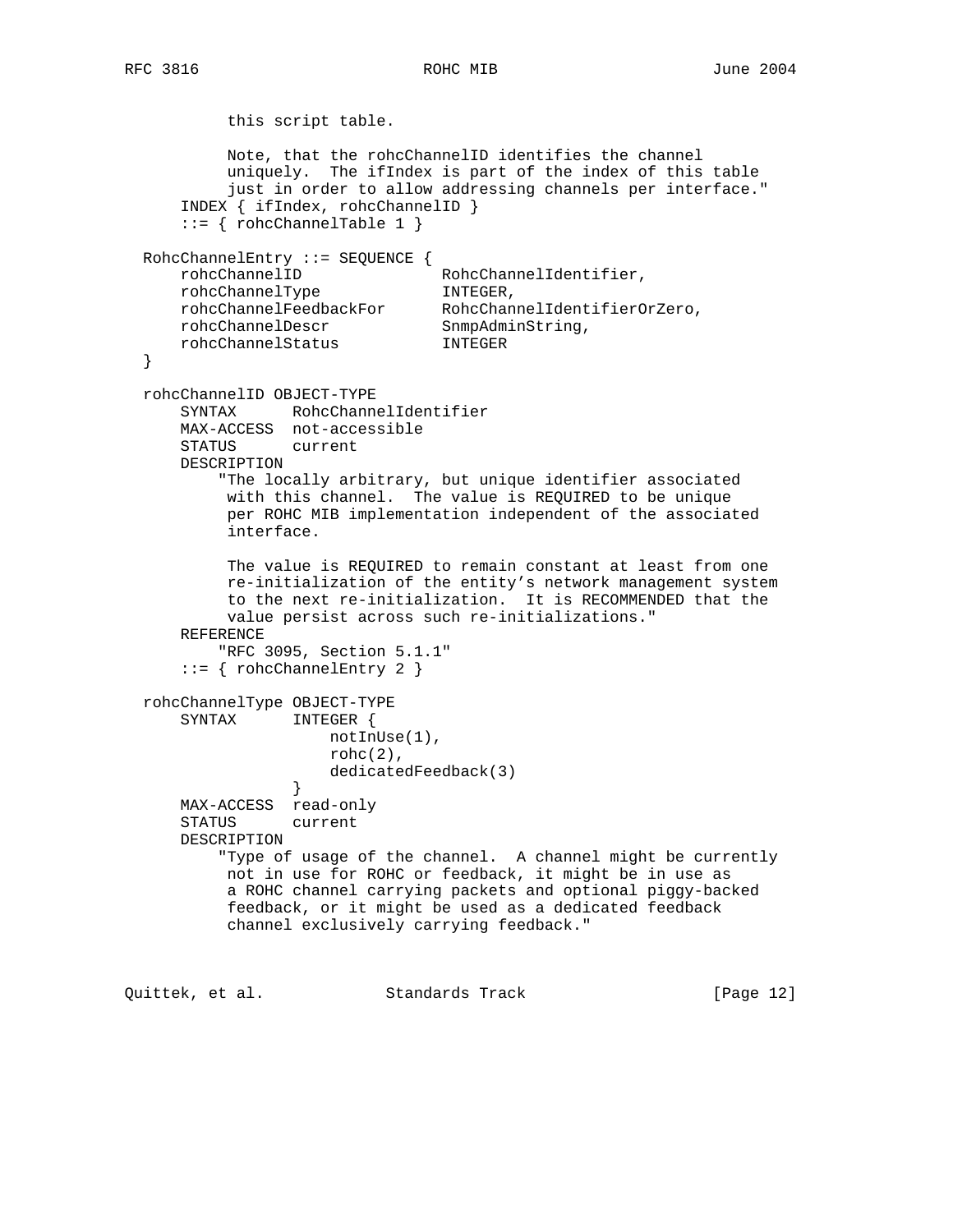```
          this script table.

          Note, that the rohcChannelID identifies the channel
          uniquely.  The ifIndex is part of the index of this table
          just in order to allow addressing channels per interface."
      INDEX { ifIndex, rohcChannelID }
      ::= { rohcChannelTable 1 }

  RohcChannelEntry ::= SEQUENCE {
      rohcChannelID               RohcChannelIdentifier,
      rohcChannelType             INTEGER,
      rohcChannelFeedbackFor      RohcChannelIdentifierOrZero,
      rohcChannelDescr            SnmpAdminString,
      rohcChannelStatus           INTEGER
  }

  rohcChannelID OBJECT-TYPE
      SYNTAX      RohcChannelIdentifier
      MAX-ACCESS  not-accessible
      STATUS      current
      DESCRIPTION
          "The locally arbitrary, but unique identifier associated
          with this channel.  The value is REQUIRED to be unique
          per ROHC MIB implementation independent of the associated
          interface.

          The value is REQUIRED to remain constant at least from one
          re-initialization of the entity's network management system
          to the next re-initialization.  It is RECOMMENDED that the
          value persist across such re-initializations."
      REFERENCE
          "RFC 3095, Section 5.1.1"
      ::= { rohcChannelEntry 2 }

  rohcChannelType OBJECT-TYPE
      SYNTAX      INTEGER {
                      notInUse(1),
                      rohc(2),
                      dedicatedFeedback(3)
                  }
      MAX-ACCESS  read-only
      STATUS      current
      DESCRIPTION
          "Type of usage of the channel.  A channel might be currently
          not in use for ROHC or feedback, it might be in use as
          a ROHC channel carrying packets and optional piggy-backed
          feedback, or it might be used as a dedicated feedback
          channel exclusively carrying feedback."
```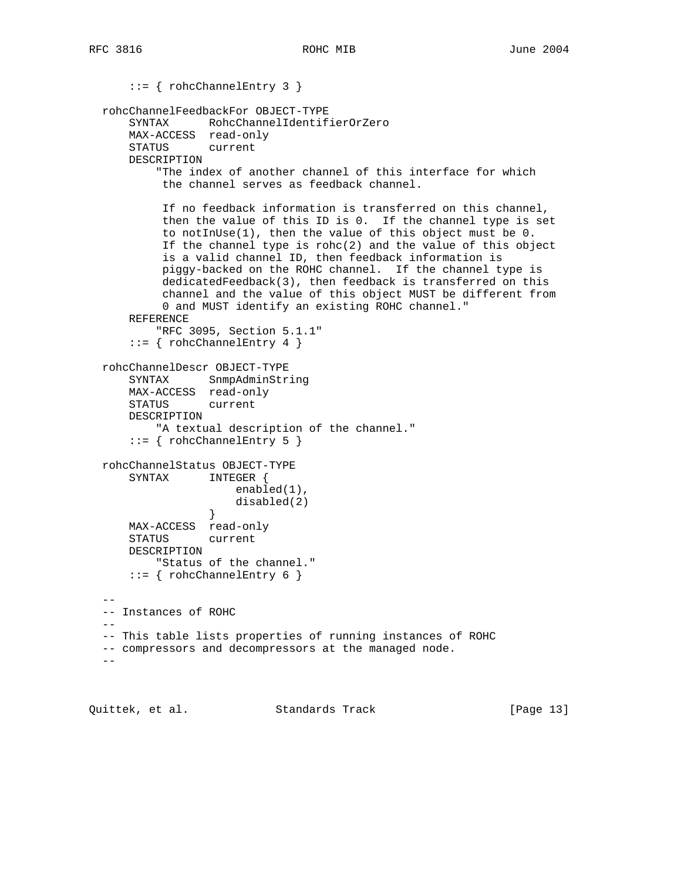```
      ::= { rohcChannelEntry 3 }

  rohcChannelFeedbackFor OBJECT-TYPE
      SYNTAX      RohcChannelIdentifierOrZero
      MAX-ACCESS  read-only
      STATUS      current
      DESCRIPTION
          "The index of another channel of this interface for which
           the channel serves as feedback channel.

           If no feedback information is transferred on this channel,
           then the value of this ID is 0.  If the channel type is set
           to notInUse(1), then the value of this object must be 0.
           If the channel type is rohc(2) and the value of this object
           is a valid channel ID, then feedback information is
           piggy-backed on the ROHC channel.  If the channel type is
           dedicatedFeedback(3), then feedback is transferred on this
           channel and the value of this object MUST be different from
           0 and MUST identify an existing ROHC channel."
      REFERENCE
          "RFC 3095, Section 5.1.1"
      ::= { rohcChannelEntry 4 }

  rohcChannelDescr OBJECT-TYPE
      SYNTAX      SnmpAdminString
      MAX-ACCESS  read-only
      STATUS      current
      DESCRIPTION
          "A textual description of the channel."
      ::= { rohcChannelEntry 5 }

  rohcChannelStatus OBJECT-TYPE
      SYNTAX      INTEGER {
                      enabled(1),
                      disabled(2)
                  }
      MAX-ACCESS  read-only
      STATUS      current
      DESCRIPTION
          "Status of the channel."
      ::= { rohcChannelEntry 6 }

  --
  -- Instances of ROHC
  --
  -- This table lists properties of running instances of ROHC
  -- compressors and decompressors at the managed node.
  --
```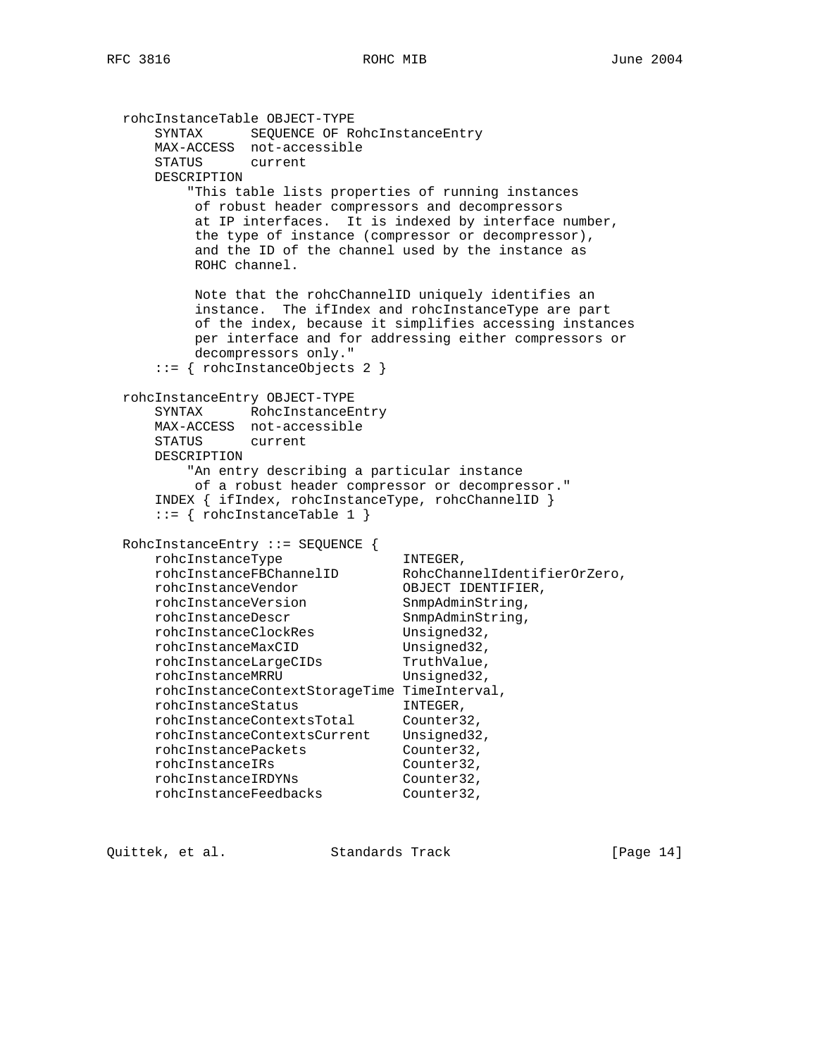```
   rohcInstanceTable OBJECT-TYPE
       SYNTAX      SEQUENCE OF RohcInstanceEntry
       MAX-ACCESS  not-accessible
       STATUS      current
       DESCRIPTION
           "This table lists properties of running instances
            of robust header compressors and decompressors
            at IP interfaces.  It is indexed by interface number,
            the type of instance (compressor or decompressor),
            and the ID of the channel used by the instance as
            ROHC channel.

            Note that the rohcChannelID uniquely identifies an
            instance.  The ifIndex and rohcInstanceType are part
            of the index, because it simplifies accessing instances
            per interface and for addressing either compressors or
            decompressors only."
       ::= { rohcInstanceObjects 2 }

   rohcInstanceEntry OBJECT-TYPE
       SYNTAX      RohcInstanceEntry
       MAX-ACCESS  not-accessible
       STATUS      current
       DESCRIPTION
           "An entry describing a particular instance
            of a robust header compressor or decompressor."
       INDEX { ifIndex, rohcInstanceType, rohcChannelID }
       ::= { rohcInstanceTable 1 }

   RohcInstanceEntry ::= SEQUENCE {
       rohcInstanceType               INTEGER,
       rohcInstanceFBChannelID        RohcChannelIdentifierOrZero,
       rohcInstanceVendor             OBJECT IDENTIFIER,
       rohcInstanceVersion            SnmpAdminString,
       rohcInstanceDescr              SnmpAdminString,
       rohcInstanceClockRes           Unsigned32,
       rohcInstanceMaxCID             Unsigned32,
       rohcInstanceLargeCIDs          TruthValue,
       rohcInstanceMRRU               Unsigned32,
       rohcInstanceContextStorageTime TimeInterval,
       rohcInstanceStatus             INTEGER,
       rohcInstanceContextsTotal      Counter32,
       rohcInstanceContextsCurrent    Unsigned32,
       rohcInstancePackets            Counter32,
       rohcInstanceIRs                Counter32,
       rohcInstanceIRDYNs             Counter32,
       rohcInstanceFeedbacks          Counter32,
```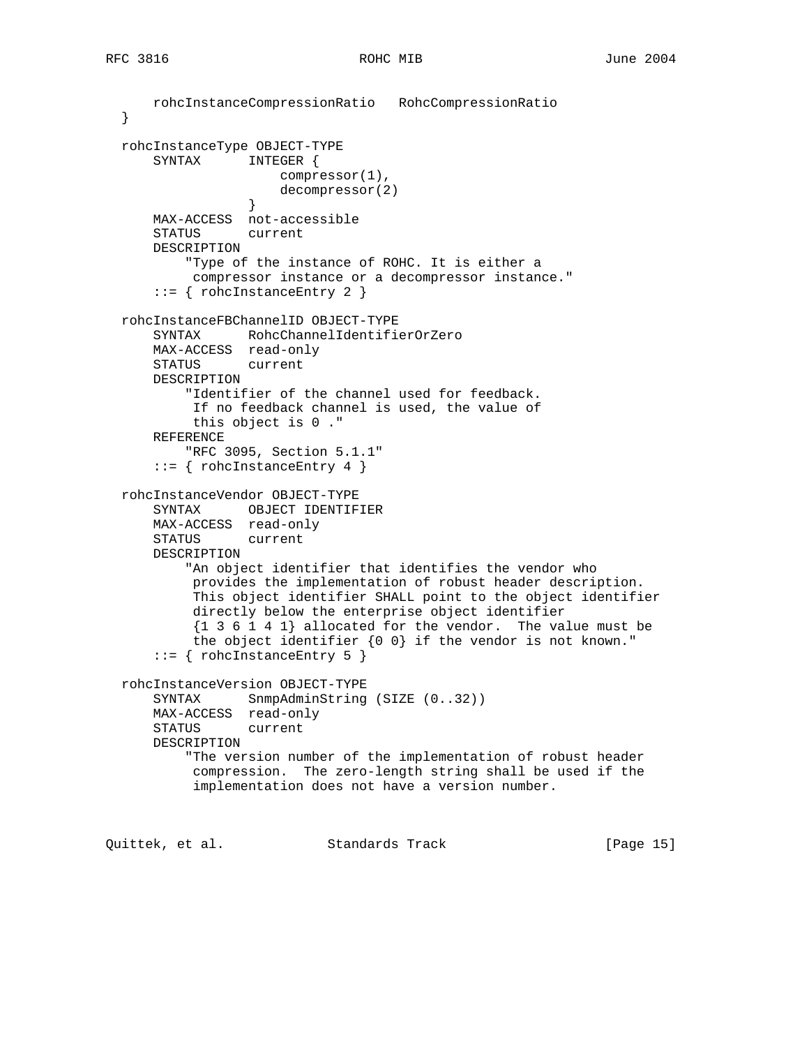```
      rohcInstanceCompressionRatio   RohcCompressionRatio
  }

  rohcInstanceType OBJECT-TYPE
      SYNTAX      INTEGER {
                      compressor(1),
                      decompressor(2)
                  }
      MAX-ACCESS  not-accessible
      STATUS      current
      DESCRIPTION
          "Type of the instance of ROHC. It is either a
           compressor instance or a decompressor instance."
      ::= { rohcInstanceEntry 2 }

  rohcInstanceFBChannelID OBJECT-TYPE
      SYNTAX      RohcChannelIdentifierOrZero
      MAX-ACCESS  read-only
      STATUS      current
      DESCRIPTION
          "Identifier of the channel used for feedback.
           If no feedback channel is used, the value of
           this object is 0 ."
      REFERENCE
          "RFC 3095, Section 5.1.1"
      ::= { rohcInstanceEntry 4 }

  rohcInstanceVendor OBJECT-TYPE
      SYNTAX      OBJECT IDENTIFIER
      MAX-ACCESS  read-only
      STATUS      current
      DESCRIPTION
          "An object identifier that identifies the vendor who
           provides the implementation of robust header description.
           This object identifier SHALL point to the object identifier
           directly below the enterprise object identifier
           {1 3 6 1 4 1} allocated for the vendor.  The value must be
           the object identifier {0 0} if the vendor is not known."
      ::= { rohcInstanceEntry 5 }

  rohcInstanceVersion OBJECT-TYPE
      SYNTAX      SnmpAdminString (SIZE (0..32))
      MAX-ACCESS  read-only
      STATUS      current
      DESCRIPTION
          "The version number of the implementation of robust header
           compression.  The zero-length string shall be used if the
           implementation does not have a version number.
```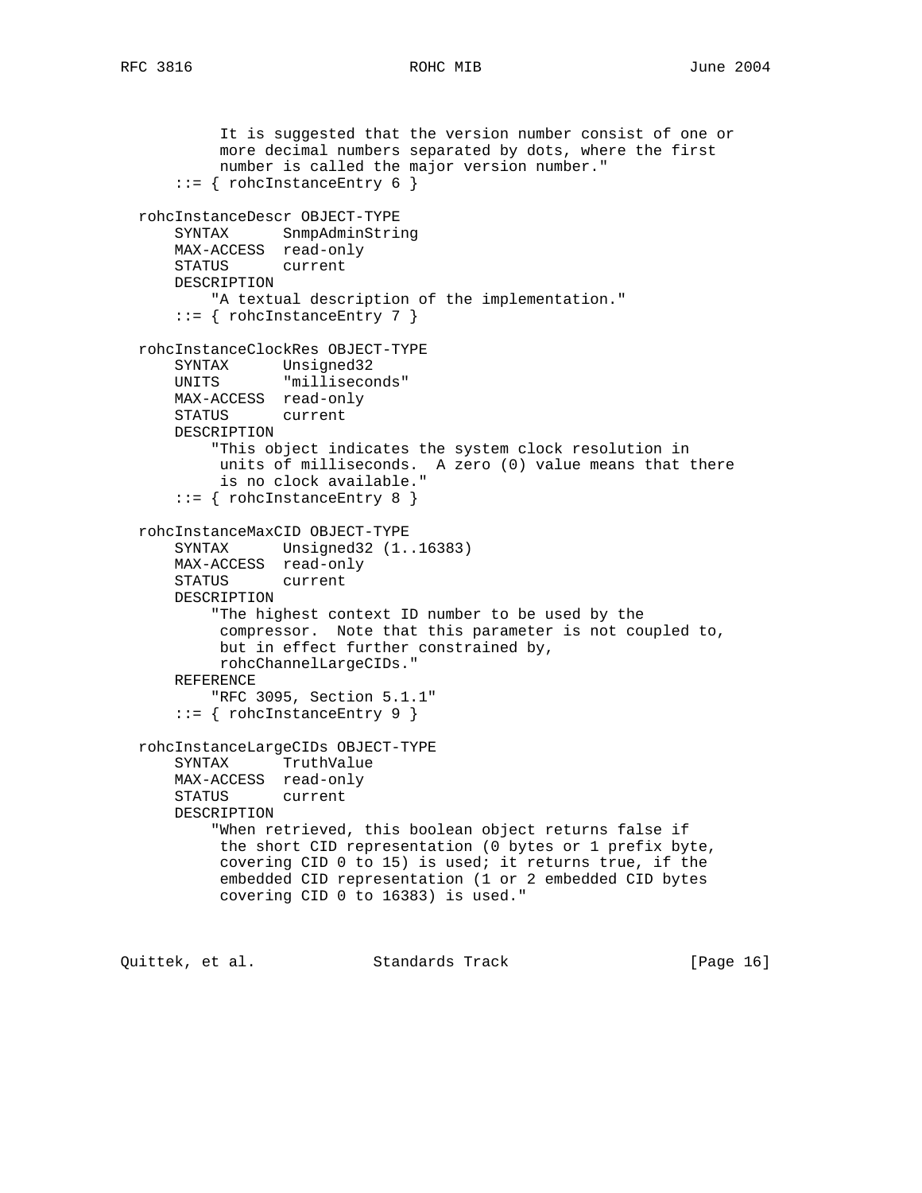```
            It is suggested that the version number consist of one or
            more decimal numbers separated by dots, where the first
            number is called the major version number."
       ::= { rohcInstanceEntry 6 }

   rohcInstanceDescr OBJECT-TYPE
       SYNTAX      SnmpAdminString
       MAX-ACCESS  read-only
       STATUS      current
       DESCRIPTION
           "A textual description of the implementation."
       ::= { rohcInstanceEntry 7 }

   rohcInstanceClockRes OBJECT-TYPE
       SYNTAX      Unsigned32
       UNITS       "milliseconds"
       MAX-ACCESS  read-only
       STATUS      current
       DESCRIPTION
           "This object indicates the system clock resolution in
            units of milliseconds.  A zero (0) value means that there
            is no clock available."
       ::= { rohcInstanceEntry 8 }

   rohcInstanceMaxCID OBJECT-TYPE
       SYNTAX      Unsigned32 (1..16383)
       MAX-ACCESS  read-only
       STATUS      current
       DESCRIPTION
           "The highest context ID number to be used by the
            compressor.  Note that this parameter is not coupled to,
            but in effect further constrained by,
            rohcChannelLargeCIDs."
       REFERENCE
           "RFC 3095, Section 5.1.1"
       ::= { rohcInstanceEntry 9 }

   rohcInstanceLargeCIDs OBJECT-TYPE
       SYNTAX      TruthValue
       MAX-ACCESS  read-only
       STATUS      current
       DESCRIPTION
           "When retrieved, this boolean object returns false if
            the short CID representation (0 bytes or 1 prefix byte,
            covering CID 0 to 15) is used; it returns true, if the
            embedded CID representation (1 or 2 embedded CID bytes
            covering CID 0 to 16383) is used."
```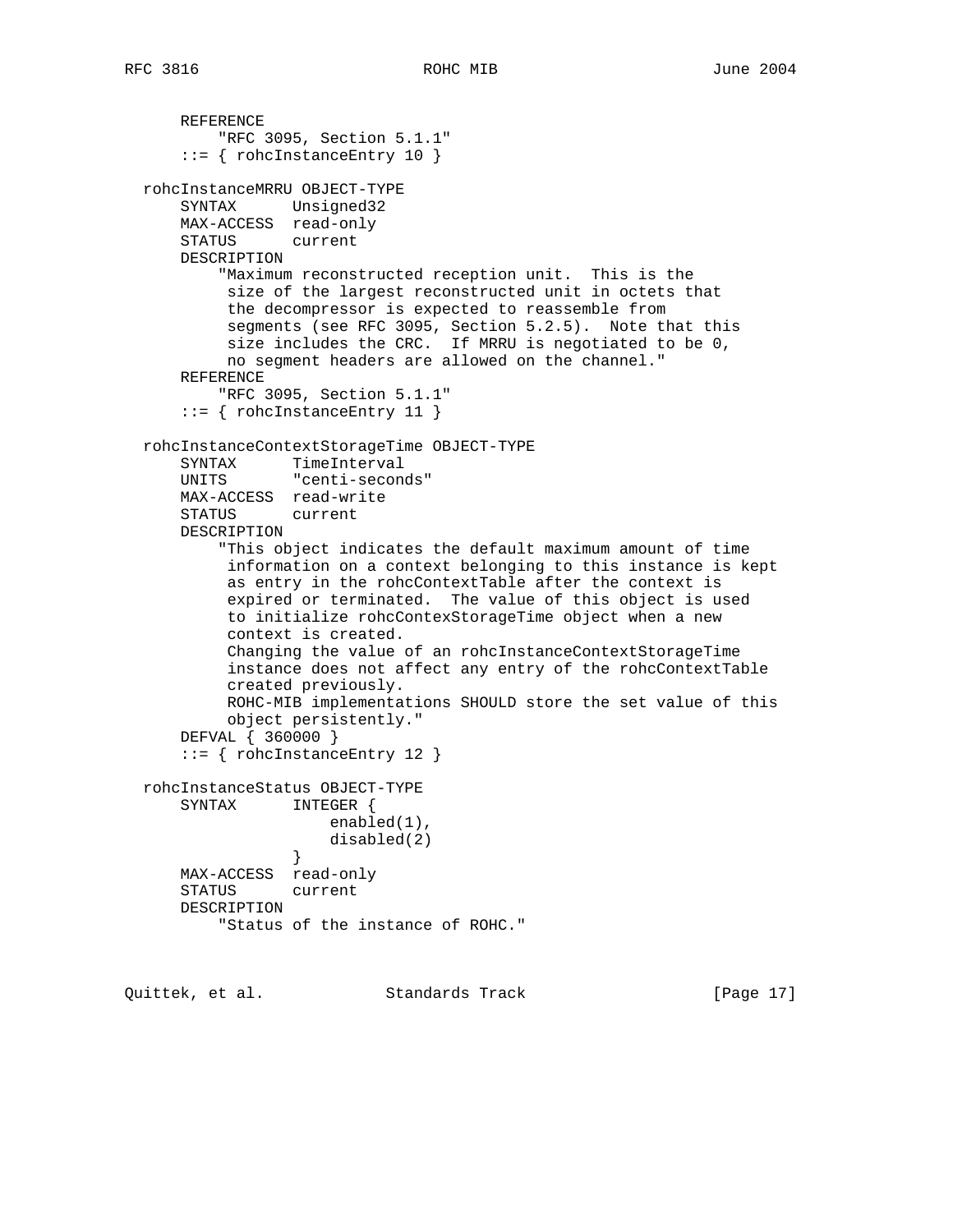```
      REFERENCE
          "RFC 3095, Section 5.1.1"
      ::= { rohcInstanceEntry 10 }

  rohcInstanceMRRU OBJECT-TYPE
      SYNTAX      Unsigned32
      MAX-ACCESS  read-only
      STATUS      current
      DESCRIPTION
          "Maximum reconstructed reception unit.  This is the
           size of the largest reconstructed unit in octets that
           the decompressor is expected to reassemble from
           segments (see RFC 3095, Section 5.2.5).  Note that this
           size includes the CRC.  If MRRU is negotiated to be 0,
           no segment headers are allowed on the channel."
      REFERENCE
          "RFC 3095, Section 5.1.1"
      ::= { rohcInstanceEntry 11 }

  rohcInstanceContextStorageTime OBJECT-TYPE
      SYNTAX      TimeInterval
      UNITS       "centi-seconds"
      MAX-ACCESS  read-write
      STATUS      current
      DESCRIPTION
          "This object indicates the default maximum amount of time
           information on a context belonging to this instance is kept
           as entry in the rohcContextTable after the context is
           expired or terminated.  The value of this object is used
           to initialize rohcContexStorageTime object when a new
           context is created.
           Changing the value of an rohcInstanceContextStorageTime
           instance does not affect any entry of the rohcContextTable
           created previously.
           ROHC-MIB implementations SHOULD store the set value of this
           object persistently."
      DEFVAL { 360000 }
      ::= { rohcInstanceEntry 12 }

  rohcInstanceStatus OBJECT-TYPE
      SYNTAX      INTEGER {
                      enabled(1),
                      disabled(2)
                  }
      MAX-ACCESS  read-only
      STATUS      current
      DESCRIPTION
          "Status of the instance of ROHC."
```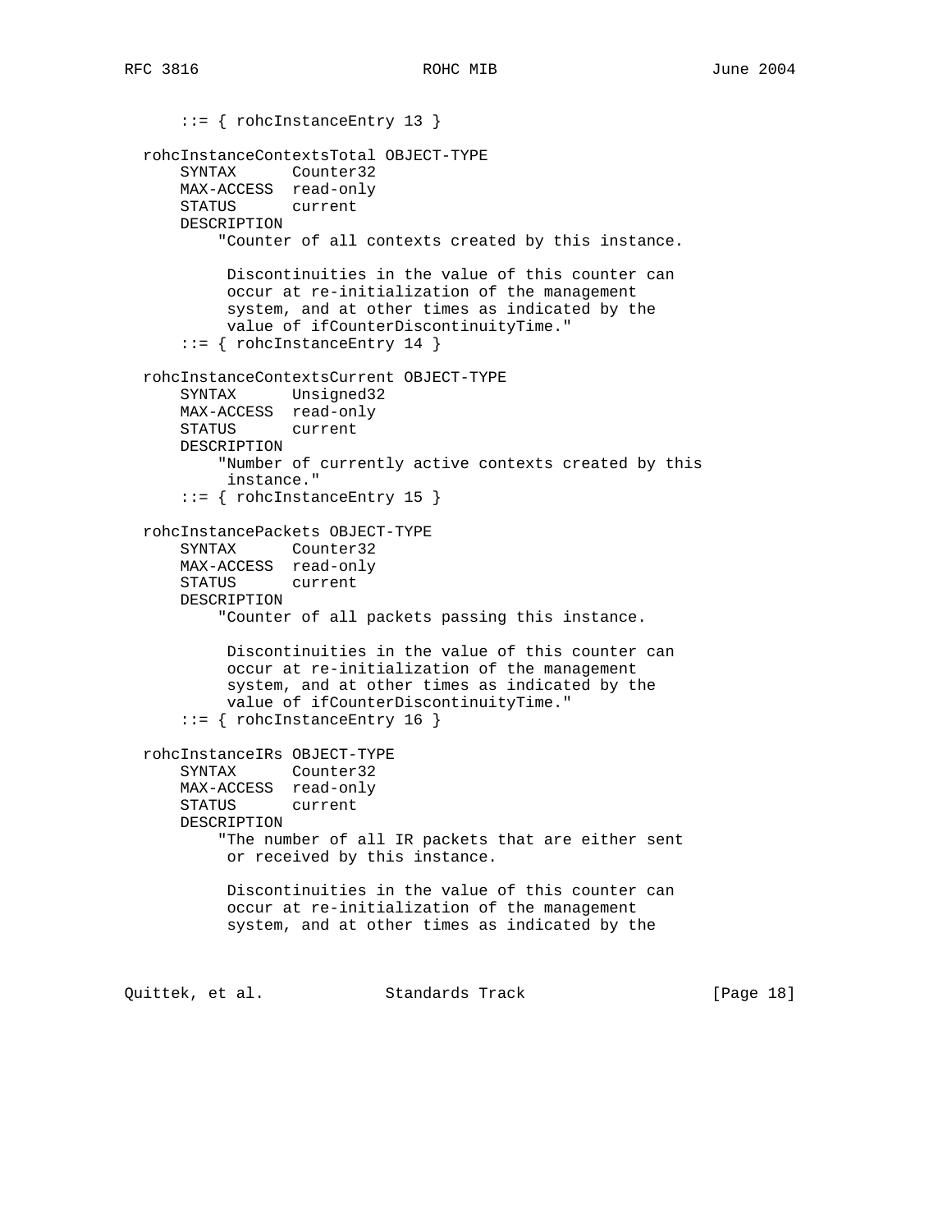```
      ::= { rohcInstanceEntry 13 }

  rohcInstanceContextsTotal OBJECT-TYPE
      SYNTAX      Counter32
      MAX-ACCESS  read-only
      STATUS      current
      DESCRIPTION
          "Counter of all contexts created by this instance.

           Discontinuities in the value of this counter can
           occur at re-initialization of the management
           system, and at other times as indicated by the
           value of ifCounterDiscontinuityTime."
      ::= { rohcInstanceEntry 14 }

  rohcInstanceContextsCurrent OBJECT-TYPE
      SYNTAX      Unsigned32
      MAX-ACCESS  read-only
      STATUS      current
      DESCRIPTION
          "Number of currently active contexts created by this
           instance."
      ::= { rohcInstanceEntry 15 }

  rohcInstancePackets OBJECT-TYPE
      SYNTAX      Counter32
      MAX-ACCESS  read-only
      STATUS      current
      DESCRIPTION
          "Counter of all packets passing this instance.

           Discontinuities in the value of this counter can
           occur at re-initialization of the management
           system, and at other times as indicated by the
           value of ifCounterDiscontinuityTime."
      ::= { rohcInstanceEntry 16 }

  rohcInstanceIRs OBJECT-TYPE
      SYNTAX      Counter32
      MAX-ACCESS  read-only
      STATUS      current
      DESCRIPTION
          "The number of all IR packets that are either sent
           or received by this instance.

           Discontinuities in the value of this counter can
           occur at re-initialization of the management
           system, and at other times as indicated by the
```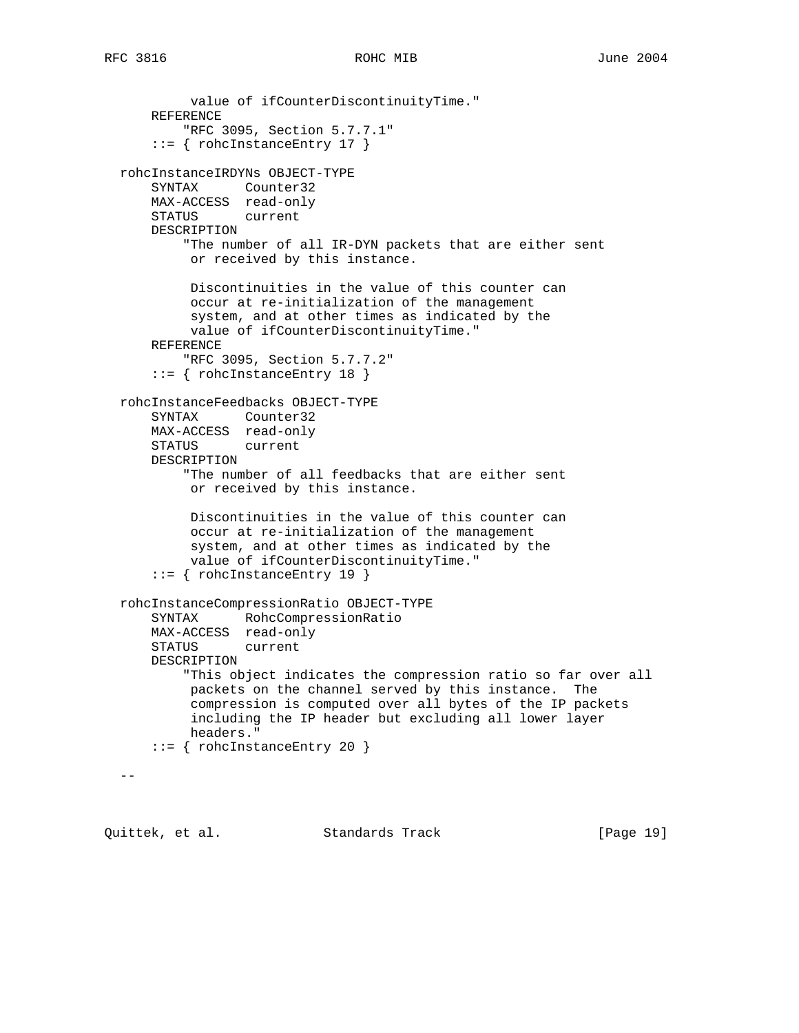```
           value of ifCounterDiscontinuityTime."
       REFERENCE
           "RFC 3095, Section 5.7.7.1"
       ::= { rohcInstanceEntry 17 }

   rohcInstanceIRDYNs OBJECT-TYPE
       SYNTAX      Counter32
       MAX-ACCESS  read-only
       STATUS      current
       DESCRIPTION
           "The number of all IR-DYN packets that are either sent
            or received by this instance.

            Discontinuities in the value of this counter can
            occur at re-initialization of the management
            system, and at other times as indicated by the
            value of ifCounterDiscontinuityTime."
       REFERENCE
           "RFC 3095, Section 5.7.7.2"
       ::= { rohcInstanceEntry 18 }

   rohcInstanceFeedbacks OBJECT-TYPE
       SYNTAX      Counter32
       MAX-ACCESS  read-only
       STATUS      current
       DESCRIPTION
           "The number of all feedbacks that are either sent
            or received by this instance.

            Discontinuities in the value of this counter can
            occur at re-initialization of the management
            system, and at other times as indicated by the
            value of ifCounterDiscontinuityTime."
       ::= { rohcInstanceEntry 19 }

   rohcInstanceCompressionRatio OBJECT-TYPE
       SYNTAX      RohcCompressionRatio
       MAX-ACCESS  read-only
       STATUS      current
       DESCRIPTION
           "This object indicates the compression ratio so far over all
            packets on the channel served by this instance.  The
            compression is computed over all bytes of the IP packets
            including the IP header but excluding all lower layer
            headers."
       ::= { rohcInstanceEntry 20 }

   --
```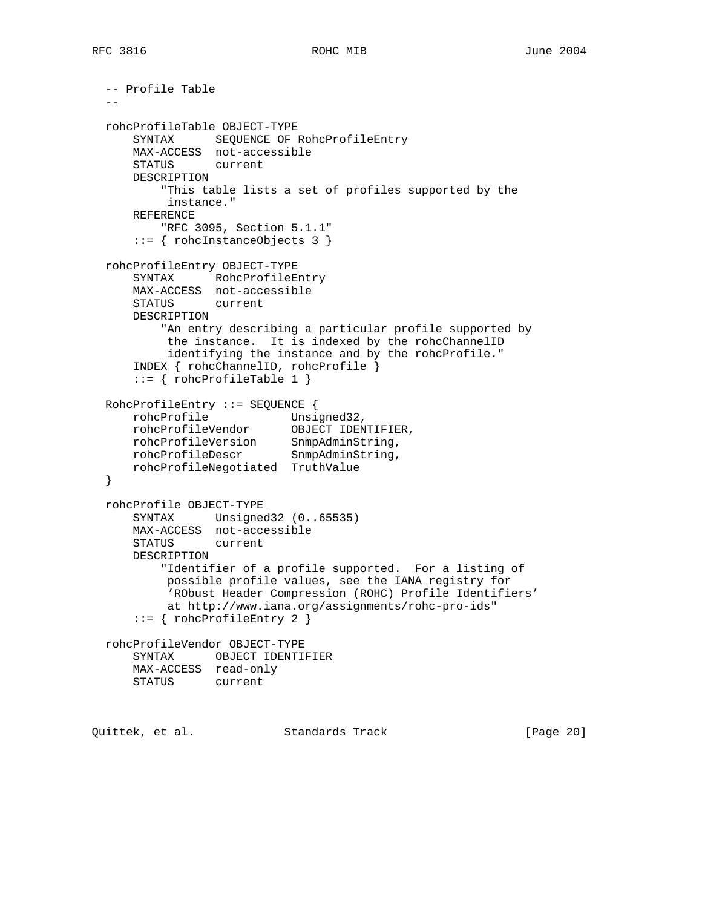```
   -- Profile Table
   --

   rohcProfileTable OBJECT-TYPE
       SYNTAX      SEQUENCE OF RohcProfileEntry
       MAX-ACCESS  not-accessible
       STATUS      current
       DESCRIPTION
           "This table lists a set of profiles supported by the
            instance."
       REFERENCE
           "RFC 3095, Section 5.1.1"
       ::= { rohcInstanceObjects 3 }

   rohcProfileEntry OBJECT-TYPE
       SYNTAX      RohcProfileEntry
       MAX-ACCESS  not-accessible
       STATUS      current
       DESCRIPTION
           "An entry describing a particular profile supported by
            the instance.  It is indexed by the rohcChannelID
            identifying the instance and by the rohcProfile."
       INDEX { rohcChannelID, rohcProfile }
       ::= { rohcProfileTable 1 }

   RohcProfileEntry ::= SEQUENCE {
       rohcProfile            Unsigned32,
       rohcProfileVendor      OBJECT IDENTIFIER,
       rohcProfileVersion     SnmpAdminString,
       rohcProfileDescr       SnmpAdminString,
       rohcProfileNegotiated  TruthValue
   }

   rohcProfile OBJECT-TYPE
       SYNTAX      Unsigned32 (0..65535)
       MAX-ACCESS  not-accessible
       STATUS      current
       DESCRIPTION
           "Identifier of a profile supported.  For a listing of
            possible profile values, see the IANA registry for
            'RObust Header Compression (ROHC) Profile Identifiers'
            at http://www.iana.org/assignments/rohc-pro-ids"
       ::= { rohcProfileEntry 2 }

   rohcProfileVendor OBJECT-TYPE
       SYNTAX      OBJECT IDENTIFIER
       MAX-ACCESS  read-only
       STATUS      current
```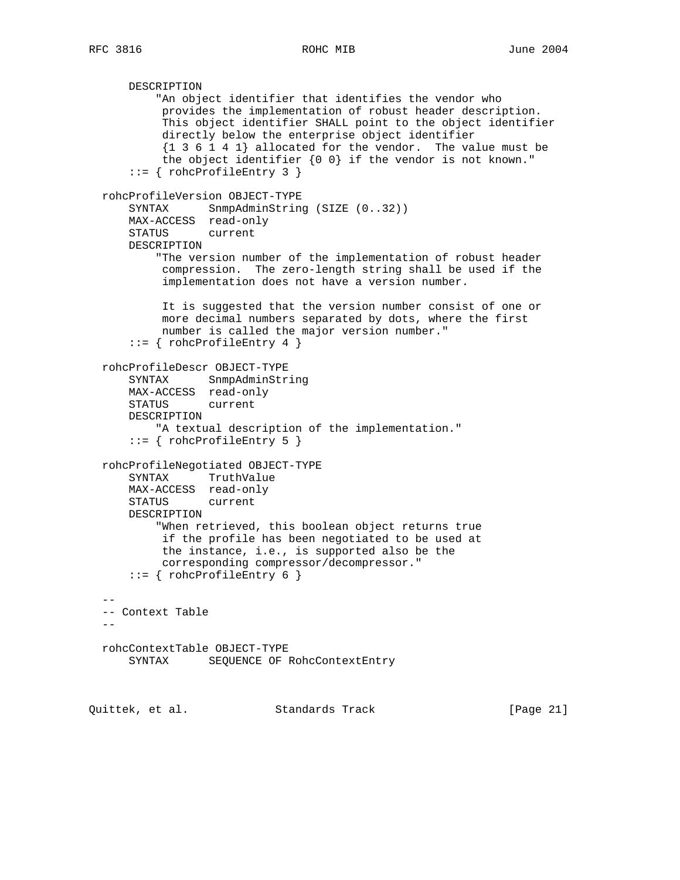```
      DESCRIPTION
          "An object identifier that identifies the vendor who
           provides the implementation of robust header description.
           This object identifier SHALL point to the object identifier
           directly below the enterprise object identifier
           {1 3 6 1 4 1} allocated for the vendor.  The value must be
           the object identifier {0 0} if the vendor is not known."
      ::= { rohcProfileEntry 3 }

  rohcProfileVersion OBJECT-TYPE
      SYNTAX      SnmpAdminString (SIZE (0..32))
      MAX-ACCESS  read-only
      STATUS      current
      DESCRIPTION
          "The version number of the implementation of robust header
           compression.  The zero-length string shall be used if the
           implementation does not have a version number.

           It is suggested that the version number consist of one or
           more decimal numbers separated by dots, where the first
           number is called the major version number."
      ::= { rohcProfileEntry 4 }

  rohcProfileDescr OBJECT-TYPE
      SYNTAX      SnmpAdminString
      MAX-ACCESS  read-only
      STATUS      current
      DESCRIPTION
          "A textual description of the implementation."
      ::= { rohcProfileEntry 5 }

  rohcProfileNegotiated OBJECT-TYPE
      SYNTAX      TruthValue
      MAX-ACCESS  read-only
      STATUS      current
      DESCRIPTION
          "When retrieved, this boolean object returns true
           if the profile has been negotiated to be used at
           the instance, i.e., is supported also be the
           corresponding compressor/decompressor."
      ::= { rohcProfileEntry 6 }

  --
  -- Context Table
  --

  rohcContextTable OBJECT-TYPE
      SYNTAX      SEQUENCE OF RohcContextEntry
```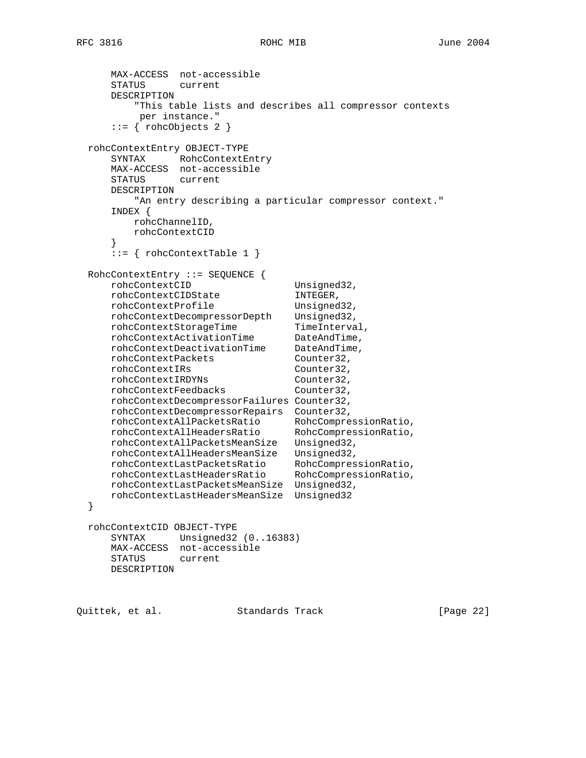```
      MAX-ACCESS  not-accessible
      STATUS      current
      DESCRIPTION
          "This table lists and describes all compressor contexts
           per instance."
      ::= { rohcObjects 2 }

  rohcContextEntry OBJECT-TYPE
      SYNTAX      RohcContextEntry
      MAX-ACCESS  not-accessible
      STATUS      current
      DESCRIPTION
          "An entry describing a particular compressor context."
      INDEX {
          rohcChannelID,
          rohcContextCID
      }
      ::= { rohcContextTable 1 }

  RohcContextEntry ::= SEQUENCE {
      rohcContextCID                   Unsigned32,
      rohcContextCIDState              INTEGER,
      rohcContextProfile               Unsigned32,
      rohcContextDecompressorDepth     Unsigned32,
      rohcContextStorageTime           TimeInterval,
      rohcContextActivationTime        DateAndTime,
      rohcContextDeactivationTime      DateAndTime,
      rohcContextPackets               Counter32,
      rohcContextIRs                   Counter32,
      rohcContextIRDYNs                Counter32,
      rohcContextFeedbacks             Counter32,
      rohcContextDecompressorFailures  Counter32,
      rohcContextDecompressorRepairs   Counter32,
      rohcContextAllPacketsRatio       RohcCompressionRatio,
      rohcContextAllHeadersRatio       RohcCompressionRatio,
      rohcContextAllPacketsMeanSize    Unsigned32,
      rohcContextAllHeadersMeanSize    Unsigned32,
      rohcContextLastPacketsRatio      RohcCompressionRatio,
      rohcContextLastHeadersRatio      RohcCompressionRatio,
      rohcContextLastPacketsMeanSize   Unsigned32,
      rohcContextLastHeadersMeanSize   Unsigned32
  }

  rohcContextCID OBJECT-TYPE
      SYNTAX      Unsigned32 (0..16383)
      MAX-ACCESS  not-accessible
      STATUS      current
      DESCRIPTION
```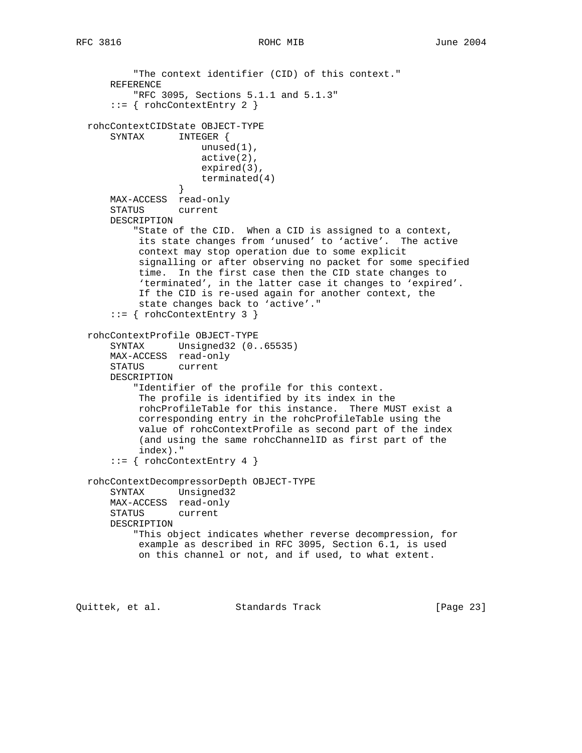```
          "The context identifier (CID) of this context."
      REFERENCE
          "RFC 3095, Sections 5.1.1 and 5.1.3"
      ::= { rohcContextEntry 2 }

  rohcContextCIDState OBJECT-TYPE
      SYNTAX      INTEGER {
                      unused(1),
                      active(2),
                      expired(3),
                      terminated(4)
                  }
      MAX-ACCESS  read-only
      STATUS      current
      DESCRIPTION
          "State of the CID.  When a CID is assigned to a context,
           its state changes from 'unused' to 'active'.  The active
           context may stop operation due to some explicit
           signalling or after observing no packet for some specified
           time.  In the first case then the CID state changes to
           'terminated', in the latter case it changes to 'expired'.
           If the CID is re-used again for another context, the
           state changes back to 'active'."
      ::= { rohcContextEntry 3 }

  rohcContextProfile OBJECT-TYPE
      SYNTAX      Unsigned32 (0..65535)
      MAX-ACCESS  read-only
      STATUS      current
      DESCRIPTION
          "Identifier of the profile for this context.
           The profile is identified by its index in the
           rohcProfileTable for this instance.  There MUST exist a
           corresponding entry in the rohcProfileTable using the
           value of rohcContextProfile as second part of the index
           (and using the same rohcChannelID as first part of the
           index)."
      ::= { rohcContextEntry 4 }

  rohcContextDecompressorDepth OBJECT-TYPE
      SYNTAX      Unsigned32
      MAX-ACCESS  read-only
      STATUS      current
      DESCRIPTION
          "This object indicates whether reverse decompression, for
           example as described in RFC 3095, Section 6.1, is used
           on this channel or not, and if used, to what extent.
```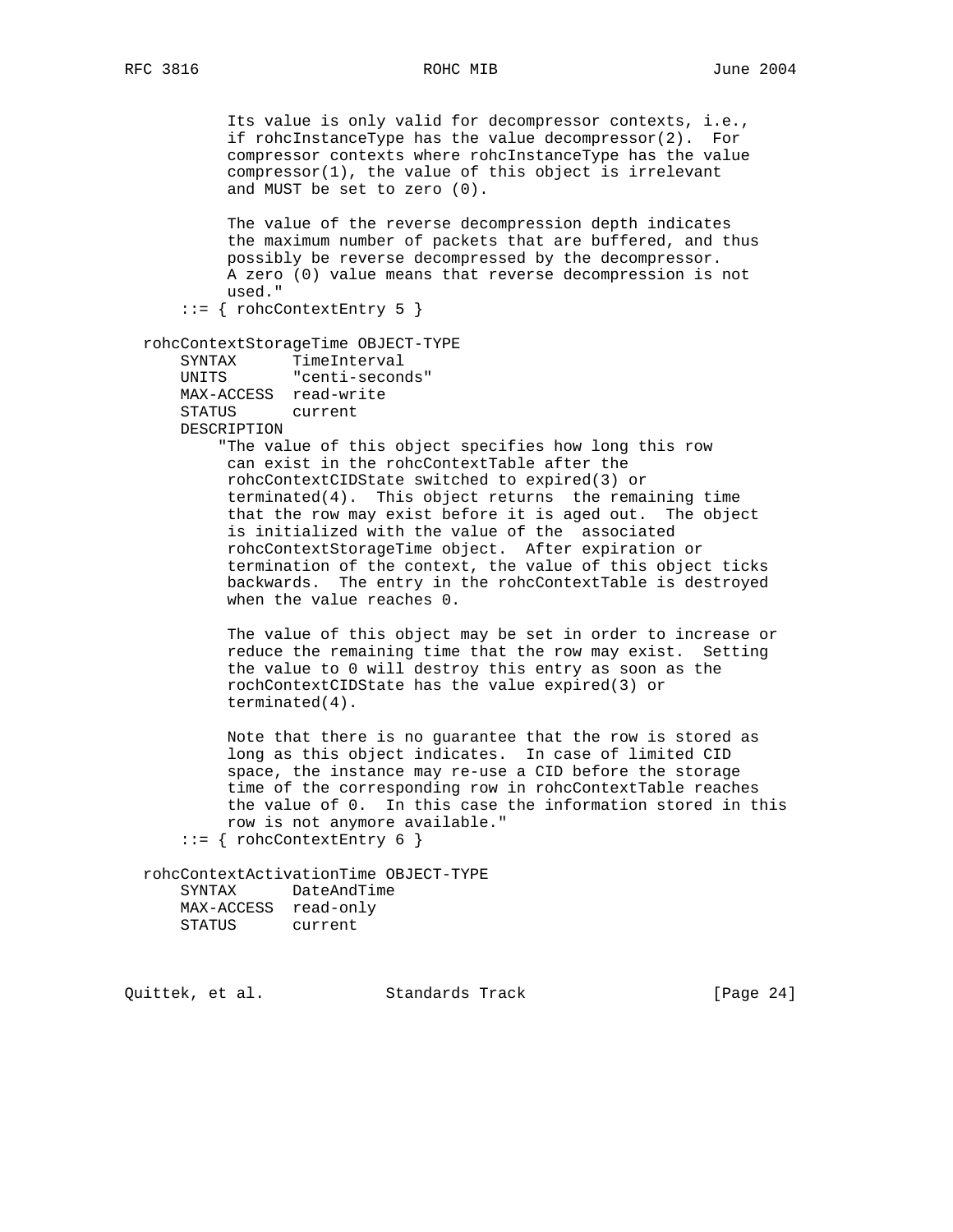```
          Its value is only valid for decompressor contexts, i.e.,
          if rohcInstanceType has the value decompressor(2).  For
          compressor contexts where rohcInstanceType has the value
          compressor(1), the value of this object is irrelevant
          and MUST be set to zero (0).

          The value of the reverse decompression depth indicates
          the maximum number of packets that are buffered, and thus
          possibly be reverse decompressed by the decompressor.
          A zero (0) value means that reverse decompression is not
          used."
     ::= { rohcContextEntry 5 }

 rohcContextStorageTime OBJECT-TYPE
     SYNTAX      TimeInterval
     UNITS       "centi-seconds"
     MAX-ACCESS  read-write
     STATUS      current
     DESCRIPTION
         "The value of this object specifies how long this row
          can exist in the rohcContextTable after the
          rohcContextCIDState switched to expired(3) or
          terminated(4).  This object returns  the remaining time
          that the row may exist before it is aged out.  The object
          is initialized with the value of the  associated
          rohcContextStorageTime object.  After expiration or
          termination of the context, the value of this object ticks
          backwards.  The entry in the rohcContextTable is destroyed
          when the value reaches 0.

          The value of this object may be set in order to increase or
          reduce the remaining time that the row may exist.  Setting
          the value to 0 will destroy this entry as soon as the
          rochContextCIDState has the value expired(3) or
          terminated(4).

          Note that there is no guarantee that the row is stored as
          long as this object indicates.  In case of limited CID
          space, the instance may re-use a CID before the storage
          time of the corresponding row in rohcContextTable reaches
          the value of 0.  In this case the information stored in this
          row is not anymore available."
     ::= { rohcContextEntry 6 }

 rohcContextActivationTime OBJECT-TYPE
     SYNTAX      DateAndTime
     MAX-ACCESS  read-only
     STATUS      current
```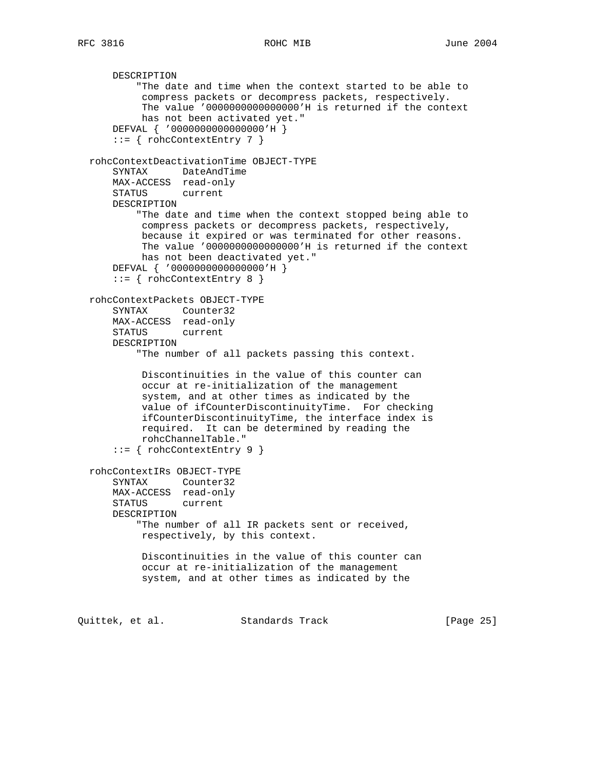```
      DESCRIPTION
          "The date and time when the context started to be able to
           compress packets or decompress packets, respectively.
           The value '0000000000000000'H is returned if the context
           has not been activated yet."
      DEFVAL { '0000000000000000'H }
      ::= { rohcContextEntry 7 }

  rohcContextDeactivationTime OBJECT-TYPE
      SYNTAX      DateAndTime
      MAX-ACCESS  read-only
      STATUS      current
      DESCRIPTION
          "The date and time when the context stopped being able to
           compress packets or decompress packets, respectively,
           because it expired or was terminated for other reasons.
           The value '0000000000000000'H is returned if the context
           has not been deactivated yet."
      DEFVAL { '0000000000000000'H }
      ::= { rohcContextEntry 8 }

  rohcContextPackets OBJECT-TYPE
      SYNTAX      Counter32
      MAX-ACCESS  read-only
      STATUS      current
      DESCRIPTION
          "The number of all packets passing this context.

           Discontinuities in the value of this counter can
           occur at re-initialization of the management
           system, and at other times as indicated by the
           value of ifCounterDiscontinuityTime.  For checking
           ifCounterDiscontinuityTime, the interface index is
           required.  It can be determined by reading the
           rohcChannelTable."
      ::= { rohcContextEntry 9 }

  rohcContextIRs OBJECT-TYPE
      SYNTAX      Counter32
      MAX-ACCESS  read-only
      STATUS      current
      DESCRIPTION
          "The number of all IR packets sent or received,
           respectively, by this context.

           Discontinuities in the value of this counter can
           occur at re-initialization of the management
           system, and at other times as indicated by the
```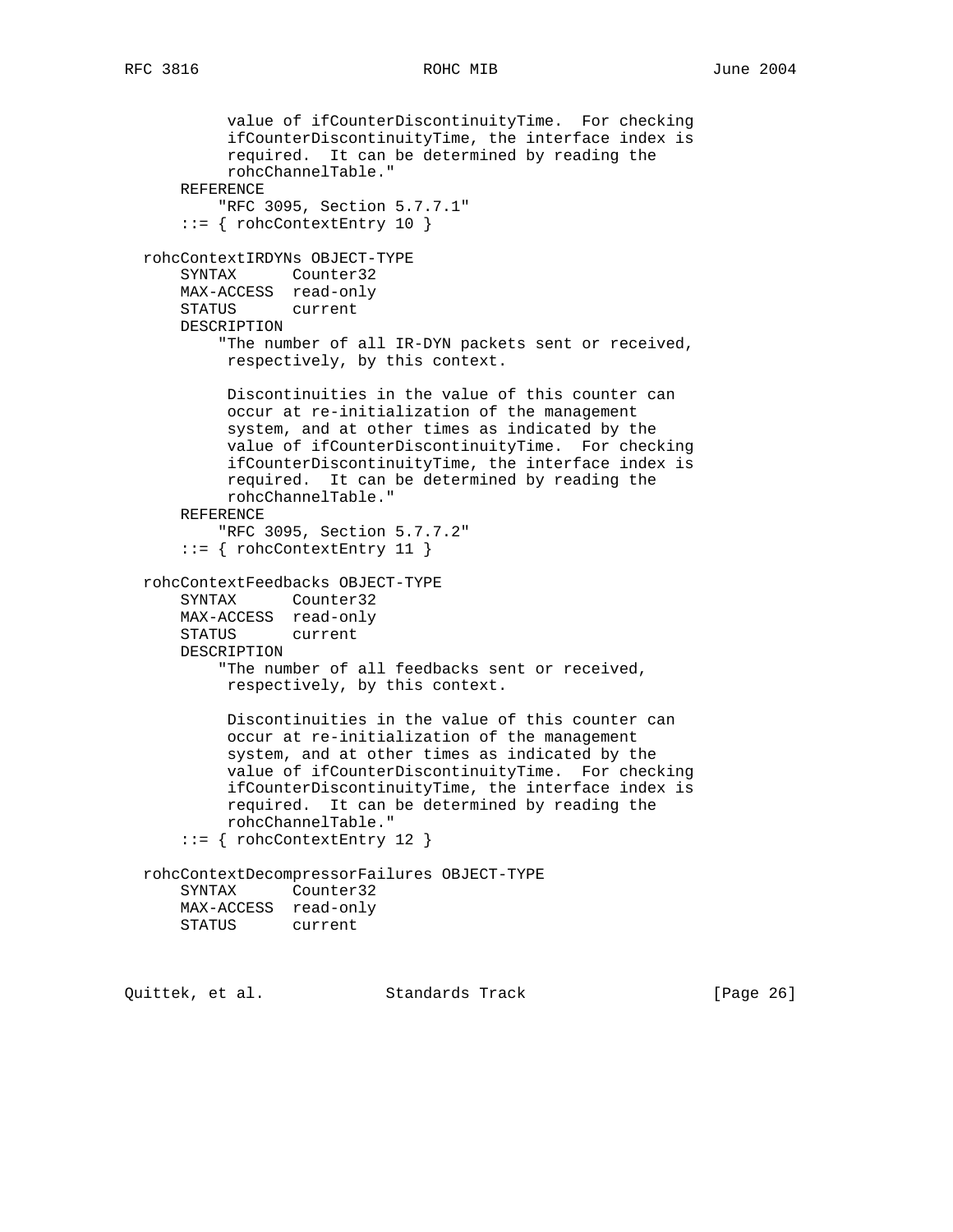```
           value of ifCounterDiscontinuityTime.  For checking
           ifCounterDiscontinuityTime, the interface index is
           required.  It can be determined by reading the
           rohcChannelTable."
       REFERENCE
           "RFC 3095, Section 5.7.7.1"
       ::= { rohcContextEntry 10 }

   rohcContextIRDYNs OBJECT-TYPE
       SYNTAX      Counter32
       MAX-ACCESS  read-only
       STATUS      current
       DESCRIPTION
           "The number of all IR-DYN packets sent or received,
           respectively, by this context.

           Discontinuities in the value of this counter can
           occur at re-initialization of the management
           system, and at other times as indicated by the
           value of ifCounterDiscontinuityTime.  For checking
           ifCounterDiscontinuityTime, the interface index is
           required.  It can be determined by reading the
           rohcChannelTable."
       REFERENCE
           "RFC 3095, Section 5.7.7.2"
       ::= { rohcContextEntry 11 }

   rohcContextFeedbacks OBJECT-TYPE
       SYNTAX      Counter32
       MAX-ACCESS  read-only
       STATUS      current
       DESCRIPTION
           "The number of all feedbacks sent or received,
           respectively, by this context.

           Discontinuities in the value of this counter can
           occur at re-initialization of the management
           system, and at other times as indicated by the
           value of ifCounterDiscontinuityTime.  For checking
           ifCounterDiscontinuityTime, the interface index is
           required.  It can be determined by reading the
           rohcChannelTable."
       ::= { rohcContextEntry 12 }

   rohcContextDecompressorFailures OBJECT-TYPE
       SYNTAX      Counter32
       MAX-ACCESS  read-only
       STATUS      current
```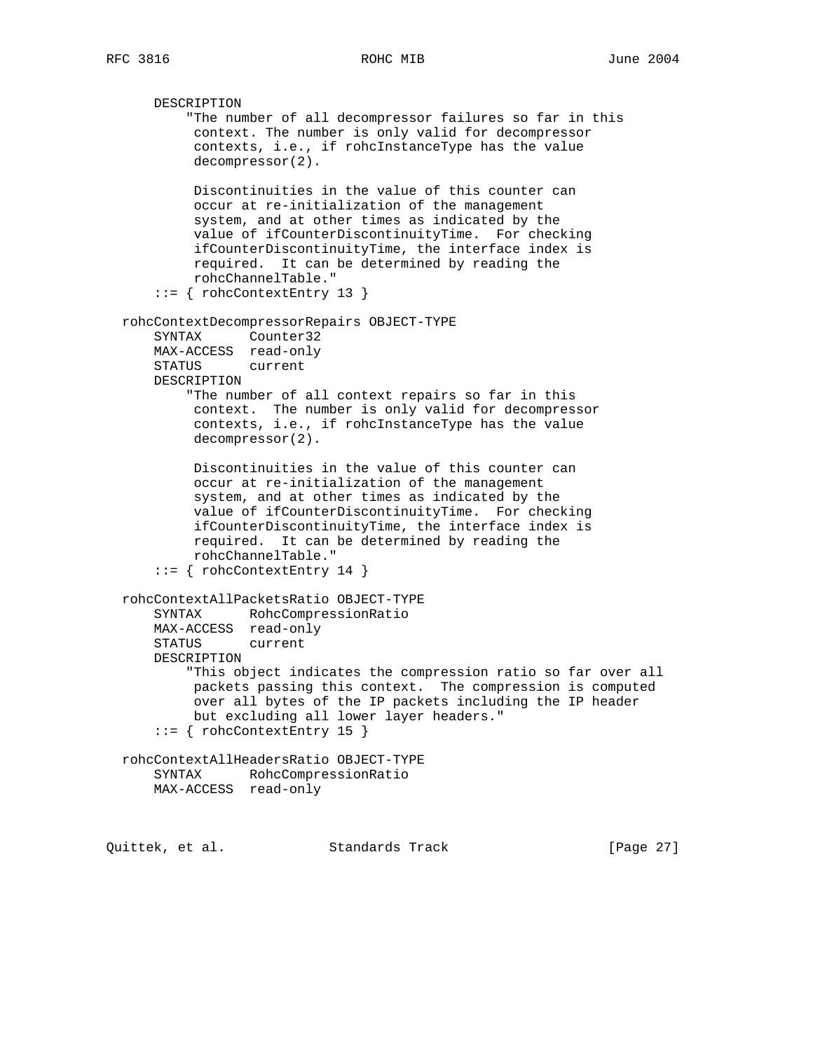```
      DESCRIPTION
          "The number of all decompressor failures so far in this
           context. The number is only valid for decompressor
           contexts, i.e., if rohcInstanceType has the value
           decompressor(2).

           Discontinuities in the value of this counter can
           occur at re-initialization of the management
           system, and at other times as indicated by the
           value of ifCounterDiscontinuityTime.  For checking
           ifCounterDiscontinuityTime, the interface index is
           required.  It can be determined by reading the
           rohcChannelTable."
      ::= { rohcContextEntry 13 }

  rohcContextDecompressorRepairs OBJECT-TYPE
      SYNTAX      Counter32
      MAX-ACCESS  read-only
      STATUS      current
      DESCRIPTION
          "The number of all context repairs so far in this
           context.  The number is only valid for decompressor
           contexts, i.e., if rohcInstanceType has the value
           decompressor(2).

           Discontinuities in the value of this counter can
           occur at re-initialization of the management
           system, and at other times as indicated by the
           value of ifCounterDiscontinuityTime.  For checking
           ifCounterDiscontinuityTime, the interface index is
           required.  It can be determined by reading the
           rohcChannelTable."
      ::= { rohcContextEntry 14 }

  rohcContextAllPacketsRatio OBJECT-TYPE
      SYNTAX      RohcCompressionRatio
      MAX-ACCESS  read-only
      STATUS      current
      DESCRIPTION
          "This object indicates the compression ratio so far over all
           packets passing this context.  The compression is computed
           over all bytes of the IP packets including the IP header
           but excluding all lower layer headers."
      ::= { rohcContextEntry 15 }

  rohcContextAllHeadersRatio OBJECT-TYPE
      SYNTAX      RohcCompressionRatio
      MAX-ACCESS  read-only
```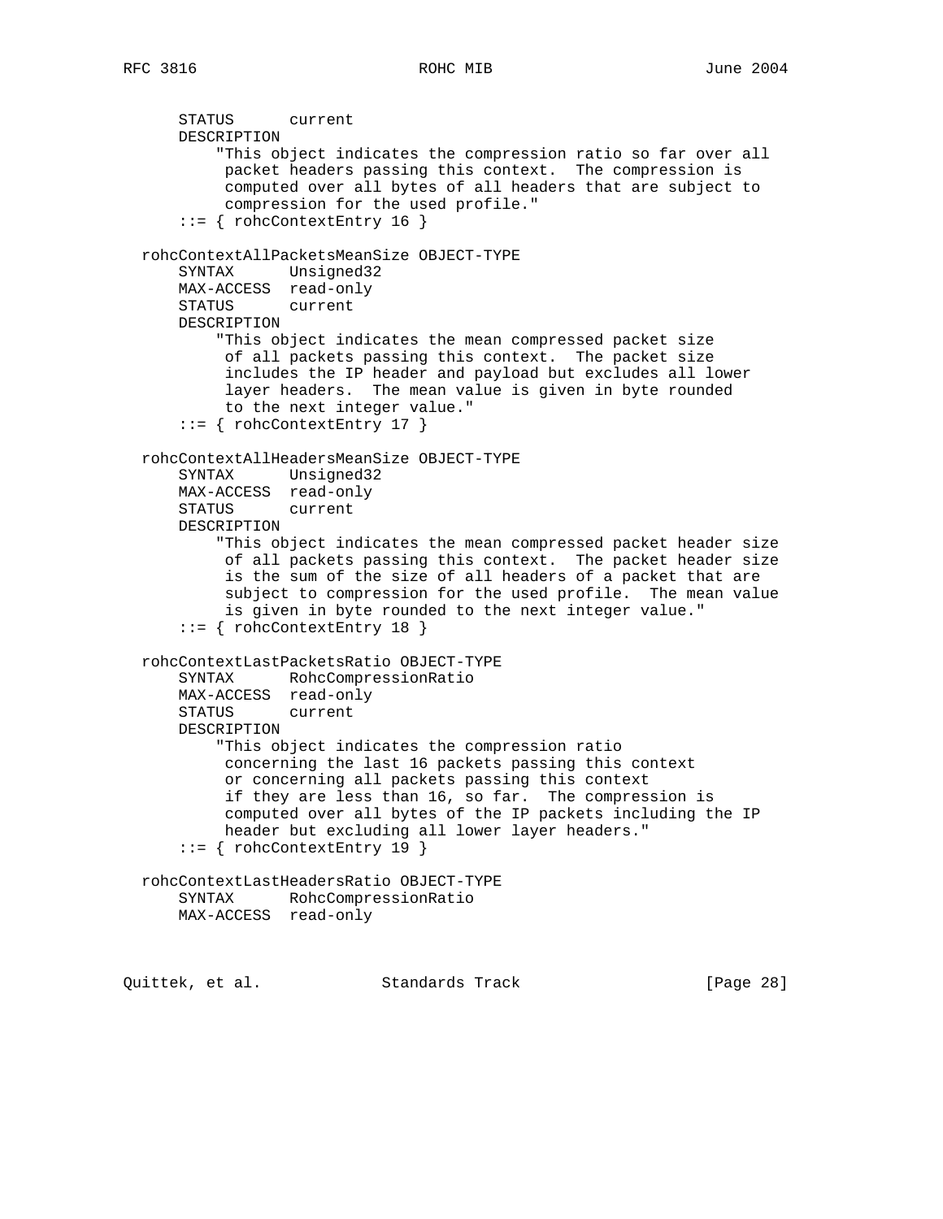```
      STATUS      current
      DESCRIPTION
          "This object indicates the compression ratio so far over all
           packet headers passing this context.  The compression is
           computed over all bytes of all headers that are subject to
           compression for the used profile."
      ::= { rohcContextEntry 16 }

  rohcContextAllPacketsMeanSize OBJECT-TYPE
      SYNTAX      Unsigned32
      MAX-ACCESS  read-only
      STATUS      current
      DESCRIPTION
          "This object indicates the mean compressed packet size
           of all packets passing this context.  The packet size
           includes the IP header and payload but excludes all lower
           layer headers.  The mean value is given in byte rounded
           to the next integer value."
      ::= { rohcContextEntry 17 }

  rohcContextAllHeadersMeanSize OBJECT-TYPE
      SYNTAX      Unsigned32
      MAX-ACCESS  read-only
      STATUS      current
      DESCRIPTION
          "This object indicates the mean compressed packet header size
           of all packets passing this context.  The packet header size
           is the sum of the size of all headers of a packet that are
           subject to compression for the used profile.  The mean value
           is given in byte rounded to the next integer value."
      ::= { rohcContextEntry 18 }

  rohcContextLastPacketsRatio OBJECT-TYPE
      SYNTAX      RohcCompressionRatio
      MAX-ACCESS  read-only
      STATUS      current
      DESCRIPTION
          "This object indicates the compression ratio
           concerning the last 16 packets passing this context
           or concerning all packets passing this context
           if they are less than 16, so far.  The compression is
           computed over all bytes of the IP packets including the IP
           header but excluding all lower layer headers."
      ::= { rohcContextEntry 19 }

  rohcContextLastHeadersRatio OBJECT-TYPE
      SYNTAX      RohcCompressionRatio
      MAX-ACCESS  read-only
```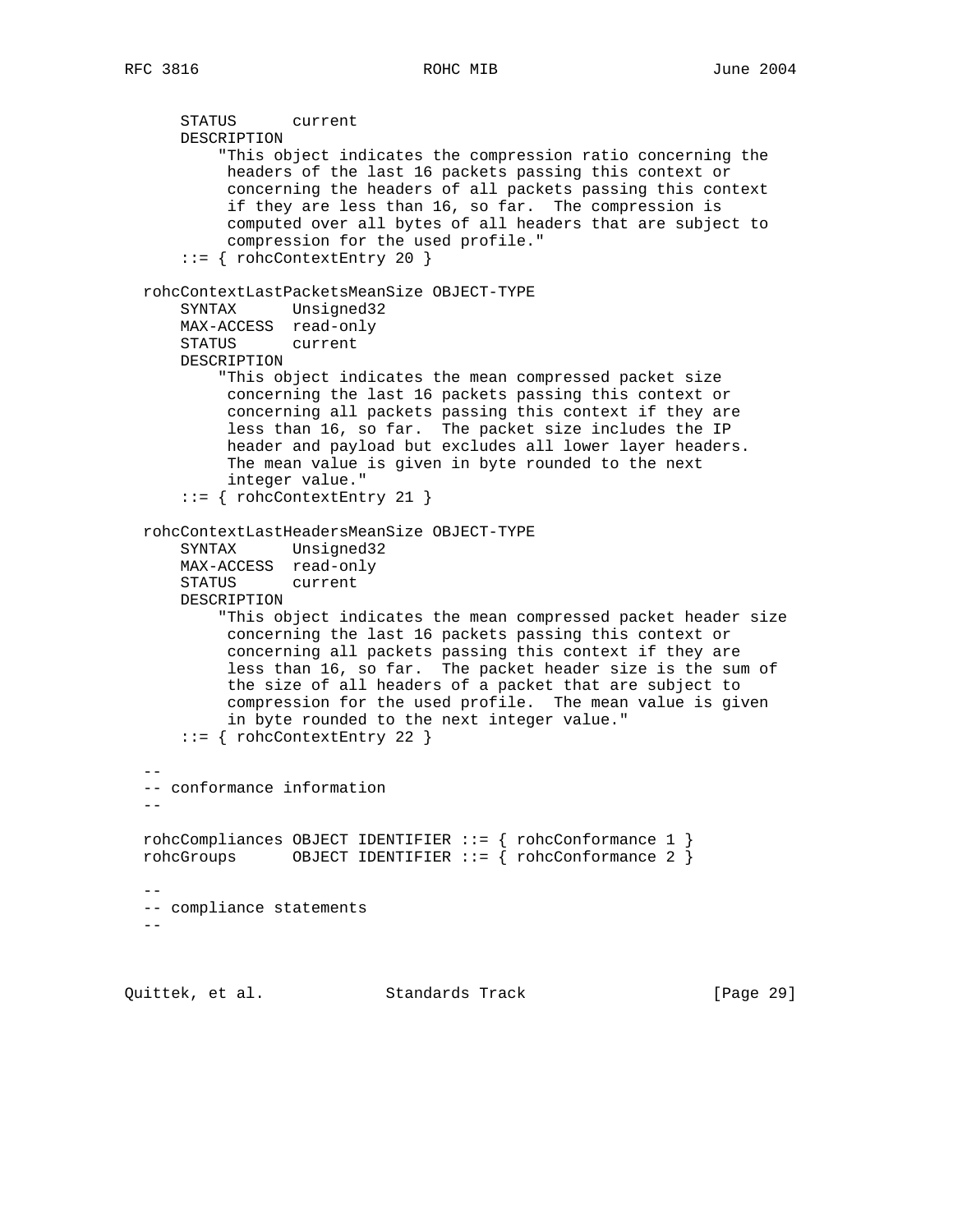```
      STATUS      current
      DESCRIPTION
          "This object indicates the compression ratio concerning the
           headers of the last 16 packets passing this context or
           concerning the headers of all packets passing this context
           if they are less than 16, so far.  The compression is
           computed over all bytes of all headers that are subject to
           compression for the used profile."
      ::= { rohcContextEntry 20 }

  rohcContextLastPacketsMeanSize OBJECT-TYPE
      SYNTAX      Unsigned32
      MAX-ACCESS  read-only
      STATUS      current
      DESCRIPTION
          "This object indicates the mean compressed packet size
           concerning the last 16 packets passing this context or
           concerning all packets passing this context if they are
           less than 16, so far.  The packet size includes the IP
           header and payload but excludes all lower layer headers.
           The mean value is given in byte rounded to the next
           integer value."
      ::= { rohcContextEntry 21 }

  rohcContextLastHeadersMeanSize OBJECT-TYPE
      SYNTAX      Unsigned32
      MAX-ACCESS  read-only
      STATUS      current
      DESCRIPTION
          "This object indicates the mean compressed packet header size
           concerning the last 16 packets passing this context or
           concerning all packets passing this context if they are
           less than 16, so far.  The packet header size is the sum of
           the size of all headers of a packet that are subject to
           compression for the used profile.  The mean value is given
           in byte rounded to the next integer value."
      ::= { rohcContextEntry 22 }

  --
  -- conformance information
  --

  rohcCompliances OBJECT IDENTIFIER ::= { rohcConformance 1 }
  rohcGroups      OBJECT IDENTIFIER ::= { rohcConformance 2 }

  --
  -- compliance statements
  --
```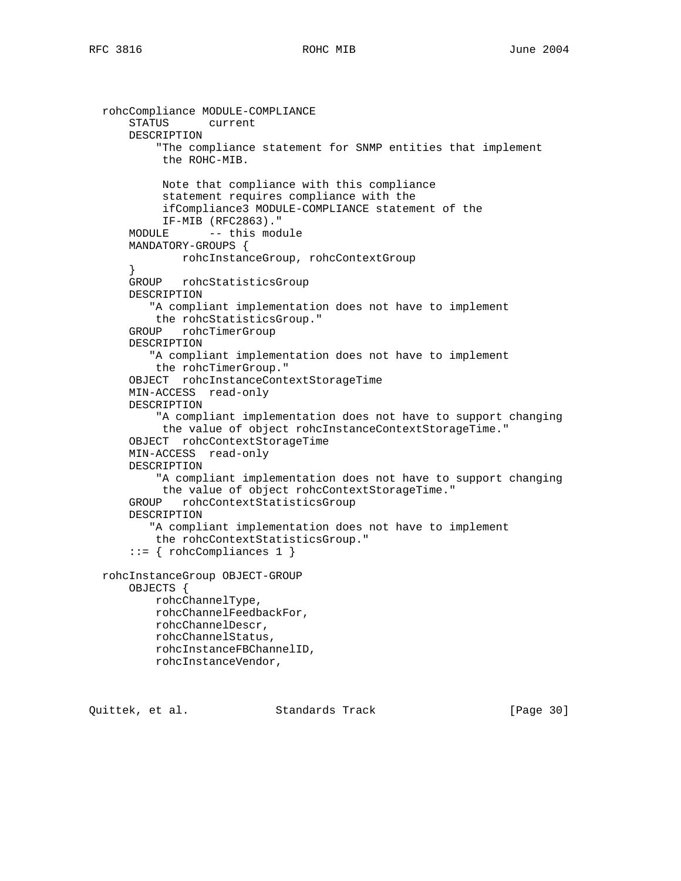```
   rohcCompliance MODULE-COMPLIANCE
       STATUS      current
       DESCRIPTION
           "The compliance statement for SNMP entities that implement
            the ROHC-MIB.

            Note that compliance with this compliance
            statement requires compliance with the
            ifCompliance3 MODULE-COMPLIANCE statement of the
            IF-MIB (RFC2863)."
       MODULE      -- this module
       MANDATORY-GROUPS {
               rohcInstanceGroup, rohcContextGroup
       }
       GROUP   rohcStatisticsGroup
       DESCRIPTION
          "A compliant implementation does not have to implement
           the rohcStatisticsGroup."
       GROUP   rohcTimerGroup
       DESCRIPTION
          "A compliant implementation does not have to implement
           the rohcTimerGroup."
       OBJECT  rohcInstanceContextStorageTime
       MIN-ACCESS  read-only
       DESCRIPTION
           "A compliant implementation does not have to support changing
            the value of object rohcInstanceContextStorageTime."
       OBJECT  rohcContextStorageTime
       MIN-ACCESS  read-only
       DESCRIPTION
           "A compliant implementation does not have to support changing
            the value of object rohcContextStorageTime."
       GROUP   rohcContextStatisticsGroup
       DESCRIPTION
          "A compliant implementation does not have to implement
           the rohcContextStatisticsGroup."
       ::= { rohcCompliances 1 }

   rohcInstanceGroup OBJECT-GROUP
       OBJECTS {
           rohcChannelType,
           rohcChannelFeedbackFor,
           rohcChannelDescr,
           rohcChannelStatus,
           rohcInstanceFBChannelID,
           rohcInstanceVendor,
```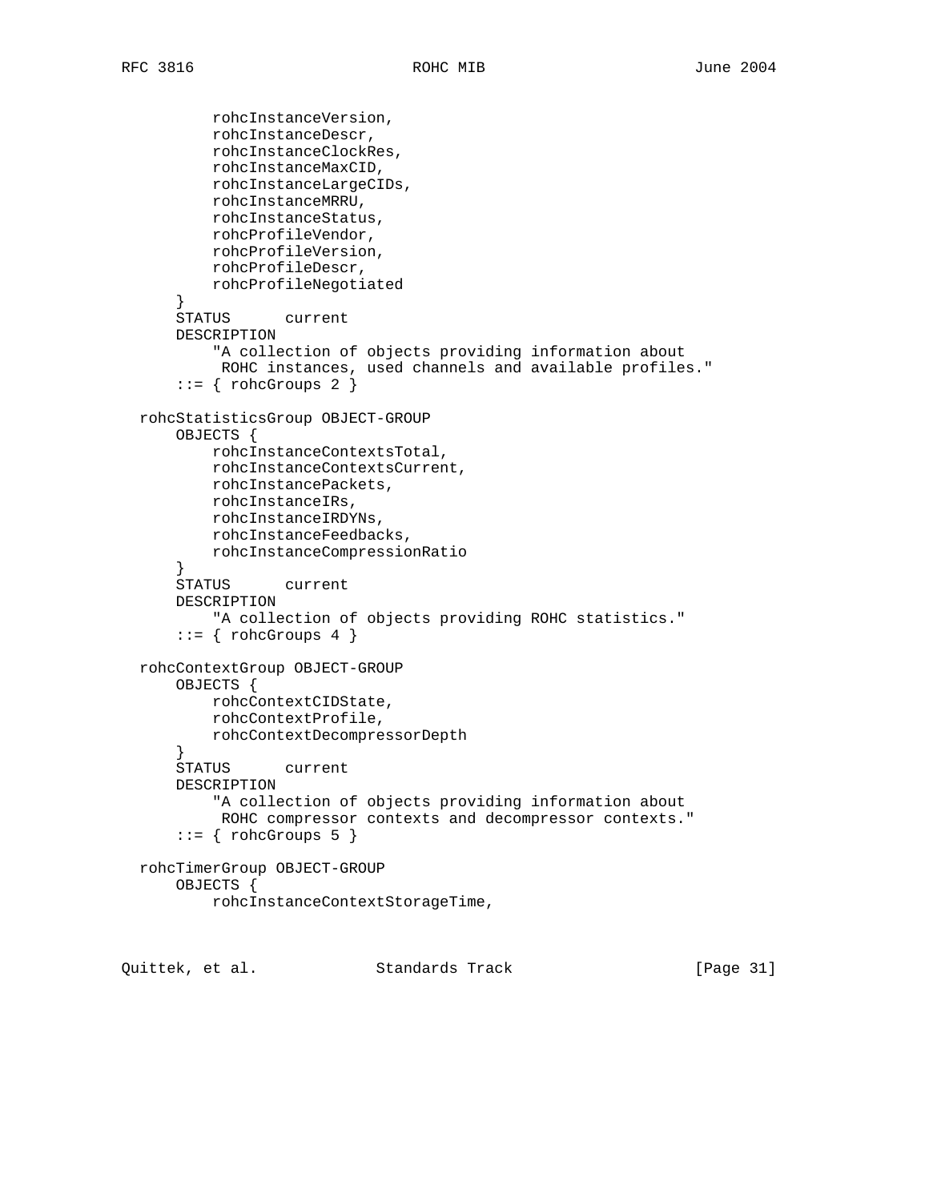```
          rohcInstanceVersion,
          rohcInstanceDescr,
          rohcInstanceClockRes,
          rohcInstanceMaxCID,
          rohcInstanceLargeCIDs,
          rohcInstanceMRRU,
          rohcInstanceStatus,
          rohcProfileVendor,
          rohcProfileVersion,
          rohcProfileDescr,
          rohcProfileNegotiated
      }
      STATUS      current
      DESCRIPTION
          "A collection of objects providing information about
           ROHC instances, used channels and available profiles."
      ::= { rohcGroups 2 }

  rohcStatisticsGroup OBJECT-GROUP
      OBJECTS {
          rohcInstanceContextsTotal,
          rohcInstanceContextsCurrent,
          rohcInstancePackets,
          rohcInstanceIRs,
          rohcInstanceIRDYNs,
          rohcInstanceFeedbacks,
          rohcInstanceCompressionRatio
      }
      STATUS      current
      DESCRIPTION
          "A collection of objects providing ROHC statistics."
      ::= { rohcGroups 4 }

  rohcContextGroup OBJECT-GROUP
      OBJECTS {
          rohcContextCIDState,
          rohcContextProfile,
          rohcContextDecompressorDepth
      }
      STATUS      current
      DESCRIPTION
          "A collection of objects providing information about
           ROHC compressor contexts and decompressor contexts."
      ::= { rohcGroups 5 }

  rohcTimerGroup OBJECT-GROUP
      OBJECTS {
          rohcInstanceContextStorageTime,
```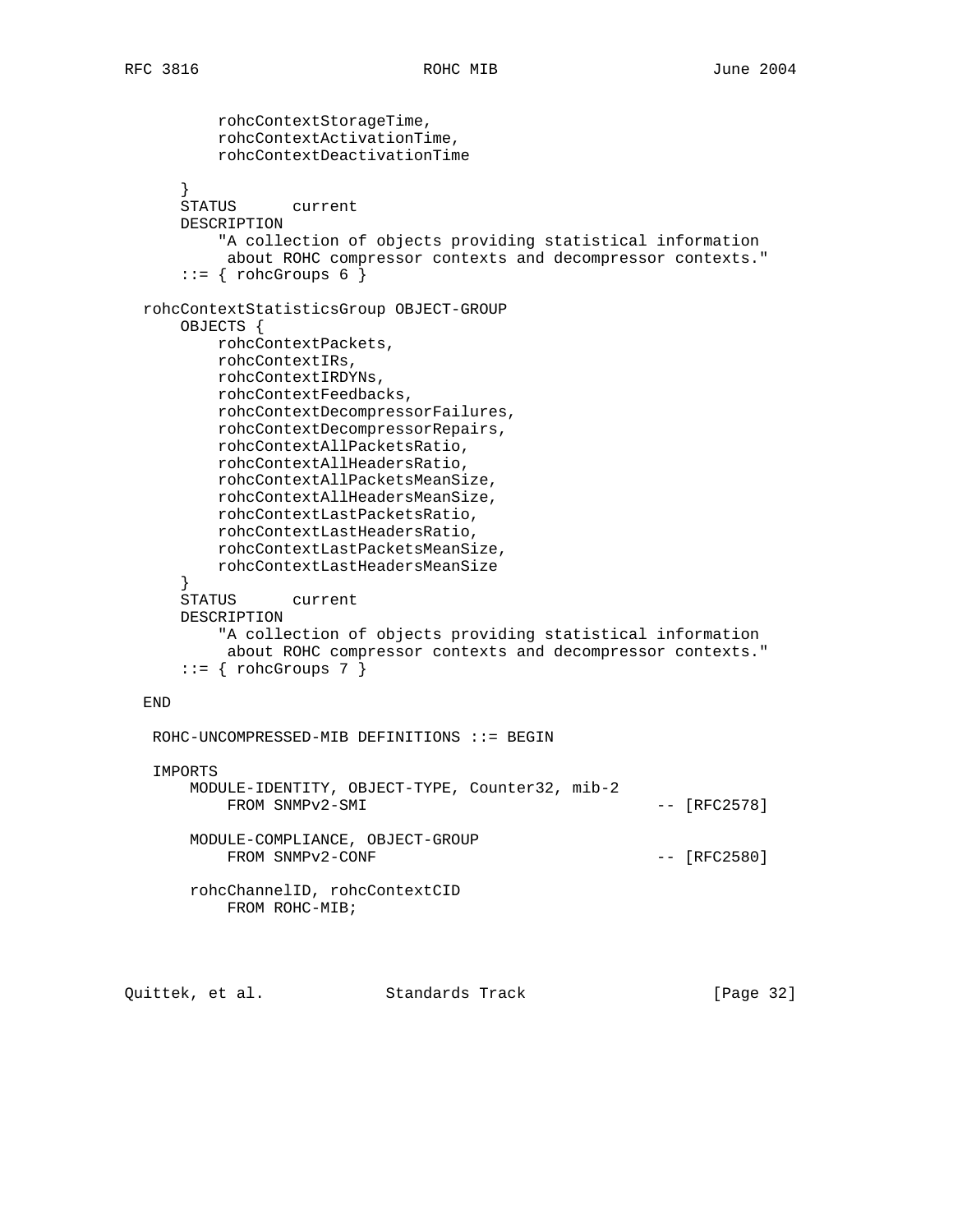```
          rohcContextStorageTime,
          rohcContextActivationTime,
          rohcContextDeactivationTime

      }
      STATUS      current
      DESCRIPTION
          "A collection of objects providing statistical information
           about ROHC compressor contexts and decompressor contexts."
      ::= { rohcGroups 6 }

  rohcContextStatisticsGroup OBJECT-GROUP
      OBJECTS {
          rohcContextPackets,
          rohcContextIRs,
          rohcContextIRDYNs,
          rohcContextFeedbacks,
          rohcContextDecompressorFailures,
          rohcContextDecompressorRepairs,
          rohcContextAllPacketsRatio,
          rohcContextAllHeadersRatio,
          rohcContextAllPacketsMeanSize,
          rohcContextAllHeadersMeanSize,
          rohcContextLastPacketsRatio,
          rohcContextLastHeadersRatio,
          rohcContextLastPacketsMeanSize,
          rohcContextLastHeadersMeanSize
      }
      STATUS      current
      DESCRIPTION
          "A collection of objects providing statistical information
           about ROHC compressor contexts and decompressor contexts."
      ::= { rohcGroups 7 }

  END

   ROHC-UNCOMPRESSED-MIB DEFINITIONS ::= BEGIN

   IMPORTS
       MODULE-IDENTITY, OBJECT-TYPE, Counter32, mib-2
           FROM SNMPv2-SMI                                 -- [RFC2578]

       MODULE-COMPLIANCE, OBJECT-GROUP
           FROM SNMPv2-CONF                                -- [RFC2580]

       rohcChannelID, rohcContextCID
           FROM ROHC-MIB;
```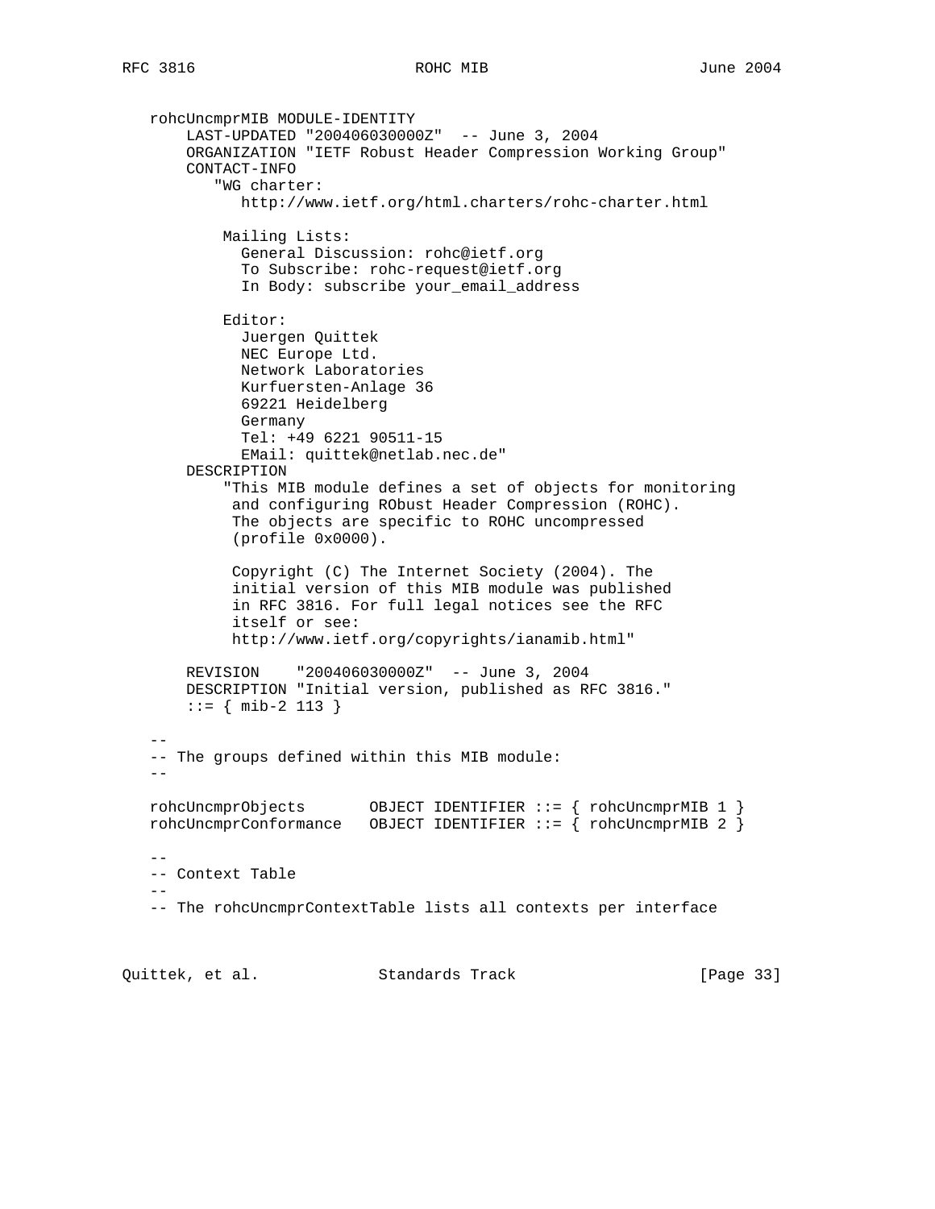```
   rohcUncmprMIB MODULE-IDENTITY
       LAST-UPDATED "200406030000Z"  -- June 3, 2004
       ORGANIZATION "IETF Robust Header Compression Working Group"
       CONTACT-INFO
          "WG charter:
             http://www.ietf.org/html.charters/rohc-charter.html

           Mailing Lists:
             General Discussion: rohc@ietf.org
             To Subscribe: rohc-request@ietf.org
             In Body: subscribe your_email_address

           Editor:
             Juergen Quittek
             NEC Europe Ltd.
             Network Laboratories
             Kurfuersten-Anlage 36
             69221 Heidelberg
             Germany
             Tel: +49 6221 90511-15
             EMail: quittek@netlab.nec.de"
       DESCRIPTION
           "This MIB module defines a set of objects for monitoring
            and configuring RObust Header Compression (ROHC).
            The objects are specific to ROHC uncompressed
            (profile 0x0000).

            Copyright (C) The Internet Society (2004). The
            initial version of this MIB module was published
            in RFC 3816. For full legal notices see the RFC
            itself or see:
            http://www.ietf.org/copyrights/ianamib.html"

       REVISION    "200406030000Z"  -- June 3, 2004
       DESCRIPTION "Initial version, published as RFC 3816."
       ::= { mib-2 113 }

   --
   -- The groups defined within this MIB module:
   --

   rohcUncmprObjects       OBJECT IDENTIFIER ::= { rohcUncmprMIB 1 }
   rohcUncmprConformance   OBJECT IDENTIFIER ::= { rohcUncmprMIB 2 }

   --
   -- Context Table
   --
   -- The rohcUncmprContextTable lists all contexts per interface
```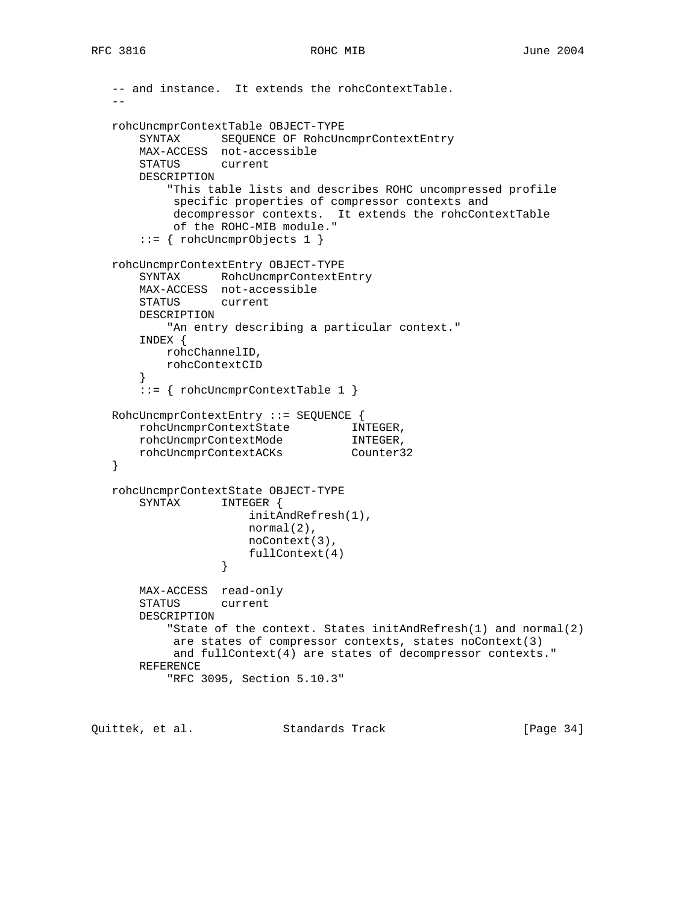```
   -- and instance.  It extends the rohcContextTable.
   --

   rohcUncmprContextTable OBJECT-TYPE
       SYNTAX      SEQUENCE OF RohcUncmprContextEntry
       MAX-ACCESS  not-accessible
       STATUS      current
       DESCRIPTION
           "This table lists and describes ROHC uncompressed profile
            specific properties of compressor contexts and
            decompressor contexts.  It extends the rohcContextTable
            of the ROHC-MIB module."
       ::= { rohcUncmprObjects 1 }

   rohcUncmprContextEntry OBJECT-TYPE
       SYNTAX      RohcUncmprContextEntry
       MAX-ACCESS  not-accessible
       STATUS      current
       DESCRIPTION
           "An entry describing a particular context."
       INDEX {
           rohcChannelID,
           rohcContextCID
       }
       ::= { rohcUncmprContextTable 1 }

   RohcUncmprContextEntry ::= SEQUENCE {
       rohcUncmprContextState         INTEGER,
       rohcUncmprContextMode          INTEGER,
       rohcUncmprContextACKs          Counter32
   }

   rohcUncmprContextState OBJECT-TYPE
       SYNTAX      INTEGER {
                       initAndRefresh(1),
                       normal(2),
                       noContext(3),
                       fullContext(4)
                   }

       MAX-ACCESS  read-only
       STATUS      current
       DESCRIPTION
           "State of the context. States initAndRefresh(1) and normal(2)
            are states of compressor contexts, states noContext(3)
            and fullContext(4) are states of decompressor contexts."
       REFERENCE
           "RFC 3095, Section 5.10.3"
```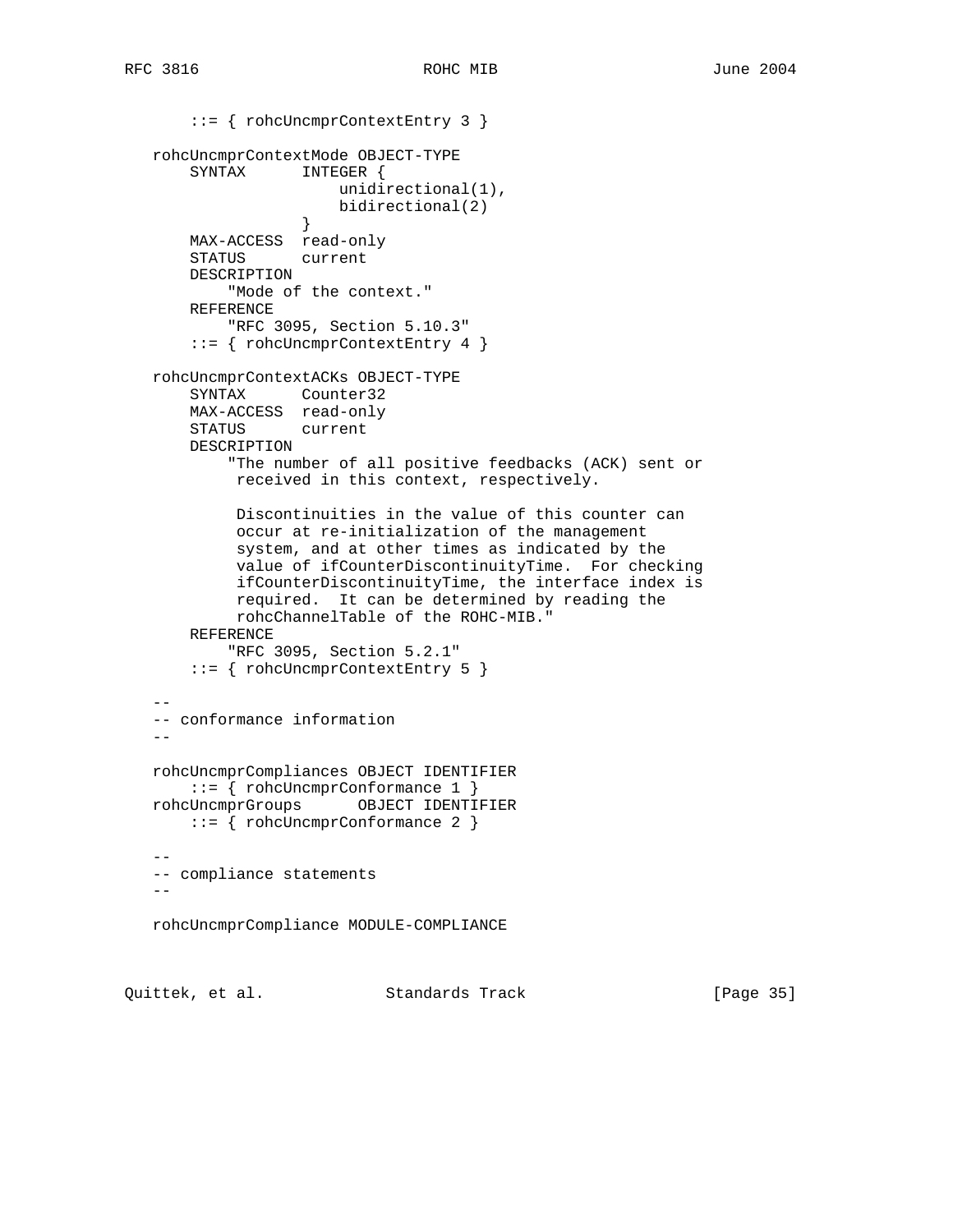```
       ::= { rohcUncmprContextEntry 3 }

   rohcUncmprContextMode OBJECT-TYPE
       SYNTAX      INTEGER {
                       unidirectional(1),
                       bidirectional(2)
                   }
       MAX-ACCESS  read-only
       STATUS      current
       DESCRIPTION
           "Mode of the context."
       REFERENCE
           "RFC 3095, Section 5.10.3"
       ::= { rohcUncmprContextEntry 4 }

   rohcUncmprContextACKs OBJECT-TYPE
       SYNTAX      Counter32
       MAX-ACCESS  read-only
       STATUS      current
       DESCRIPTION
           "The number of all positive feedbacks (ACK) sent or
            received in this context, respectively.

            Discontinuities in the value of this counter can
            occur at re-initialization of the management
            system, and at other times as indicated by the
            value of ifCounterDiscontinuityTime.  For checking
            ifCounterDiscontinuityTime, the interface index is
            required.  It can be determined by reading the
            rohcChannelTable of the ROHC-MIB."
       REFERENCE
           "RFC 3095, Section 5.2.1"
       ::= { rohcUncmprContextEntry 5 }

   --
   -- conformance information
   --

   rohcUncmprCompliances OBJECT IDENTIFIER
       ::= { rohcUncmprConformance 1 }
   rohcUncmprGroups      OBJECT IDENTIFIER
       ::= { rohcUncmprConformance 2 }

   --
   -- compliance statements
   --

   rohcUncmprCompliance MODULE-COMPLIANCE
```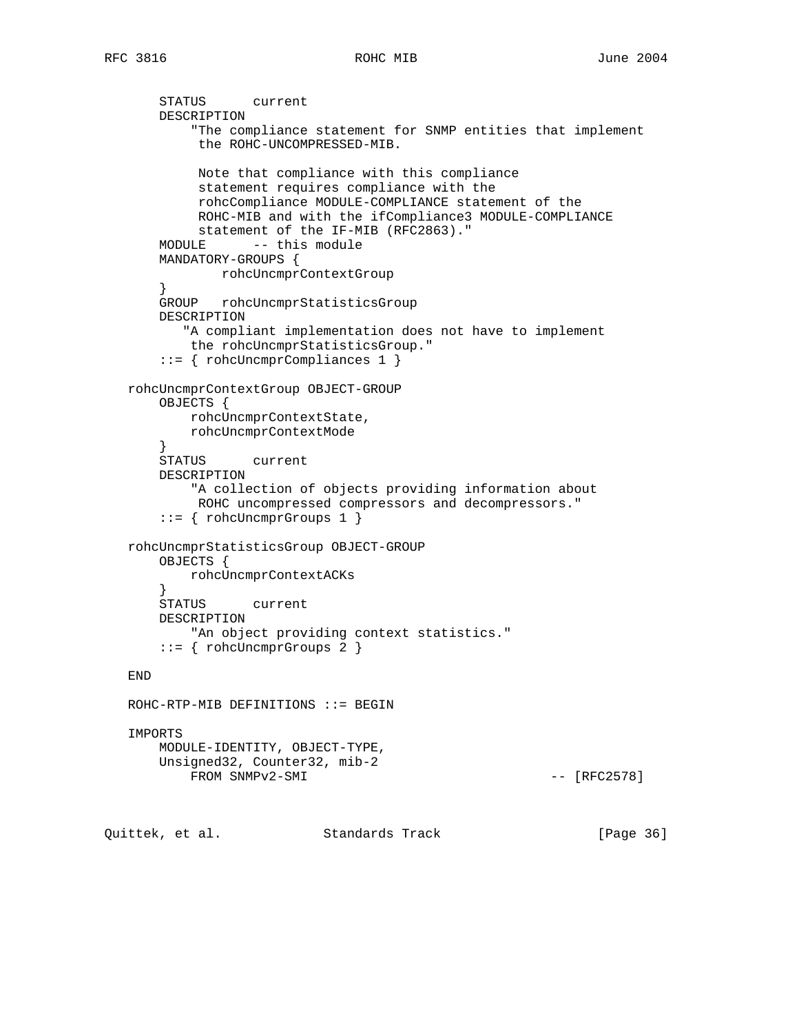```
       STATUS      current
       DESCRIPTION
           "The compliance statement for SNMP entities that implement
            the ROHC-UNCOMPRESSED-MIB.

            Note that compliance with this compliance
            statement requires compliance with the
            rohcCompliance MODULE-COMPLIANCE statement of the
            ROHC-MIB and with the ifCompliance3 MODULE-COMPLIANCE
            statement of the IF-MIB (RFC2863)."
       MODULE      -- this module
       MANDATORY-GROUPS {
               rohcUncmprContextGroup
       }
       GROUP   rohcUncmprStatisticsGroup
       DESCRIPTION
          "A compliant implementation does not have to implement
           the rohcUncmprStatisticsGroup."
       ::= { rohcUncmprCompliances 1 }

   rohcUncmprContextGroup OBJECT-GROUP
       OBJECTS {
           rohcUncmprContextState,
           rohcUncmprContextMode
       }
       STATUS      current
       DESCRIPTION
           "A collection of objects providing information about
            ROHC uncompressed compressors and decompressors."
       ::= { rohcUncmprGroups 1 }

   rohcUncmprStatisticsGroup OBJECT-GROUP
       OBJECTS {
           rohcUncmprContextACKs
       }
       STATUS      current
       DESCRIPTION
           "An object providing context statistics."
       ::= { rohcUncmprGroups 2 }

   END

   ROHC-RTP-MIB DEFINITIONS ::= BEGIN

   IMPORTS
       MODULE-IDENTITY, OBJECT-TYPE,
       Unsigned32, Counter32, mib-2
           FROM SNMPv2-SMI                               -- [RFC2578]
```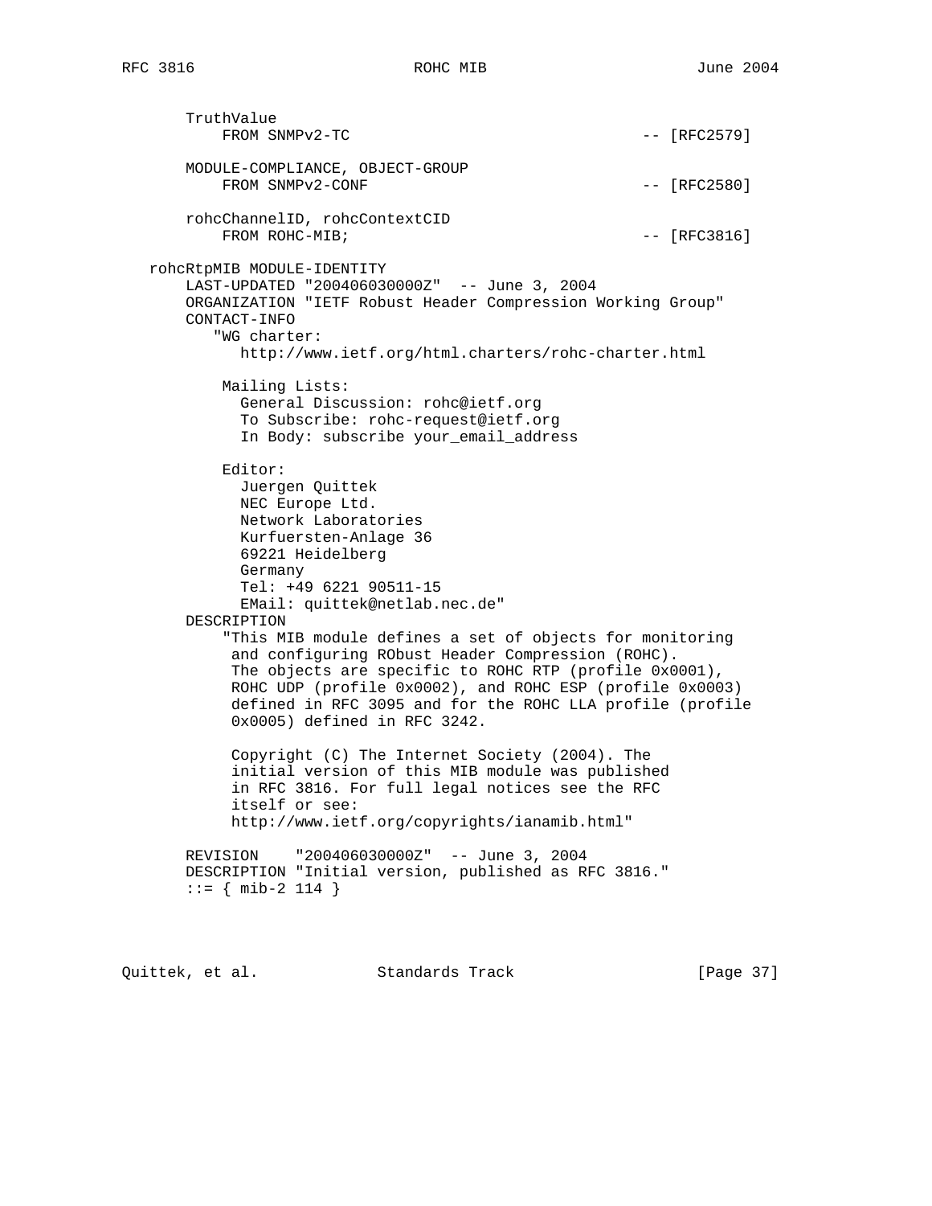```
       TruthValue
           FROM SNMPv2-TC                                 -- [RFC2579]

       MODULE-COMPLIANCE, OBJECT-GROUP
           FROM SNMPv2-CONF                               -- [RFC2580]

       rohcChannelID, rohcContextCID
           FROM ROHC-MIB;                                 -- [RFC3816]

   rohcRtpMIB MODULE-IDENTITY
       LAST-UPDATED "200406030000Z"  -- June 3, 2004
       ORGANIZATION "IETF Robust Header Compression Working Group"
       CONTACT-INFO
          "WG charter:
             http://www.ietf.org/html.charters/rohc-charter.html

           Mailing Lists:
             General Discussion: rohc@ietf.org
             To Subscribe: rohc-request@ietf.org
             In Body: subscribe your_email_address

           Editor:
             Juergen Quittek
             NEC Europe Ltd.
             Network Laboratories
             Kurfuersten-Anlage 36
             69221 Heidelberg
             Germany
             Tel: +49 6221 90511-15
             EMail: quittek@netlab.nec.de"
       DESCRIPTION
           "This MIB module defines a set of objects for monitoring
            and configuring RObust Header Compression (ROHC).
            The objects are specific to ROHC RTP (profile 0x0001),
            ROHC UDP (profile 0x0002), and ROHC ESP (profile 0x0003)
            defined in RFC 3095 and for the ROHC LLA profile (profile
            0x0005) defined in RFC 3242.

            Copyright (C) The Internet Society (2004). The
            initial version of this MIB module was published
            in RFC 3816. For full legal notices see the RFC
            itself or see:
            http://www.ietf.org/copyrights/ianamib.html"

       REVISION    "200406030000Z"  -- June 3, 2004
       DESCRIPTION "Initial version, published as RFC 3816."
       ::= { mib-2 114 }
```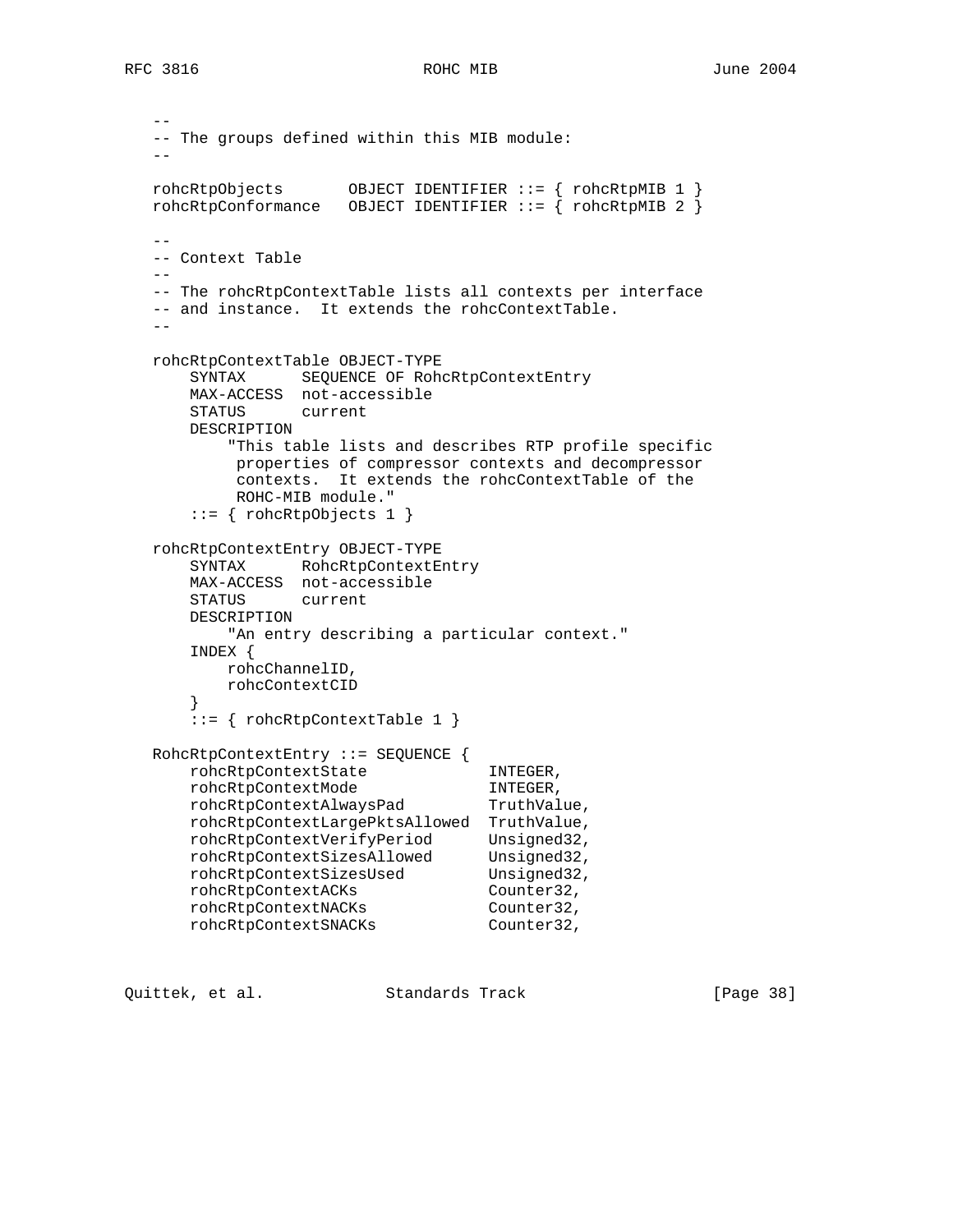```
   --
   -- The groups defined within this MIB module:
   --

   rohcRtpObjects       OBJECT IDENTIFIER ::= { rohcRtpMIB 1 }
   rohcRtpConformance   OBJECT IDENTIFIER ::= { rohcRtpMIB 2 }

   --
   -- Context Table
   --
   -- The rohcRtpContextTable lists all contexts per interface
   -- and instance.  It extends the rohcContextTable.
   --

   rohcRtpContextTable OBJECT-TYPE
       SYNTAX      SEQUENCE OF RohcRtpContextEntry
       MAX-ACCESS  not-accessible
       STATUS      current
       DESCRIPTION
           "This table lists and describes RTP profile specific
            properties of compressor contexts and decompressor
            contexts.  It extends the rohcContextTable of the
            ROHC-MIB module."
       ::= { rohcRtpObjects 1 }

   rohcRtpContextEntry OBJECT-TYPE
       SYNTAX      RohcRtpContextEntry
       MAX-ACCESS  not-accessible
       STATUS      current
       DESCRIPTION
           "An entry describing a particular context."
       INDEX {
           rohcChannelID,
           rohcContextCID
       }
       ::= { rohcRtpContextTable 1 }

   RohcRtpContextEntry ::= SEQUENCE {
       rohcRtpContextState             INTEGER,
       rohcRtpContextMode              INTEGER,
       rohcRtpContextAlwaysPad         TruthValue,
       rohcRtpContextLargePktsAllowed  TruthValue,
       rohcRtpContextVerifyPeriod      Unsigned32,
       rohcRtpContextSizesAllowed      Unsigned32,
       rohcRtpContextSizesUsed         Unsigned32,
       rohcRtpContextACKs              Counter32,
       rohcRtpContextNACKs             Counter32,
       rohcRtpContextSNACKs            Counter32,
```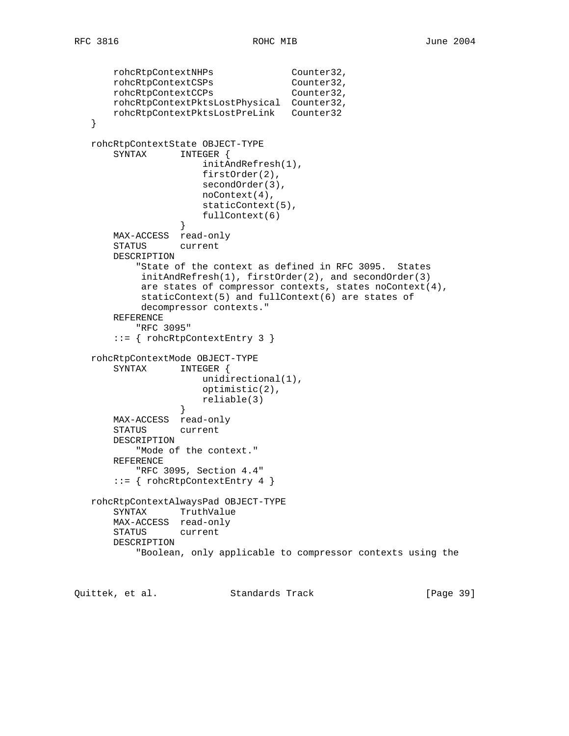```
       rohcRtpContextNHPs              Counter32,
       rohcRtpContextCSPs              Counter32,
       rohcRtpContextCCPs              Counter32,
       rohcRtpContextPktsLostPhysical  Counter32,
       rohcRtpContextPktsLostPreLink   Counter32
   }

   rohcRtpContextState OBJECT-TYPE
       SYNTAX      INTEGER {
                       initAndRefresh(1),
                       firstOrder(2),
                       secondOrder(3),
                       noContext(4),
                       staticContext(5),
                       fullContext(6)
                   }
       MAX-ACCESS  read-only
       STATUS      current
       DESCRIPTION
           "State of the context as defined in RFC 3095.  States
            initAndRefresh(1), firstOrder(2), and secondOrder(3)
            are states of compressor contexts, states noContext(4),
            staticContext(5) and fullContext(6) are states of
            decompressor contexts."
       REFERENCE
           "RFC 3095"
       ::= { rohcRtpContextEntry 3 }

   rohcRtpContextMode OBJECT-TYPE
       SYNTAX      INTEGER {
                       unidirectional(1),
                       optimistic(2),
                       reliable(3)
                   }
       MAX-ACCESS  read-only
       STATUS      current
       DESCRIPTION
           "Mode of the context."
       REFERENCE
           "RFC 3095, Section 4.4"
       ::= { rohcRtpContextEntry 4 }

   rohcRtpContextAlwaysPad OBJECT-TYPE
       SYNTAX      TruthValue
       MAX-ACCESS  read-only
       STATUS      current
       DESCRIPTION
           "Boolean, only applicable to compressor contexts using the
```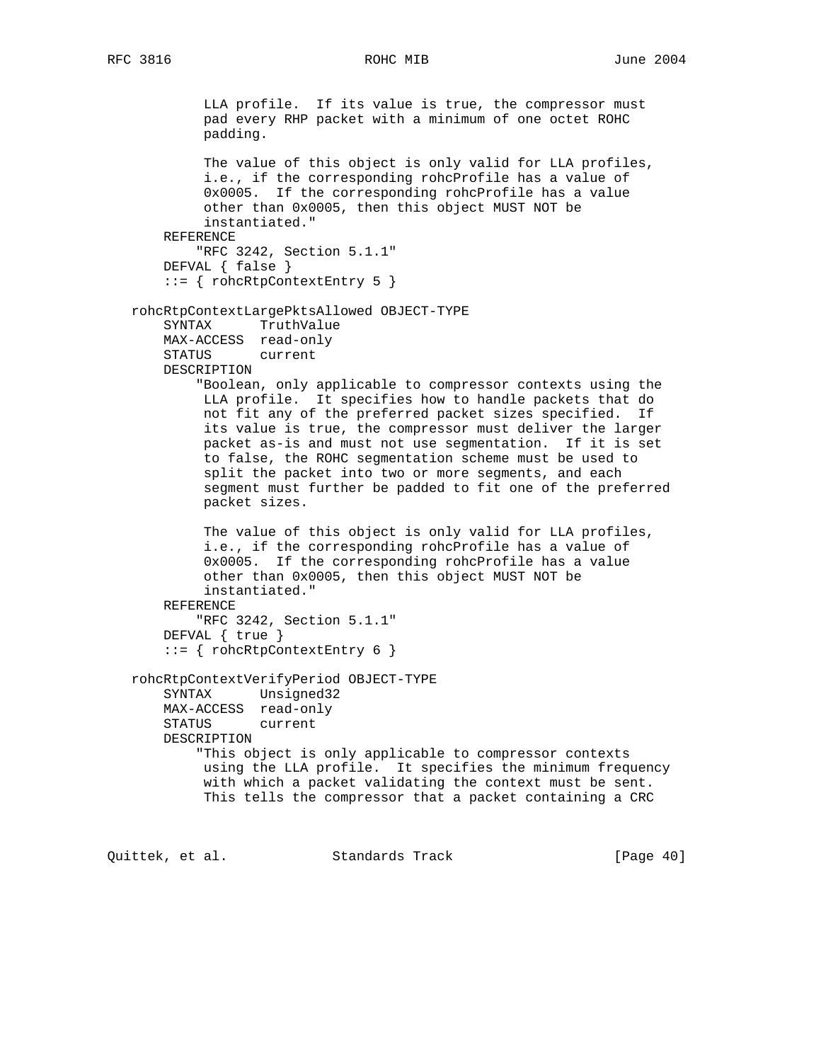```
            LLA profile.  If its value is true, the compressor must
            pad every RHP packet with a minimum of one octet ROHC
            padding.

            The value of this object is only valid for LLA profiles,
            i.e., if the corresponding rohcProfile has a value of
            0x0005.  If the corresponding rohcProfile has a value
            other than 0x0005, then this object MUST NOT be
            instantiated."
        REFERENCE
            "RFC 3242, Section 5.1.1"
        DEFVAL { false }
        ::= { rohcRtpContextEntry 5 }

    rohcRtpContextLargePktsAllowed OBJECT-TYPE
        SYNTAX      TruthValue
        MAX-ACCESS  read-only
        STATUS      current
        DESCRIPTION
            "Boolean, only applicable to compressor contexts using the
            LLA profile.  It specifies how to handle packets that do
            not fit any of the preferred packet sizes specified.  If
            its value is true, the compressor must deliver the larger
            packet as-is and must not use segmentation.  If it is set
            to false, the ROHC segmentation scheme must be used to
            split the packet into two or more segments, and each
            segment must further be padded to fit one of the preferred
            packet sizes.

            The value of this object is only valid for LLA profiles,
            i.e., if the corresponding rohcProfile has a value of
            0x0005.  If the corresponding rohcProfile has a value
            other than 0x0005, then this object MUST NOT be
            instantiated."
        REFERENCE
            "RFC 3242, Section 5.1.1"
        DEFVAL { true }
        ::= { rohcRtpContextEntry 6 }

    rohcRtpContextVerifyPeriod OBJECT-TYPE
        SYNTAX      Unsigned32
        MAX-ACCESS  read-only
        STATUS      current
        DESCRIPTION
            "This object is only applicable to compressor contexts
            using the LLA profile.  It specifies the minimum frequency
            with which a packet validating the context must be sent.
            This tells the compressor that a packet containing a CRC
```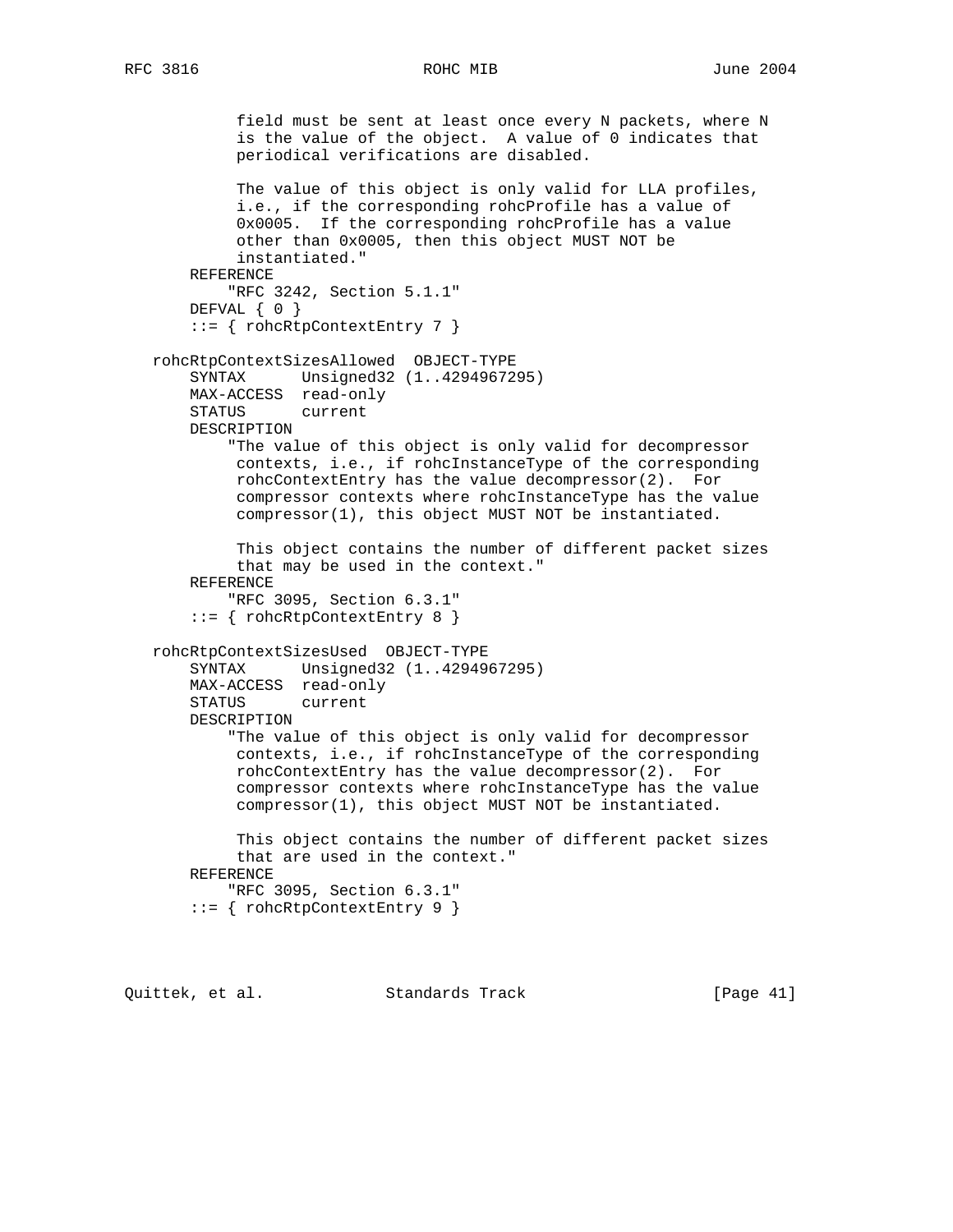```
            field must be sent at least once every N packets, where N
            is the value of the object.  A value of 0 indicates that
            periodical verifications are disabled.

            The value of this object is only valid for LLA profiles,
            i.e., if the corresponding rohcProfile has a value of
            0x0005.  If the corresponding rohcProfile has a value
            other than 0x0005, then this object MUST NOT be
            instantiated."
        REFERENCE
           "RFC 3242, Section 5.1.1"
        DEFVAL { 0 }
        ::= { rohcRtpContextEntry 7 }

    rohcRtpContextSizesAllowed  OBJECT-TYPE
        SYNTAX      Unsigned32 (1..4294967295)
        MAX-ACCESS  read-only
        STATUS      current
        DESCRIPTION
           "The value of this object is only valid for decompressor
            contexts, i.e., if rohcInstanceType of the corresponding
            rohcContextEntry has the value decompressor(2).  For
            compressor contexts where rohcInstanceType has the value
            compressor(1), this object MUST NOT be instantiated.

            This object contains the number of different packet sizes
            that may be used in the context."
        REFERENCE
           "RFC 3095, Section 6.3.1"
        ::= { rohcRtpContextEntry 8 }

    rohcRtpContextSizesUsed  OBJECT-TYPE
        SYNTAX      Unsigned32 (1..4294967295)
        MAX-ACCESS  read-only
        STATUS      current
        DESCRIPTION
           "The value of this object is only valid for decompressor
            contexts, i.e., if rohcInstanceType of the corresponding
            rohcContextEntry has the value decompressor(2).  For
            compressor contexts where rohcInstanceType has the value
            compressor(1), this object MUST NOT be instantiated.

            This object contains the number of different packet sizes
            that are used in the context."
        REFERENCE
           "RFC 3095, Section 6.3.1"
        ::= { rohcRtpContextEntry 9 }
```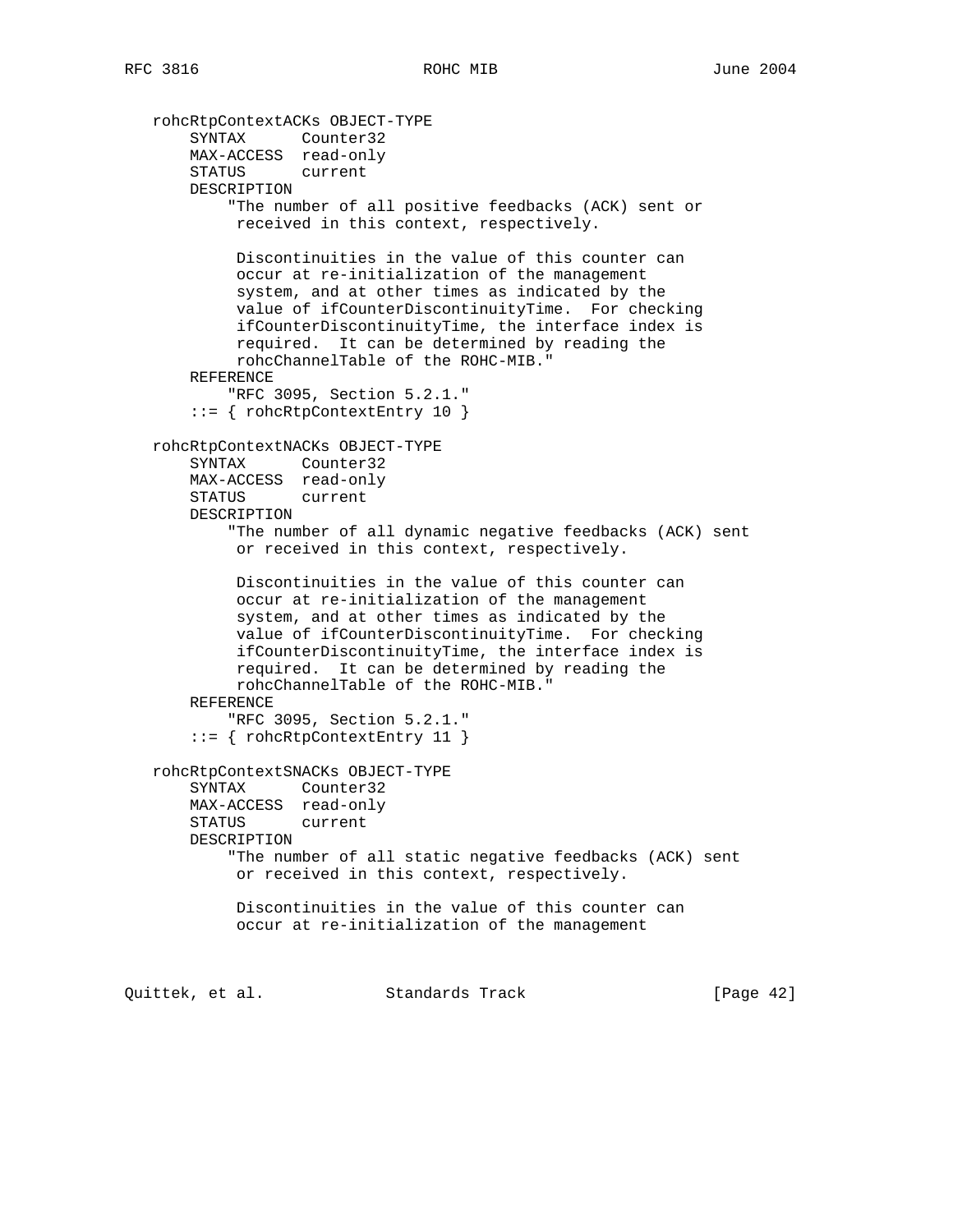```
   rohcRtpContextACKs OBJECT-TYPE
       SYNTAX      Counter32
       MAX-ACCESS  read-only
       STATUS      current
       DESCRIPTION
           "The number of all positive feedbacks (ACK) sent or
            received in this context, respectively.

            Discontinuities in the value of this counter can
            occur at re-initialization of the management
            system, and at other times as indicated by the
            value of ifCounterDiscontinuityTime.  For checking
            ifCounterDiscontinuityTime, the interface index is
            required.  It can be determined by reading the
            rohcChannelTable of the ROHC-MIB."
       REFERENCE
           "RFC 3095, Section 5.2.1."
       ::= { rohcRtpContextEntry 10 }

   rohcRtpContextNACKs OBJECT-TYPE
       SYNTAX      Counter32
       MAX-ACCESS  read-only
       STATUS      current
       DESCRIPTION
           "The number of all dynamic negative feedbacks (ACK) sent
            or received in this context, respectively.

            Discontinuities in the value of this counter can
            occur at re-initialization of the management
            system, and at other times as indicated by the
            value of ifCounterDiscontinuityTime.  For checking
            ifCounterDiscontinuityTime, the interface index is
            required.  It can be determined by reading the
            rohcChannelTable of the ROHC-MIB."
       REFERENCE
           "RFC 3095, Section 5.2.1."
       ::= { rohcRtpContextEntry 11 }

   rohcRtpContextSNACKs OBJECT-TYPE
       SYNTAX      Counter32
       MAX-ACCESS  read-only
       STATUS      current
       DESCRIPTION
           "The number of all static negative feedbacks (ACK) sent
            or received in this context, respectively.

            Discontinuities in the value of this counter can
            occur at re-initialization of the management
```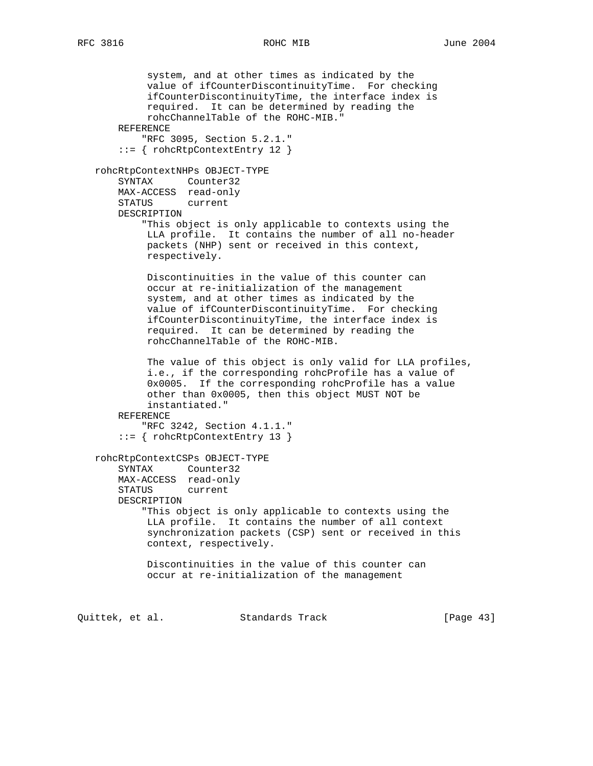```
           system, and at other times as indicated by the
           value of ifCounterDiscontinuityTime.  For checking
           ifCounterDiscontinuityTime, the interface index is
           required.  It can be determined by reading the
           rohcChannelTable of the ROHC-MIB."
       REFERENCE
          "RFC 3095, Section 5.2.1."
       ::= { rohcRtpContextEntry 12 }

   rohcRtpContextNHPs OBJECT-TYPE
       SYNTAX      Counter32
       MAX-ACCESS  read-only
       STATUS      current
       DESCRIPTION
          "This object is only applicable to contexts using the
           LLA profile.  It contains the number of all no-header
           packets (NHP) sent or received in this context,
           respectively.

           Discontinuities in the value of this counter can
           occur at re-initialization of the management
           system, and at other times as indicated by the
           value of ifCounterDiscontinuityTime.  For checking
           ifCounterDiscontinuityTime, the interface index is
           required.  It can be determined by reading the
           rohcChannelTable of the ROHC-MIB.

           The value of this object is only valid for LLA profiles,
           i.e., if the corresponding rohcProfile has a value of
           0x0005.  If the corresponding rohcProfile has a value
           other than 0x0005, then this object MUST NOT be
           instantiated."
       REFERENCE
          "RFC 3242, Section 4.1.1."
       ::= { rohcRtpContextEntry 13 }

   rohcRtpContextCSPs OBJECT-TYPE
       SYNTAX      Counter32
       MAX-ACCESS  read-only
       STATUS      current
       DESCRIPTION
          "This object is only applicable to contexts using the
           LLA profile.  It contains the number of all context
           synchronization packets (CSP) sent or received in this
           context, respectively.

           Discontinuities in the value of this counter can
           occur at re-initialization of the management
```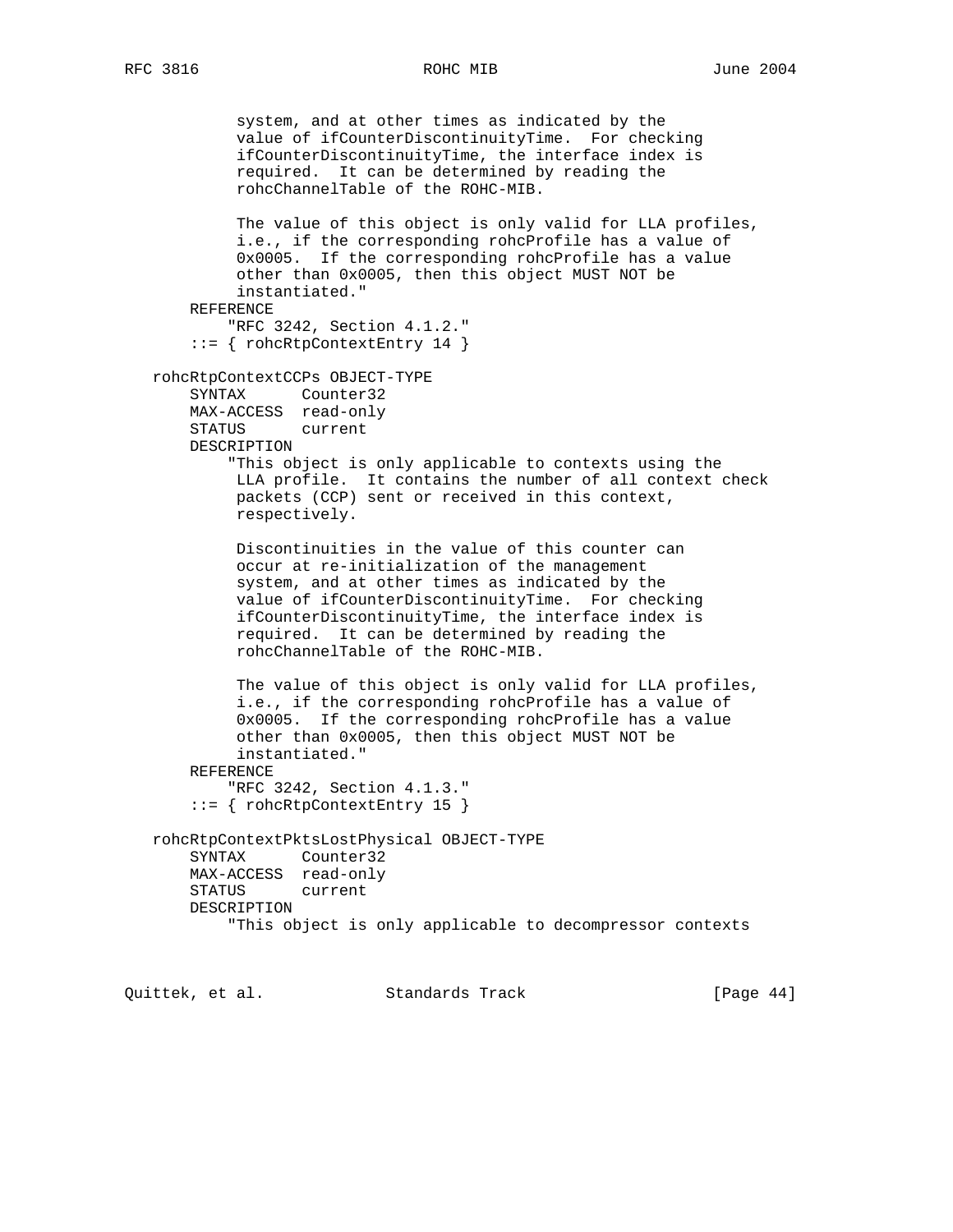```
           system, and at other times as indicated by the
           value of ifCounterDiscontinuityTime.  For checking
           ifCounterDiscontinuityTime, the interface index is
           required.  It can be determined by reading the
           rohcChannelTable of the ROHC-MIB.

           The value of this object is only valid for LLA profiles,
           i.e., if the corresponding rohcProfile has a value of
           0x0005.  If the corresponding rohcProfile has a value
           other than 0x0005, then this object MUST NOT be
           instantiated."
       REFERENCE
           "RFC 3242, Section 4.1.2."
       ::= { rohcRtpContextEntry 14 }

   rohcRtpContextCCPs OBJECT-TYPE
       SYNTAX      Counter32
       MAX-ACCESS  read-only
       STATUS      current
       DESCRIPTION
           "This object is only applicable to contexts using the
           LLA profile.  It contains the number of all context check
           packets (CCP) sent or received in this context,
           respectively.

           Discontinuities in the value of this counter can
           occur at re-initialization of the management
           system, and at other times as indicated by the
           value of ifCounterDiscontinuityTime.  For checking
           ifCounterDiscontinuityTime, the interface index is
           required.  It can be determined by reading the
           rohcChannelTable of the ROHC-MIB.

           The value of this object is only valid for LLA profiles,
           i.e., if the corresponding rohcProfile has a value of
           0x0005.  If the corresponding rohcProfile has a value
           other than 0x0005, then this object MUST NOT be
           instantiated."
       REFERENCE
           "RFC 3242, Section 4.1.3."
       ::= { rohcRtpContextEntry 15 }

   rohcRtpContextPktsLostPhysical OBJECT-TYPE
       SYNTAX      Counter32
       MAX-ACCESS  read-only
       STATUS      current
       DESCRIPTION
           "This object is only applicable to decompressor contexts
```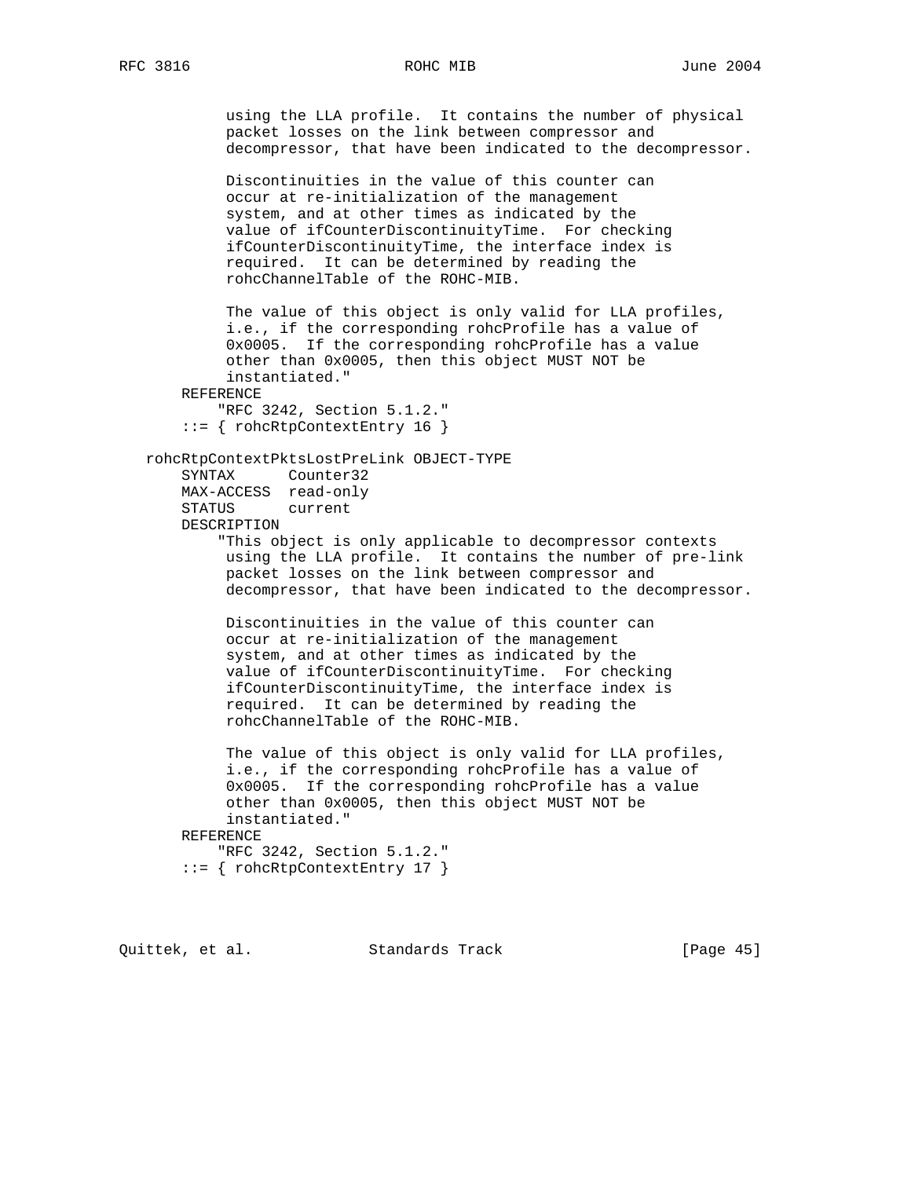```
            using the LLA profile.  It contains the number of physical
            packet losses on the link between compressor and
            decompressor, that have been indicated to the decompressor.

            Discontinuities in the value of this counter can
            occur at re-initialization of the management
            system, and at other times as indicated by the
            value of ifCounterDiscontinuityTime.  For checking
            ifCounterDiscontinuityTime, the interface index is
            required.  It can be determined by reading the
            rohcChannelTable of the ROHC-MIB.

            The value of this object is only valid for LLA profiles,
            i.e., if the corresponding rohcProfile has a value of
            0x0005.  If the corresponding rohcProfile has a value
            other than 0x0005, then this object MUST NOT be
            instantiated."
        REFERENCE
            "RFC 3242, Section 5.1.2."
        ::= { rohcRtpContextEntry 16 }

    rohcRtpContextPktsLostPreLink OBJECT-TYPE
        SYNTAX      Counter32
        MAX-ACCESS  read-only
        STATUS      current
        DESCRIPTION
            "This object is only applicable to decompressor contexts
            using the LLA profile.  It contains the number of pre-link
            packet losses on the link between compressor and
            decompressor, that have been indicated to the decompressor.

            Discontinuities in the value of this counter can
            occur at re-initialization of the management
            system, and at other times as indicated by the
            value of ifCounterDiscontinuityTime.  For checking
            ifCounterDiscontinuityTime, the interface index is
            required.  It can be determined by reading the
            rohcChannelTable of the ROHC-MIB.

            The value of this object is only valid for LLA profiles,
            i.e., if the corresponding rohcProfile has a value of
            0x0005.  If the corresponding rohcProfile has a value
            other than 0x0005, then this object MUST NOT be
            instantiated."
        REFERENCE
            "RFC 3242, Section 5.1.2."
        ::= { rohcRtpContextEntry 17 }
```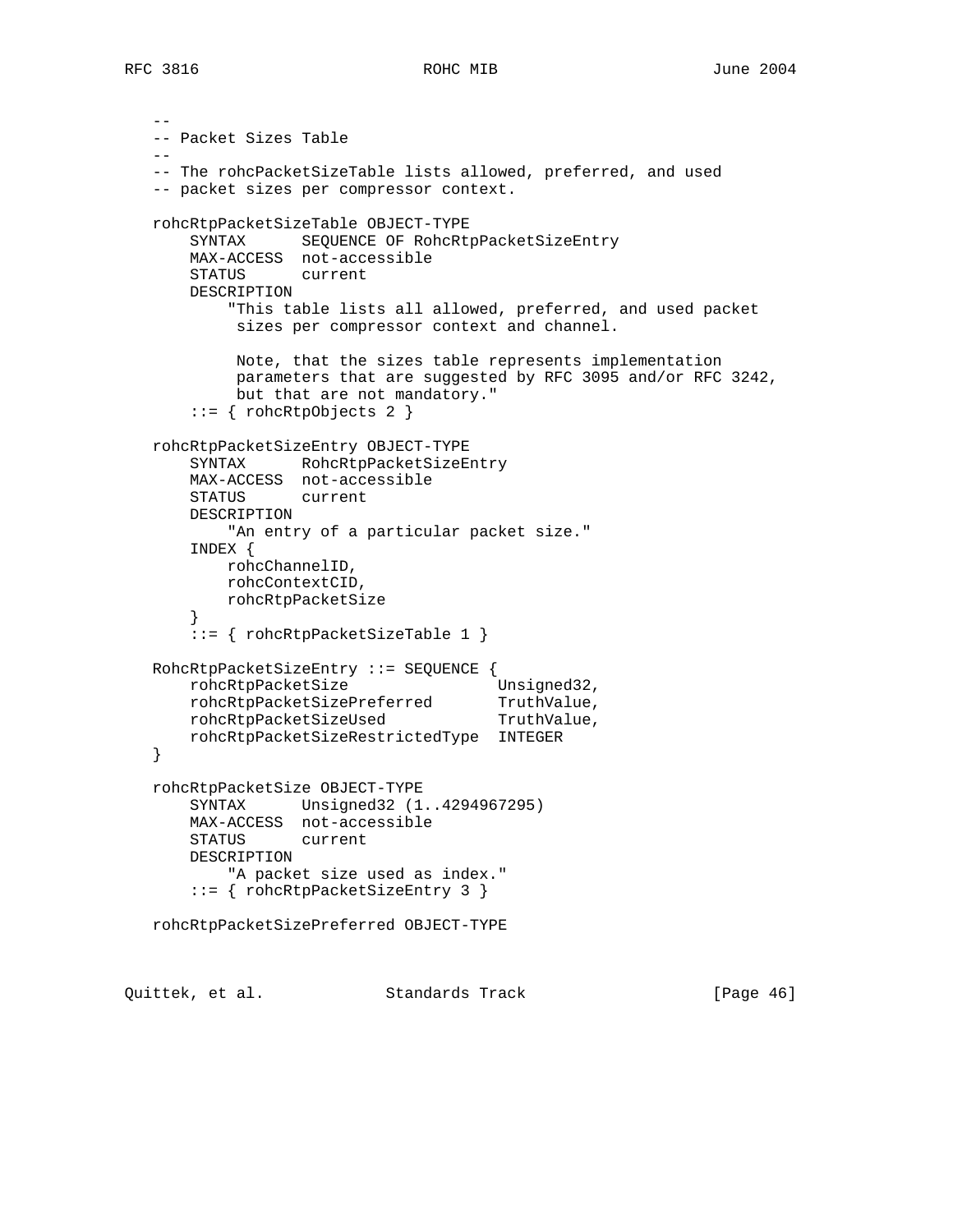```
   --
   -- Packet Sizes Table
   --
   -- The rohcPacketSizeTable lists allowed, preferred, and used
   -- packet sizes per compressor context.

   rohcRtpPacketSizeTable OBJECT-TYPE
       SYNTAX      SEQUENCE OF RohcRtpPacketSizeEntry
       MAX-ACCESS  not-accessible
       STATUS      current
       DESCRIPTION
           "This table lists all allowed, preferred, and used packet
            sizes per compressor context and channel.

            Note, that the sizes table represents implementation
            parameters that are suggested by RFC 3095 and/or RFC 3242,
            but that are not mandatory."
       ::= { rohcRtpObjects 2 }

   rohcRtpPacketSizeEntry OBJECT-TYPE
       SYNTAX      RohcRtpPacketSizeEntry
       MAX-ACCESS  not-accessible
       STATUS      current
       DESCRIPTION
           "An entry of a particular packet size."
       INDEX {
           rohcChannelID,
           rohcContextCID,
           rohcRtpPacketSize
       }
       ::= { rohcRtpPacketSizeTable 1 }

   RohcRtpPacketSizeEntry ::= SEQUENCE {
       rohcRtpPacketSize                Unsigned32,
       rohcRtpPacketSizePreferred       TruthValue,
       rohcRtpPacketSizeUsed            TruthValue,
       rohcRtpPacketSizeRestrictedType  INTEGER
   }

   rohcRtpPacketSize OBJECT-TYPE
       SYNTAX      Unsigned32 (1..4294967295)
       MAX-ACCESS  not-accessible
       STATUS      current
       DESCRIPTION
           "A packet size used as index."
       ::= { rohcRtpPacketSizeEntry 3 }

   rohcRtpPacketSizePreferred OBJECT-TYPE
```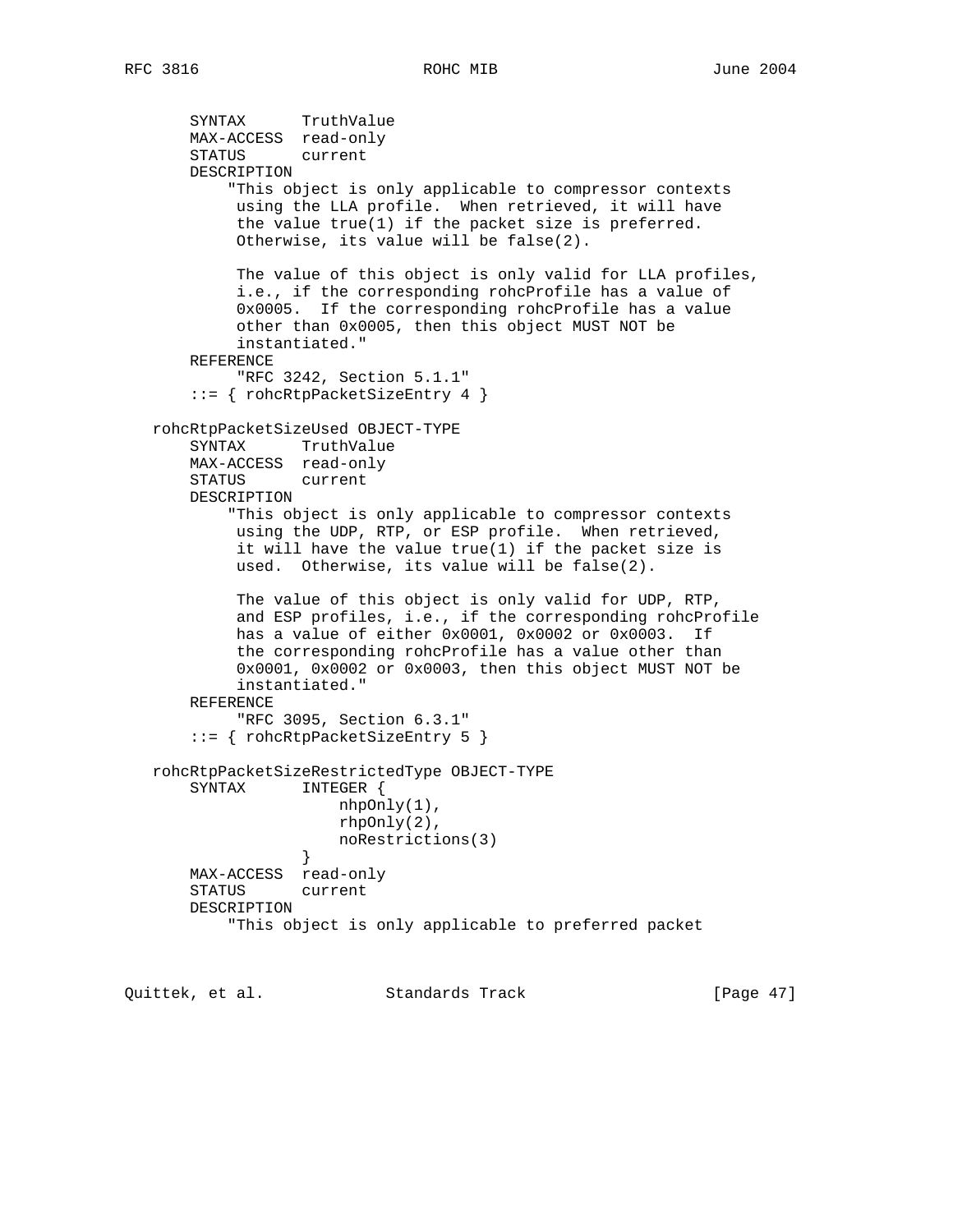```
       SYNTAX      TruthValue
       MAX-ACCESS  read-only
       STATUS      current
       DESCRIPTION
          "This object is only applicable to compressor contexts
           using the LLA profile.  When retrieved, it will have
           the value true(1) if the packet size is preferred.
           Otherwise, its value will be false(2).

           The value of this object is only valid for LLA profiles,
           i.e., if the corresponding rohcProfile has a value of
           0x0005.  If the corresponding rohcProfile has a value
           other than 0x0005, then this object MUST NOT be
           instantiated."
       REFERENCE
           "RFC 3242, Section 5.1.1"
       ::= { rohcRtpPacketSizeEntry 4 }

   rohcRtpPacketSizeUsed OBJECT-TYPE
       SYNTAX      TruthValue
       MAX-ACCESS  read-only
       STATUS      current
       DESCRIPTION
          "This object is only applicable to compressor contexts
           using the UDP, RTP, or ESP profile.  When retrieved,
           it will have the value true(1) if the packet size is
           used.  Otherwise, its value will be false(2).

           The value of this object is only valid for UDP, RTP,
           and ESP profiles, i.e., if the corresponding rohcProfile
           has a value of either 0x0001, 0x0002 or 0x0003.  If
           the corresponding rohcProfile has a value other than
           0x0001, 0x0002 or 0x0003, then this object MUST NOT be
           instantiated."
       REFERENCE
           "RFC 3095, Section 6.3.1"
       ::= { rohcRtpPacketSizeEntry 5 }

   rohcRtpPacketSizeRestrictedType OBJECT-TYPE
       SYNTAX      INTEGER {
                       nhpOnly(1),
                       rhpOnly(2),
                       noRestrictions(3)
                   }
       MAX-ACCESS  read-only
       STATUS      current
       DESCRIPTION
          "This object is only applicable to preferred packet
```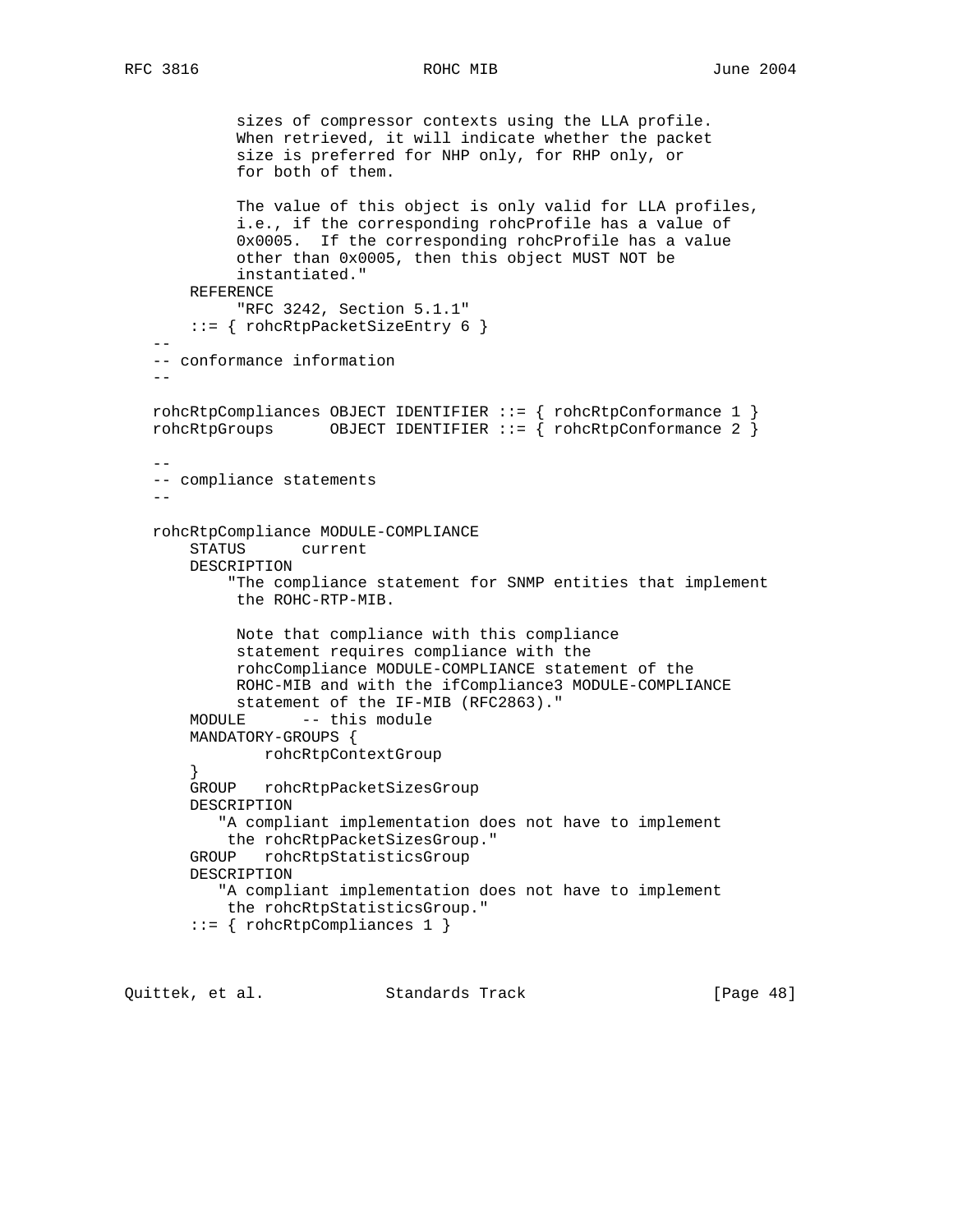```
            sizes of compressor contexts using the LLA profile.
            When retrieved, it will indicate whether the packet
            size is preferred for NHP only, for RHP only, or
            for both of them.

            The value of this object is only valid for LLA profiles,
            i.e., if the corresponding rohcProfile has a value of
            0x0005.  If the corresponding rohcProfile has a value
            other than 0x0005, then this object MUST NOT be
            instantiated."
        REFERENCE
            "RFC 3242, Section 5.1.1"
        ::= { rohcRtpPacketSizeEntry 6 }
    --
    -- conformance information
    --

    rohcRtpCompliances OBJECT IDENTIFIER ::= { rohcRtpConformance 1 }
    rohcRtpGroups      OBJECT IDENTIFIER ::= { rohcRtpConformance 2 }

    --
    -- compliance statements
    --

    rohcRtpCompliance MODULE-COMPLIANCE
        STATUS      current
        DESCRIPTION
           "The compliance statement for SNMP entities that implement
            the ROHC-RTP-MIB.

            Note that compliance with this compliance
            statement requires compliance with the
            rohcCompliance MODULE-COMPLIANCE statement of the
            ROHC-MIB and with the ifCompliance3 MODULE-COMPLIANCE
            statement of the IF-MIB (RFC2863)."
        MODULE      -- this module
        MANDATORY-GROUPS {
                rohcRtpContextGroup
        }
        GROUP   rohcRtpPacketSizesGroup
        DESCRIPTION
          "A compliant implementation does not have to implement
           the rohcRtpPacketSizesGroup."
        GROUP   rohcRtpStatisticsGroup
        DESCRIPTION
          "A compliant implementation does not have to implement
           the rohcRtpStatisticsGroup."
        ::= { rohcRtpCompliances 1 }
```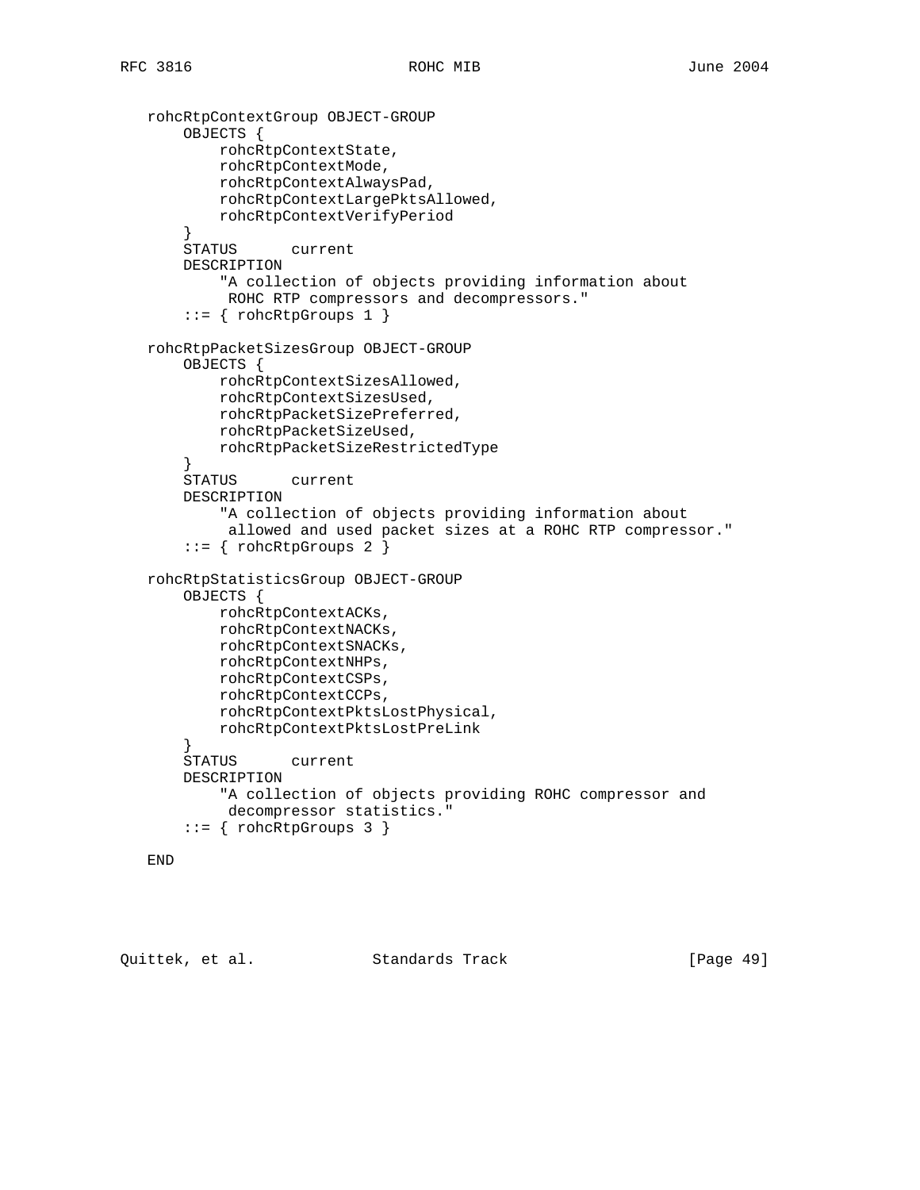```
   rohcRtpContextGroup OBJECT-GROUP
       OBJECTS {
           rohcRtpContextState,
           rohcRtpContextMode,
           rohcRtpContextAlwaysPad,
           rohcRtpContextLargePktsAllowed,
           rohcRtpContextVerifyPeriod
       }
       STATUS      current
       DESCRIPTION
           "A collection of objects providing information about
            ROHC RTP compressors and decompressors."
       ::= { rohcRtpGroups 1 }

   rohcRtpPacketSizesGroup OBJECT-GROUP
       OBJECTS {
           rohcRtpContextSizesAllowed,
           rohcRtpContextSizesUsed,
           rohcRtpPacketSizePreferred,
           rohcRtpPacketSizeUsed,
           rohcRtpPacketSizeRestrictedType
       }
       STATUS      current
       DESCRIPTION
           "A collection of objects providing information about
            allowed and used packet sizes at a ROHC RTP compressor."
       ::= { rohcRtpGroups 2 }

   rohcRtpStatisticsGroup OBJECT-GROUP
       OBJECTS {
           rohcRtpContextACKs,
           rohcRtpContextNACKs,
           rohcRtpContextSNACKs,
           rohcRtpContextNHPs,
           rohcRtpContextCSPs,
           rohcRtpContextCCPs,
           rohcRtpContextPktsLostPhysical,
           rohcRtpContextPktsLostPreLink
       }
       STATUS      current
       DESCRIPTION
           "A collection of objects providing ROHC compressor and
            decompressor statistics."
       ::= { rohcRtpGroups 3 }

   END
```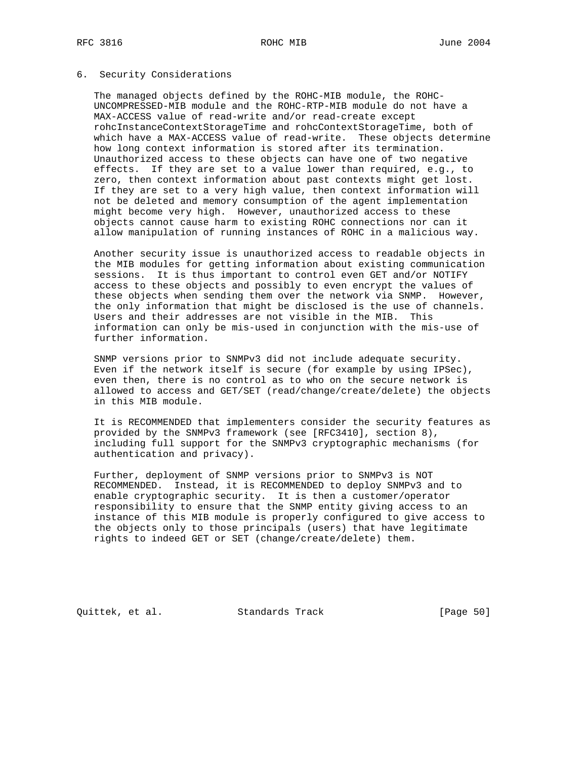## 6. Security Considerations

The managed objects defined by the ROHC-MIB module, the ROHC-UNCOMPRESSED-MIB module and the ROHC-RTP-MIB module do not have a MAX-ACCESS value of read-write and/or read-create except rohcInstanceContextStorageTime and rohcContextStorageTime, both of which have a MAX-ACCESS value of read-write. These objects determine how long context information is stored after its termination. Unauthorized access to these objects can have one of two negative effects. If they are set to a value lower than required, e.g., to zero, then context information about past contexts might get lost. If they are set to a very high value, then context information will not be deleted and memory consumption of the agent implementation might become very high. However, unauthorized access to these objects cannot cause harm to existing ROHC connections nor can it allow manipulation of running instances of ROHC in a malicious way.

Another security issue is unauthorized access to readable objects in the MIB modules for getting information about existing communication sessions. It is thus important to control even GET and/or NOTIFY access to these objects and possibly to even encrypt the values of these objects when sending them over the network via SNMP. However, the only information that might be disclosed is the use of channels. Users and their addresses are not visible in the MIB. This information can only be mis-used in conjunction with the mis-use of further information.

SNMP versions prior to SNMPv3 did not include adequate security. Even if the network itself is secure (for example by using IPSec), even then, there is no control as to who on the secure network is allowed to access and GET/SET (read/change/create/delete) the objects in this MIB module.

It is RECOMMENDED that implementers consider the security features as provided by the SNMPv3 framework (see [RFC3410], section 8), including full support for the SNMPv3 cryptographic mechanisms (for authentication and privacy).

Further, deployment of SNMP versions prior to SNMPv3 is NOT RECOMMENDED. Instead, it is RECOMMENDED to deploy SNMPv3 and to enable cryptographic security. It is then a customer/operator responsibility to ensure that the SNMP entity giving access to an instance of this MIB module is properly configured to give access to the objects only to those principals (users) that have legitimate rights to indeed GET or SET (change/create/delete) them.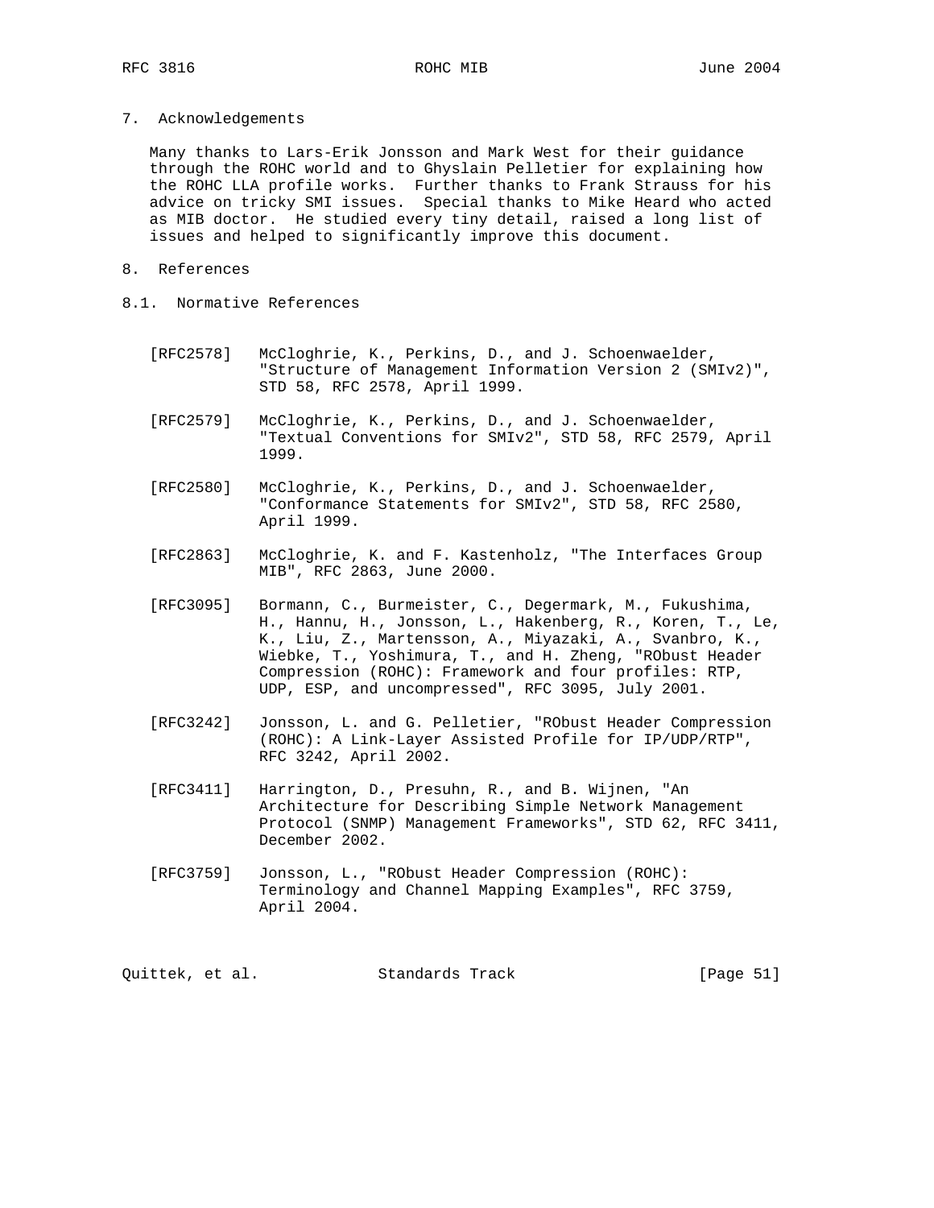## 7. Acknowledgements

Many thanks to Lars-Erik Jonsson and Mark West for their guidance through the ROHC world and to Ghyslain Pelletier for explaining how the ROHC LLA profile works. Further thanks to Frank Strauss for his advice on tricky SMI issues. Special thanks to Mike Heard who acted as MIB doctor. He studied every tiny detail, raised a long list of issues and helped to significantly improve this document.

## 8. References

### 8.1. Normative References

[RFC2578] McCloghrie, K., Perkins, D., and J. Schoenwaelder, "Structure of Management Information Version 2 (SMIv2)", STD 58, RFC 2578, April 1999.

[RFC2579] McCloghrie, K., Perkins, D., and J. Schoenwaelder, "Textual Conventions for SMIv2", STD 58, RFC 2579, April 1999.

[RFC2580] McCloghrie, K., Perkins, D., and J. Schoenwaelder, "Conformance Statements for SMIv2", STD 58, RFC 2580, April 1999.

[RFC2863] McCloghrie, K. and F. Kastenholz, "The Interfaces Group MIB", RFC 2863, June 2000.

[RFC3095] Bormann, C., Burmeister, C., Degermark, M., Fukushima, H., Hannu, H., Jonsson, L., Hakenberg, R., Koren, T., Le, K., Liu, Z., Martensson, A., Miyazaki, A., Svanbro, K., Wiebke, T., Yoshimura, T., and H. Zheng, "RObust Header Compression (ROHC): Framework and four profiles: RTP, UDP, ESP, and uncompressed", RFC 3095, July 2001.

[RFC3242] Jonsson, L. and G. Pelletier, "RObust Header Compression (ROHC): A Link-Layer Assisted Profile for IP/UDP/RTP", RFC 3242, April 2002.

[RFC3411] Harrington, D., Presuhn, R., and B. Wijnen, "An Architecture for Describing Simple Network Management Protocol (SNMP) Management Frameworks", STD 62, RFC 3411, December 2002.

[RFC3759] Jonsson, L., "RObust Header Compression (ROHC): Terminology and Channel Mapping Examples", RFC 3759, April 2004.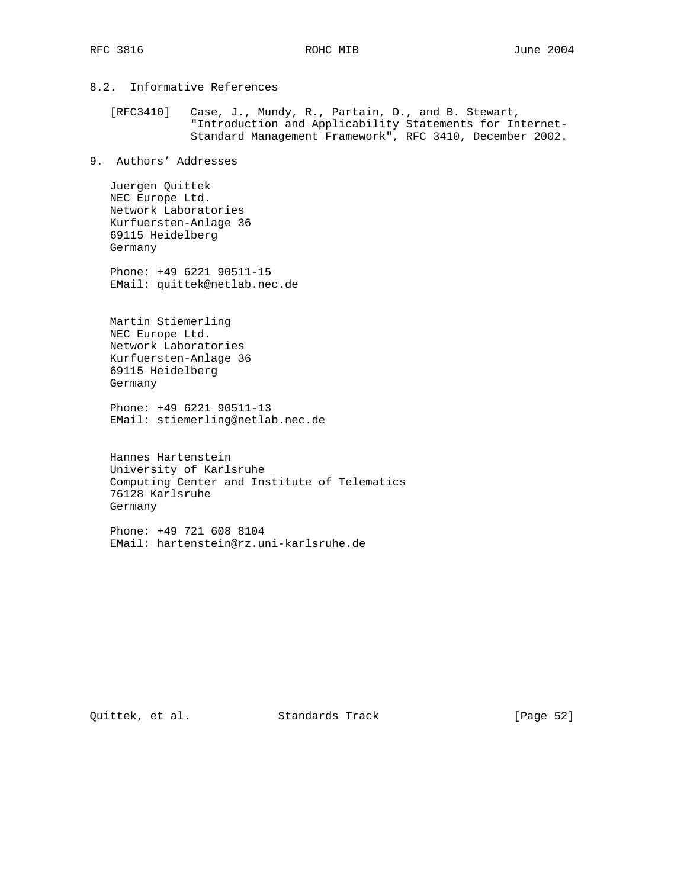### 8.2. Informative References

[RFC3410] Case, J., Mundy, R., Partain, D., and B. Stewart, "Introduction and Applicability Statements for Internet-Standard Management Framework", RFC 3410, December 2002.

## 9. Authors' Addresses

Juergen Quittek
NEC Europe Ltd.
Network Laboratories
Kurfuersten-Anlage 36
69115 Heidelberg
Germany

Phone: +49 6221 90511-15
EMail: quittek@netlab.nec.de

Martin Stiemerling
NEC Europe Ltd.
Network Laboratories
Kurfuersten-Anlage 36
69115 Heidelberg
Germany

Phone: +49 6221 90511-13
EMail: stiemerling@netlab.nec.de

Hannes Hartenstein
University of Karlsruhe
Computing Center and Institute of Telematics
76128 Karlsruhe
Germany

Phone: +49 721 608 8104
EMail: hartenstein@rz.uni-karlsruhe.de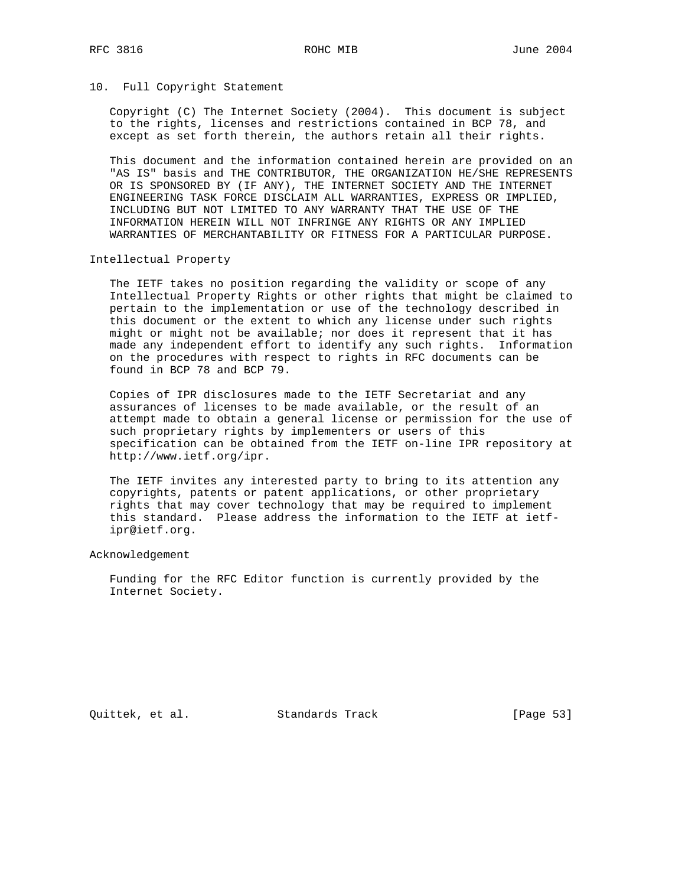## 10. Full Copyright Statement

Copyright (C) The Internet Society (2004). This document is subject to the rights, licenses and restrictions contained in BCP 78, and except as set forth therein, the authors retain all their rights.

This document and the information contained herein are provided on an "AS IS" basis and THE CONTRIBUTOR, THE ORGANIZATION HE/SHE REPRESENTS OR IS SPONSORED BY (IF ANY), THE INTERNET SOCIETY AND THE INTERNET ENGINEERING TASK FORCE DISCLAIM ALL WARRANTIES, EXPRESS OR IMPLIED, INCLUDING BUT NOT LIMITED TO ANY WARRANTY THAT THE USE OF THE INFORMATION HEREIN WILL NOT INFRINGE ANY RIGHTS OR ANY IMPLIED WARRANTIES OF MERCHANTABILITY OR FITNESS FOR A PARTICULAR PURPOSE.

### Intellectual Property

The IETF takes no position regarding the validity or scope of any Intellectual Property Rights or other rights that might be claimed to pertain to the implementation or use of the technology described in this document or the extent to which any license under such rights might or might not be available; nor does it represent that it has made any independent effort to identify any such rights. Information on the procedures with respect to rights in RFC documents can be found in BCP 78 and BCP 79.

Copies of IPR disclosures made to the IETF Secretariat and any assurances of licenses to be made available, or the result of an attempt made to obtain a general license or permission for the use of such proprietary rights by implementers or users of this specification can be obtained from the IETF on-line IPR repository at http://www.ietf.org/ipr.

The IETF invites any interested party to bring to its attention any copyrights, patents or patent applications, or other proprietary rights that may cover technology that may be required to implement this standard. Please address the information to the IETF at ietf-ipr@ietf.org.

### Acknowledgement

Funding for the RFC Editor function is currently provided by the Internet Society.